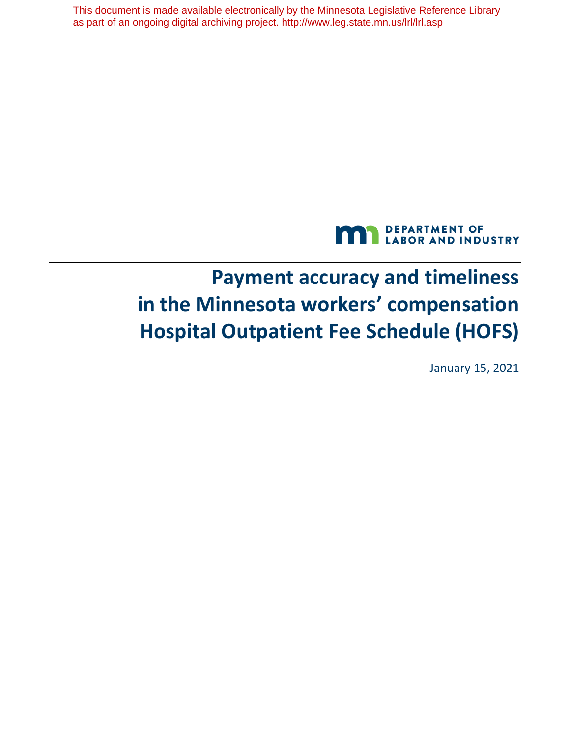This document is made available electronically by the Minnesota Legislative Reference Library as part of an ongoing digital archiving project. http://www.leg.state.mn.us/lrl/lrl.asp

DEPARTMENT OF LABOR AND INDUSTRY

# Payment accuracy and timeliness in the Minnesota workers' compensation Hospital Outpatient Fee Schedule (HOFS)

January 15, 2021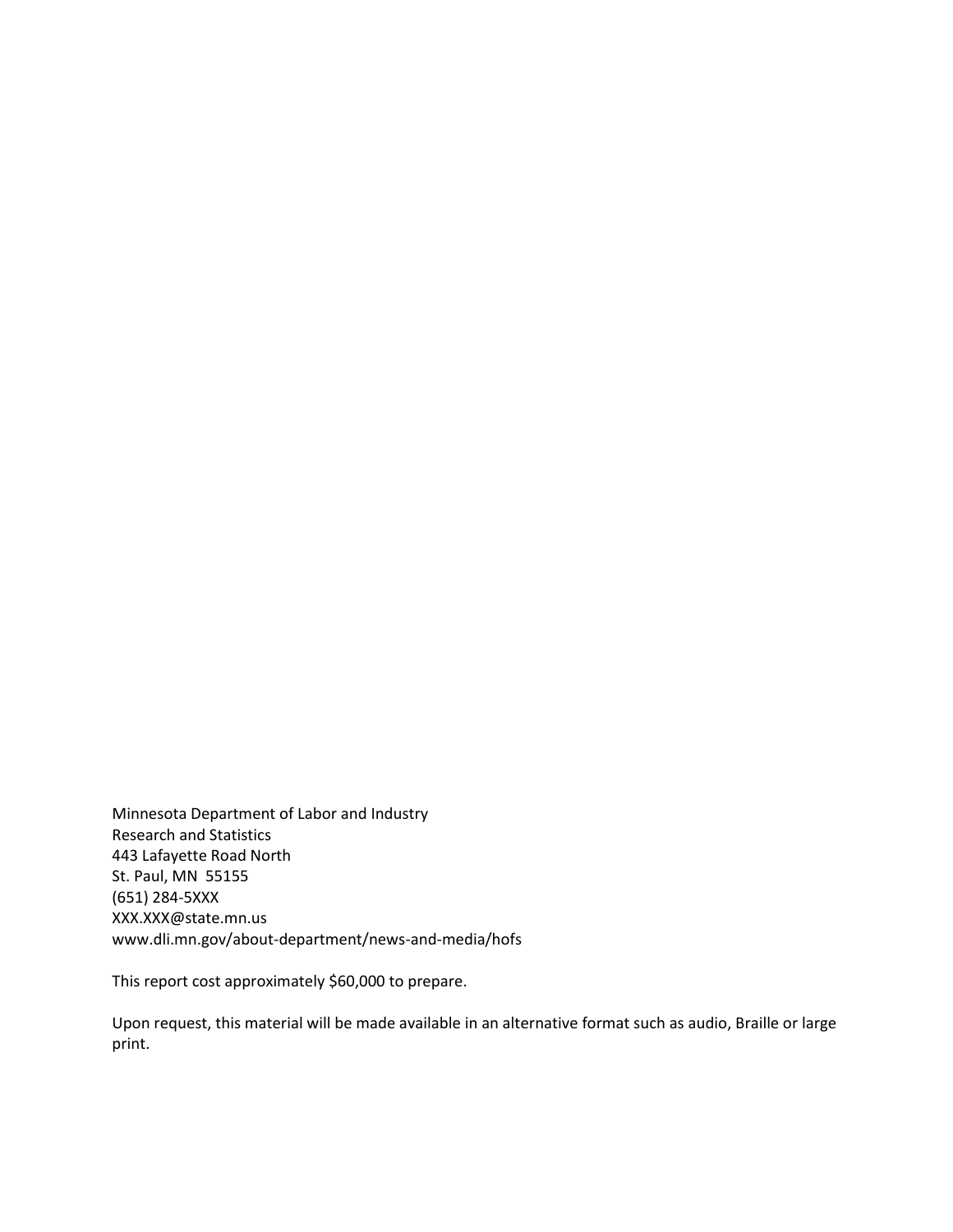Minnesota Department of Labor and Industry
Research and Statistics
443 Lafayette Road North
St. Paul, MN 55155
(651) 284-5XXX
XXX.XXX@state.mn.us
www.dli.mn.gov/about-department/news-and-media/hofs

This report cost approximately $60,000 to prepare.

Upon request, this material will be made available in an alternative format such as audio, Braille or large print.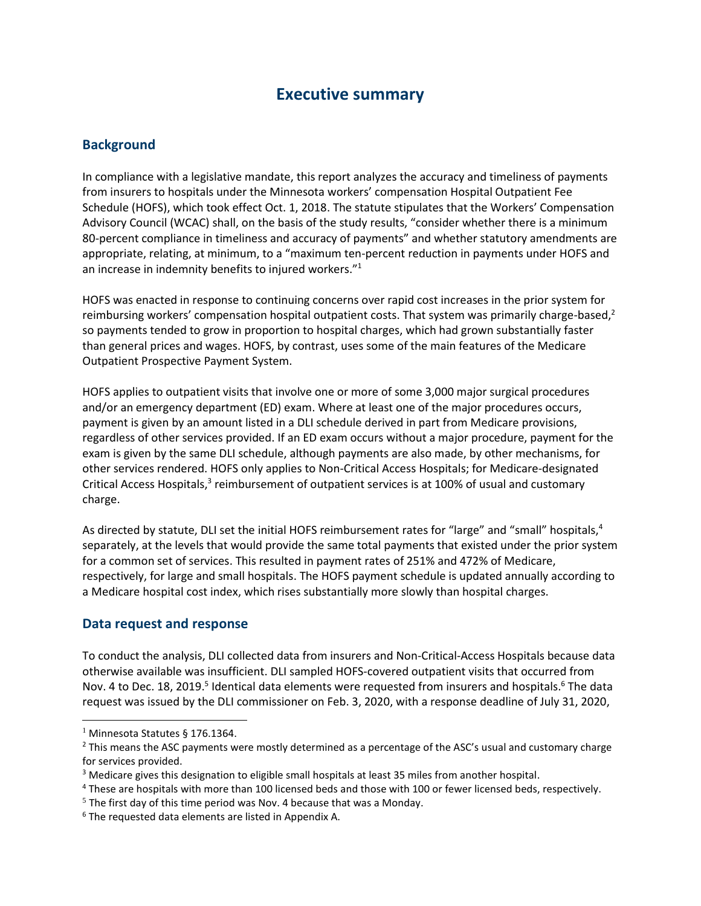# Executive summary

## Background

In compliance with a legislative mandate, this report analyzes the accuracy and timeliness of payments from insurers to hospitals under the Minnesota workers' compensation Hospital Outpatient Fee Schedule (HOFS), which took effect Oct. 1, 2018. The statute stipulates that the Workers' Compensation Advisory Council (WCAC) shall, on the basis of the study results, "consider whether there is a minimum 80-percent compliance in timeliness and accuracy of payments" and whether statutory amendments are appropriate, relating, at minimum, to a "maximum ten-percent reduction in payments under HOFS and an increase in indemnity benefits to injured workers."[1]

HOFS was enacted in response to continuing concerns over rapid cost increases in the prior system for reimbursing workers' compensation hospital outpatient costs. That system was primarily charge-based,[2] so payments tended to grow in proportion to hospital charges, which had grown substantially faster than general prices and wages. HOFS, by contrast, uses some of the main features of the Medicare Outpatient Prospective Payment System.

HOFS applies to outpatient visits that involve one or more of some 3,000 major surgical procedures and/or an emergency department (ED) exam. Where at least one of the major procedures occurs, payment is given by an amount listed in a DLI schedule derived in part from Medicare provisions, regardless of other services provided. If an ED exam occurs without a major procedure, payment for the exam is given by the same DLI schedule, although payments are also made, by other mechanisms, for other services rendered. HOFS only applies to Non-Critical Access Hospitals; for Medicare-designated Critical Access Hospitals,[3] reimbursement of outpatient services is at 100% of usual and customary charge.

As directed by statute, DLI set the initial HOFS reimbursement rates for "large" and "small" hospitals,[4] separately, at the levels that would provide the same total payments that existed under the prior system for a common set of services. This resulted in payment rates of 251% and 472% of Medicare, respectively, for large and small hospitals. The HOFS payment schedule is updated annually according to a Medicare hospital cost index, which rises substantially more slowly than hospital charges.

## Data request and response

To conduct the analysis, DLI collected data from insurers and Non-Critical-Access Hospitals because data otherwise available was insufficient. DLI sampled HOFS-covered outpatient visits that occurred from Nov. 4 to Dec. 18, 2019.[5] Identical data elements were requested from insurers and hospitals.[6] The data request was issued by the DLI commissioner on Feb. 3, 2020, with a response deadline of July 31, 2020,

---

[1] Minnesota Statutes § 176.1364.

[2] This means the ASC payments were mostly determined as a percentage of the ASC's usual and customary charge for services provided.

[3] Medicare gives this designation to eligible small hospitals at least 35 miles from another hospital.

[4] These are hospitals with more than 100 licensed beds and those with 100 or fewer licensed beds, respectively.

[5] The first day of this time period was Nov. 4 because that was a Monday.

[6] The requested data elements are listed in Appendix A.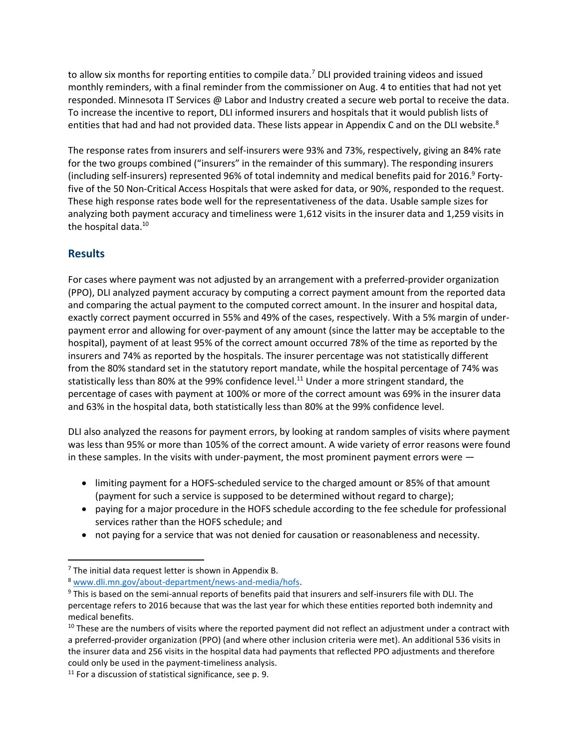to allow six months for reporting entities to compile data.[7] DLI provided training videos and issued monthly reminders, with a final reminder from the commissioner on Aug. 4 to entities that had not yet responded. Minnesota IT Services @ Labor and Industry created a secure web portal to receive the data. To increase the incentive to report, DLI informed insurers and hospitals that it would publish lists of entities that had and had not provided data. These lists appear in Appendix C and on the DLI website.[8]

The response rates from insurers and self-insurers were 93% and 73%, respectively, giving an 84% rate for the two groups combined ("insurers" in the remainder of this summary). The responding insurers (including self-insurers) represented 96% of total indemnity and medical benefits paid for 2016.[9] Forty-five of the 50 Non-Critical Access Hospitals that were asked for data, or 90%, responded to the request. These high response rates bode well for the representativeness of the data. Usable sample sizes for analyzing both payment accuracy and timeliness were 1,612 visits in the insurer data and 1,259 visits in the hospital data.[10]

## Results

For cases where payment was not adjusted by an arrangement with a preferred-provider organization (PPO), DLI analyzed payment accuracy by computing a correct payment amount from the reported data and comparing the actual payment to the computed correct amount. In the insurer and hospital data, exactly correct payment occurred in 55% and 49% of the cases, respectively. With a 5% margin of under-payment error and allowing for over-payment of any amount (since the latter may be acceptable to the hospital), payment of at least 95% of the correct amount occurred 78% of the time as reported by the insurers and 74% as reported by the hospitals. The insurer percentage was not statistically different from the 80% standard set in the statutory report mandate, while the hospital percentage of 74% was statistically less than 80% at the 99% confidence level.[11] Under a more stringent standard, the percentage of cases with payment at 100% or more of the correct amount was 69% in the insurer data and 63% in the hospital data, both statistically less than 80% at the 99% confidence level.

DLI also analyzed the reasons for payment errors, by looking at random samples of visits where payment was less than 95% or more than 105% of the correct amount. A wide variety of error reasons were found in these samples. In the visits with under-payment, the most prominent payment errors were —

- limiting payment for a HOFS-scheduled service to the charged amount or 85% of that amount (payment for such a service is supposed to be determined without regard to charge);
- paying for a major procedure in the HOFS schedule according to the fee schedule for professional services rather than the HOFS schedule; and
- not paying for a service that was not denied for causation or reasonableness and necessity.

---

[7] The initial data request letter is shown in Appendix B.

[8] www.dli.mn.gov/about-department/news-and-media/hofs.

[9] This is based on the semi-annual reports of benefits paid that insurers and self-insurers file with DLI. The percentage refers to 2016 because that was the last year for which these entities reported both indemnity and medical benefits.

[10] These are the numbers of visits where the reported payment did not reflect an adjustment under a contract with a preferred-provider organization (PPO) (and where other inclusion criteria were met). An additional 536 visits in the insurer data and 256 visits in the hospital data had payments that reflected PPO adjustments and therefore could only be used in the payment-timeliness analysis.

[11] For a discussion of statistical significance, see p. 9.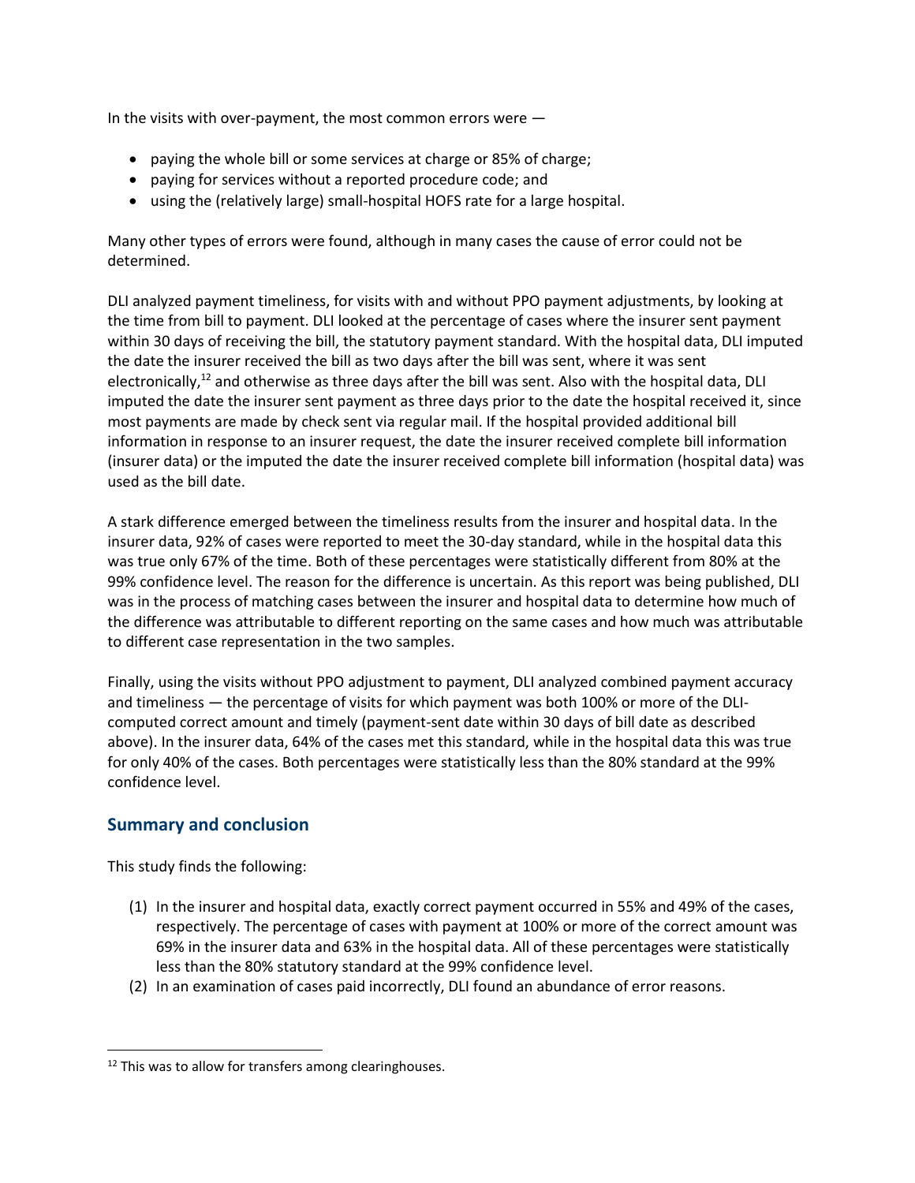In the visits with over-payment, the most common errors were —

- paying the whole bill or some services at charge or 85% of charge;
- paying for services without a reported procedure code; and
- using the (relatively large) small-hospital HOFS rate for a large hospital.

Many other types of errors were found, although in many cases the cause of error could not be determined.

DLI analyzed payment timeliness, for visits with and without PPO payment adjustments, by looking at the time from bill to payment. DLI looked at the percentage of cases where the insurer sent payment within 30 days of receiving the bill, the statutory payment standard. With the hospital data, DLI imputed the date the insurer received the bill as two days after the bill was sent, where it was sent electronically,[12] and otherwise as three days after the bill was sent. Also with the hospital data, DLI imputed the date the insurer sent payment as three days prior to the date the hospital received it, since most payments are made by check sent via regular mail. If the hospital provided additional bill information in response to an insurer request, the date the insurer received complete bill information (insurer data) or the imputed the date the insurer received complete bill information (hospital data) was used as the bill date.

A stark difference emerged between the timeliness results from the insurer and hospital data. In the insurer data, 92% of cases were reported to meet the 30-day standard, while in the hospital data this was true only 67% of the time. Both of these percentages were statistically different from 80% at the 99% confidence level. The reason for the difference is uncertain. As this report was being published, DLI was in the process of matching cases between the insurer and hospital data to determine how much of the difference was attributable to different reporting on the same cases and how much was attributable to different case representation in the two samples.

Finally, using the visits without PPO adjustment to payment, DLI analyzed combined payment accuracy and timeliness — the percentage of visits for which payment was both 100% or more of the DLI-computed correct amount and timely (payment-sent date within 30 days of bill date as described above). In the insurer data, 64% of the cases met this standard, while in the hospital data this was true for only 40% of the cases. Both percentages were statistically less than the 80% standard at the 99% confidence level.

## Summary and conclusion

This study finds the following:

(1) In the insurer and hospital data, exactly correct payment occurred in 55% and 49% of the cases, respectively. The percentage of cases with payment at 100% or more of the correct amount was 69% in the insurer data and 63% in the hospital data. All of these percentages were statistically less than the 80% statutory standard at the 99% confidence level.

(2) In an examination of cases paid incorrectly, DLI found an abundance of error reasons.

---

[12] This was to allow for transfers among clearinghouses.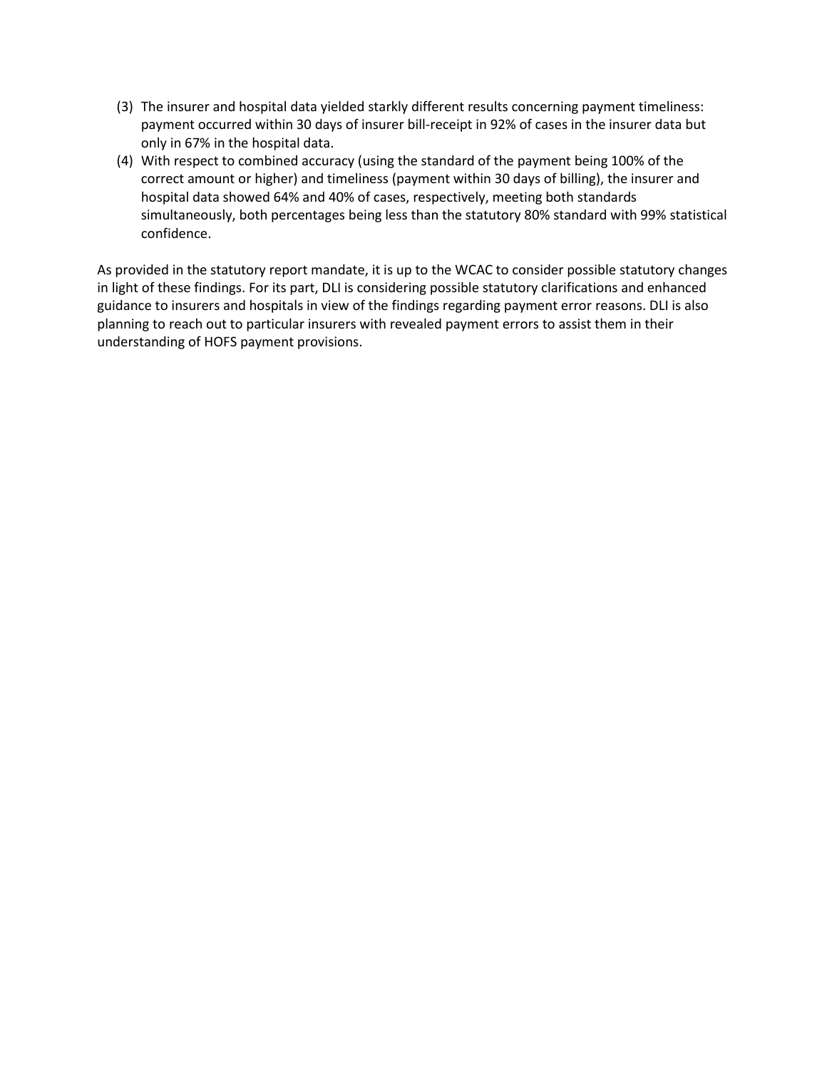(3) The insurer and hospital data yielded starkly different results concerning payment timeliness: payment occurred within 30 days of insurer bill-receipt in 92% of cases in the insurer data but only in 67% in the hospital data.

(4) With respect to combined accuracy (using the standard of the payment being 100% of the correct amount or higher) and timeliness (payment within 30 days of billing), the insurer and hospital data showed 64% and 40% of cases, respectively, meeting both standards simultaneously, both percentages being less than the statutory 80% standard with 99% statistical confidence.

As provided in the statutory report mandate, it is up to the WCAC to consider possible statutory changes in light of these findings. For its part, DLI is considering possible statutory clarifications and enhanced guidance to insurers and hospitals in view of the findings regarding payment error reasons. DLI is also planning to reach out to particular insurers with revealed payment errors to assist them in their understanding of HOFS payment provisions.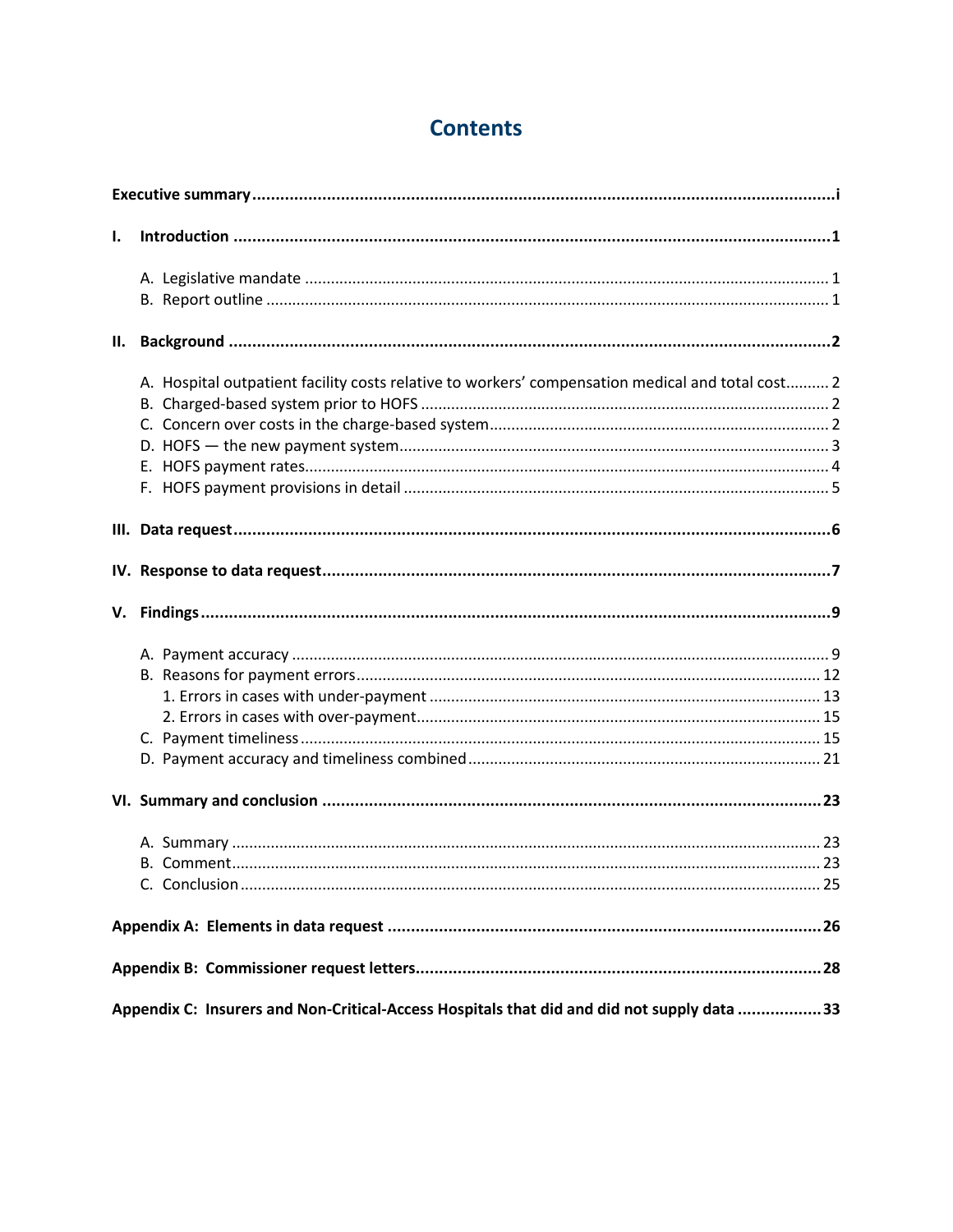# Contents

**Executive summary** ... i

**I. Introduction** ... 1

- A. Legislative mandate ... 1
- B. Report outline ... 1

**II. Background** ... 2

- A. Hospital outpatient facility costs relative to workers' compensation medical and total cost ... 2
- B. Charged-based system prior to HOFS ... 2
- C. Concern over costs in the charge-based system ... 2
- D. HOFS — the new payment system ... 3
- E. HOFS payment rates ... 4
- F. HOFS payment provisions in detail ... 5

**III. Data request** ... 6

**IV. Response to data request** ... 7

**V. Findings** ... 9

- A. Payment accuracy ... 9
- B. Reasons for payment errors ... 12
  - 1. Errors in cases with under-payment ... 13
  - 2. Errors in cases with over-payment ... 15
- C. Payment timeliness ... 15
- D. Payment accuracy and timeliness combined ... 21

**VI. Summary and conclusion** ... 23

- A. Summary ... 23
- B. Comment ... 23
- C. Conclusion ... 25

**Appendix A: Elements in data request** ... 26

**Appendix B: Commissioner request letters** ... 28

**Appendix C: Insurers and Non-Critical-Access Hospitals that did and did not supply data** ... 33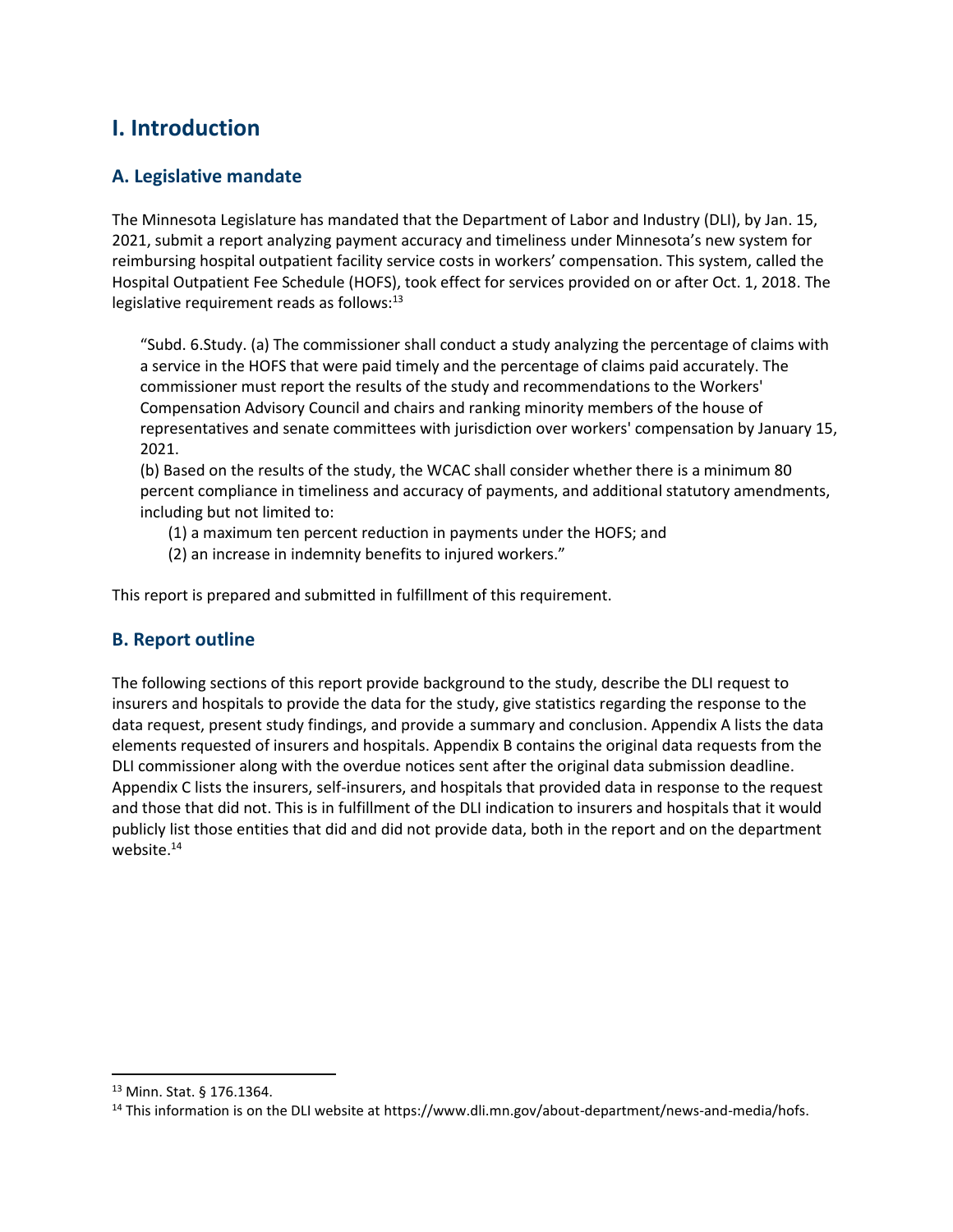# I. Introduction

## A. Legislative mandate

The Minnesota Legislature has mandated that the Department of Labor and Industry (DLI), by Jan. 15, 2021, submit a report analyzing payment accuracy and timeliness under Minnesota's new system for reimbursing hospital outpatient facility service costs in workers' compensation. This system, called the Hospital Outpatient Fee Schedule (HOFS), took effect for services provided on or after Oct. 1, 2018. The legislative requirement reads as follows:[13]

> "Subd. 6.Study. (a) The commissioner shall conduct a study analyzing the percentage of claims with a service in the HOFS that were paid timely and the percentage of claims paid accurately. The commissioner must report the results of the study and recommendations to the Workers' Compensation Advisory Council and chairs and ranking minority members of the house of representatives and senate committees with jurisdiction over workers' compensation by January 15, 2021.
>
> (b) Based on the results of the study, the WCAC shall consider whether there is a minimum 80 percent compliance in timeliness and accuracy of payments, and additional statutory amendments, including but not limited to:
>
> (1) a maximum ten percent reduction in payments under the HOFS; and
>
> (2) an increase in indemnity benefits to injured workers."

This report is prepared and submitted in fulfillment of this requirement.

## B. Report outline

The following sections of this report provide background to the study, describe the DLI request to insurers and hospitals to provide the data for the study, give statistics regarding the response to the data request, present study findings, and provide a summary and conclusion. Appendix A lists the data elements requested of insurers and hospitals. Appendix B contains the original data requests from the DLI commissioner along with the overdue notices sent after the original data submission deadline. Appendix C lists the insurers, self-insurers, and hospitals that provided data in response to the request and those that did not. This is in fulfillment of the DLI indication to insurers and hospitals that it would publicly list those entities that did and did not provide data, both in the report and on the department website.[14]

---

[13] Minn. Stat. § 176.1364.

[14] This information is on the DLI website at https://www.dli.mn.gov/about-department/news-and-media/hofs.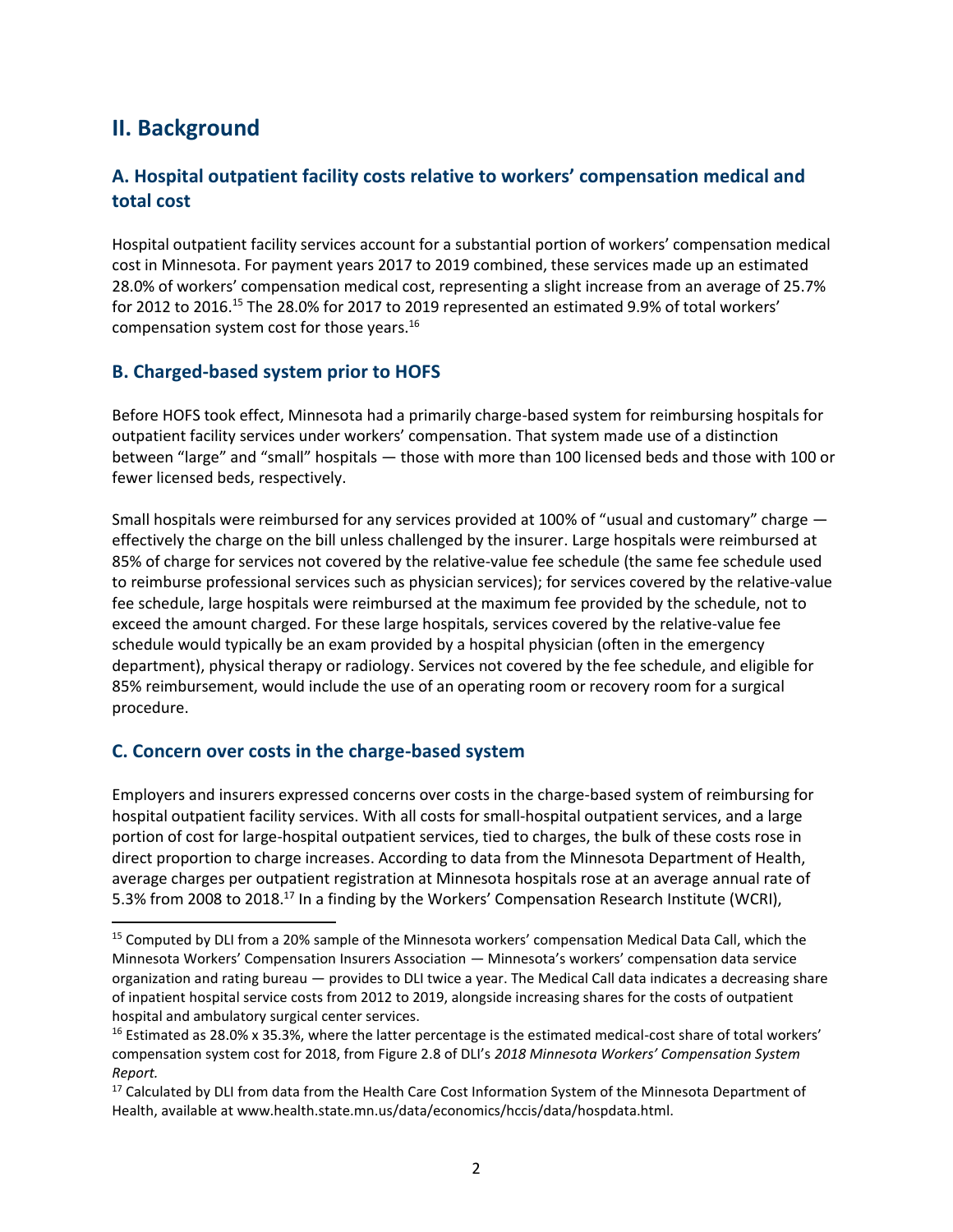## II. Background

### A. Hospital outpatient facility costs relative to workers' compensation medical and total cost

Hospital outpatient facility services account for a substantial portion of workers' compensation medical cost in Minnesota. For payment years 2017 to 2019 combined, these services made up an estimated 28.0% of workers' compensation medical cost, representing a slight increase from an average of 25.7% for 2012 to 2016.[15] The 28.0% for 2017 to 2019 represented an estimated 9.9% of total workers' compensation system cost for those years.[16]

### B. Charged-based system prior to HOFS

Before HOFS took effect, Minnesota had a primarily charge-based system for reimbursing hospitals for outpatient facility services under workers' compensation. That system made use of a distinction between "large" and "small" hospitals — those with more than 100 licensed beds and those with 100 or fewer licensed beds, respectively.

Small hospitals were reimbursed for any services provided at 100% of "usual and customary" charge — effectively the charge on the bill unless challenged by the insurer. Large hospitals were reimbursed at 85% of charge for services not covered by the relative-value fee schedule (the same fee schedule used to reimburse professional services such as physician services); for services covered by the relative-value fee schedule, large hospitals were reimbursed at the maximum fee provided by the schedule, not to exceed the amount charged. For these large hospitals, services covered by the relative-value fee schedule would typically be an exam provided by a hospital physician (often in the emergency department), physical therapy or radiology. Services not covered by the fee schedule, and eligible for 85% reimbursement, would include the use of an operating room or recovery room for a surgical procedure.

### C. Concern over costs in the charge-based system

Employers and insurers expressed concerns over costs in the charge-based system of reimbursing for hospital outpatient facility services. With all costs for small-hospital outpatient services, and a large portion of cost for large-hospital outpatient services, tied to charges, the bulk of these costs rose in direct proportion to charge increases. According to data from the Minnesota Department of Health, average charges per outpatient registration at Minnesota hospitals rose at an average annual rate of 5.3% from 2008 to 2018.[17] In a finding by the Workers' Compensation Research Institute (WCRI),

---

[15] Computed by DLI from a 20% sample of the Minnesota workers' compensation Medical Data Call, which the Minnesota Workers' Compensation Insurers Association — Minnesota's workers' compensation data service organization and rating bureau — provides to DLI twice a year. The Medical Call data indicates a decreasing share of inpatient hospital service costs from 2012 to 2019, alongside increasing shares for the costs of outpatient hospital and ambulatory surgical center services.

[16] Estimated as 28.0% x 35.3%, where the latter percentage is the estimated medical-cost share of total workers' compensation system cost for 2018, from Figure 2.8 of DLI's *2018 Minnesota Workers' Compensation System Report.*

[17] Calculated by DLI from data from the Health Care Cost Information System of the Minnesota Department of Health, available at www.health.state.mn.us/data/economics/hccis/data/hospdata.html.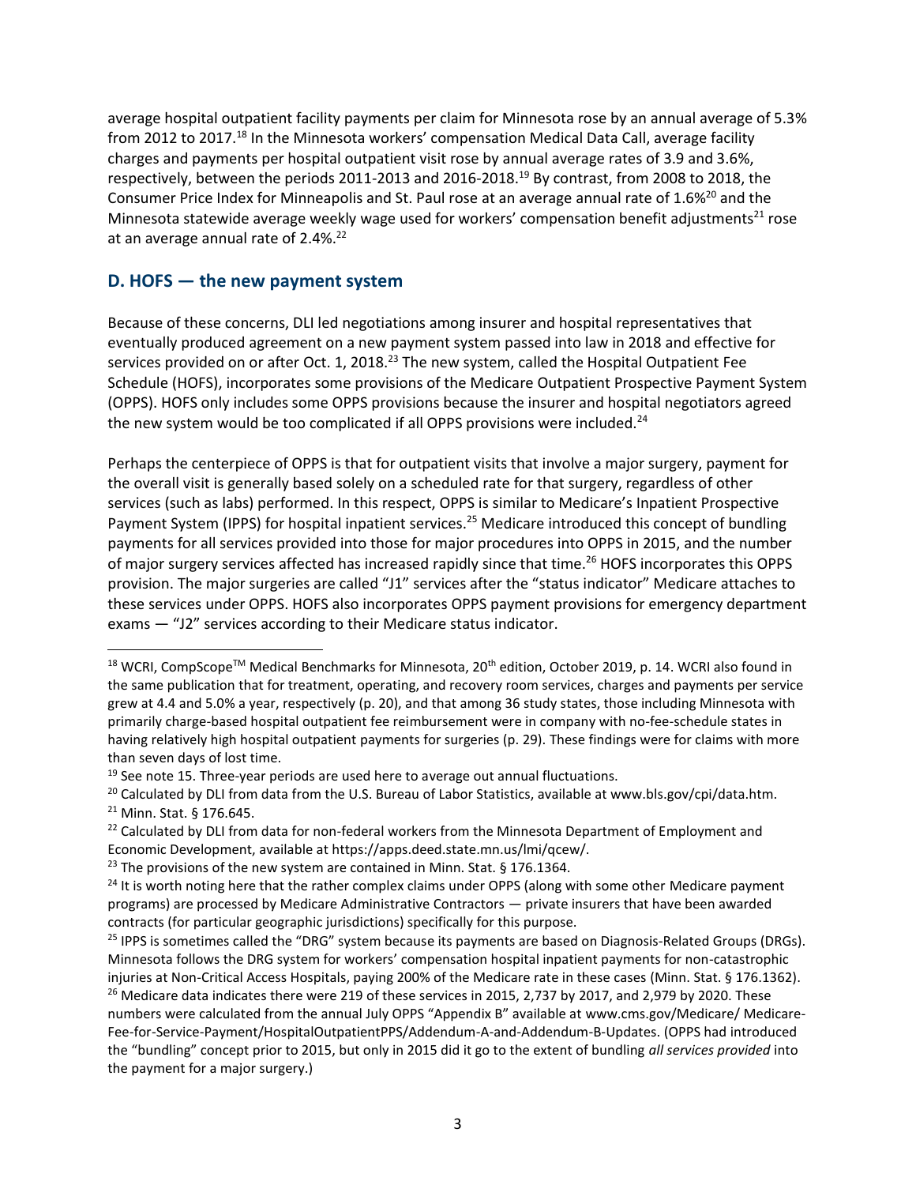average hospital outpatient facility payments per claim for Minnesota rose by an annual average of 5.3% from 2012 to 2017.[18] In the Minnesota workers' compensation Medical Data Call, average facility charges and payments per hospital outpatient visit rose by annual average rates of 3.9 and 3.6%, respectively, between the periods 2011-2013 and 2016-2018.[19] By contrast, from 2008 to 2018, the Consumer Price Index for Minneapolis and St. Paul rose at an average annual rate of 1.6%[20] and the Minnesota statewide average weekly wage used for workers' compensation benefit adjustments[21] rose at an average annual rate of 2.4%.[22]

## D. HOFS — the new payment system

Because of these concerns, DLI led negotiations among insurer and hospital representatives that eventually produced agreement on a new payment system passed into law in 2018 and effective for services provided on or after Oct. 1, 2018.[23] The new system, called the Hospital Outpatient Fee Schedule (HOFS), incorporates some provisions of the Medicare Outpatient Prospective Payment System (OPPS). HOFS only includes some OPPS provisions because the insurer and hospital negotiators agreed the new system would be too complicated if all OPPS provisions were included.[24]

Perhaps the centerpiece of OPPS is that for outpatient visits that involve a major surgery, payment for the overall visit is generally based solely on a scheduled rate for that surgery, regardless of other services (such as labs) performed. In this respect, OPPS is similar to Medicare's Inpatient Prospective Payment System (IPPS) for hospital inpatient services.[25] Medicare introduced this concept of bundling payments for all services provided into those for major procedures into OPPS in 2015, and the number of major surgery services affected has increased rapidly since that time.[26] HOFS incorporates this OPPS provision. The major surgeries are called "J1" services after the "status indicator" Medicare attaches to these services under OPPS. HOFS also incorporates OPPS payment provisions for emergency department exams — "J2" services according to their Medicare status indicator.

---

[18] WCRI, CompScope™ Medical Benchmarks for Minnesota, 20th edition, October 2019, p. 14. WCRI also found in the same publication that for treatment, operating, and recovery room services, charges and payments per service grew at 4.4 and 5.0% a year, respectively (p. 20), and that among 36 study states, those including Minnesota with primarily charge-based hospital outpatient fee reimbursement were in company with no-fee-schedule states in having relatively high hospital outpatient payments for surgeries (p. 29). These findings were for claims with more than seven days of lost time.

[19] See note 15. Three-year periods are used here to average out annual fluctuations.

[20] Calculated by DLI from data from the U.S. Bureau of Labor Statistics, available at www.bls.gov/cpi/data.htm.

[21] Minn. Stat. § 176.645.

[22] Calculated by DLI from data for non-federal workers from the Minnesota Department of Employment and Economic Development, available at https://apps.deed.state.mn.us/lmi/qcew/.

[23] The provisions of the new system are contained in Minn. Stat. § 176.1364.

[24] It is worth noting here that the rather complex claims under OPPS (along with some other Medicare payment programs) are processed by Medicare Administrative Contractors — private insurers that have been awarded contracts (for particular geographic jurisdictions) specifically for this purpose.

[25] IPPS is sometimes called the "DRG" system because its payments are based on Diagnosis-Related Groups (DRGs). Minnesota follows the DRG system for workers' compensation hospital inpatient payments for non-catastrophic injuries at Non-Critical Access Hospitals, paying 200% of the Medicare rate in these cases (Minn. Stat. § 176.1362).

[26] Medicare data indicates there were 219 of these services in 2015, 2,737 by 2017, and 2,979 by 2020. These numbers were calculated from the annual July OPPS "Appendix B" available at www.cms.gov/Medicare/ Medicare-Fee-for-Service-Payment/HospitalOutpatientPPS/Addendum-A-and-Addendum-B-Updates. (OPPS had introduced the "bundling" concept prior to 2015, but only in 2015 did it go to the extent of bundling *all services provided* into the payment for a major surgery.)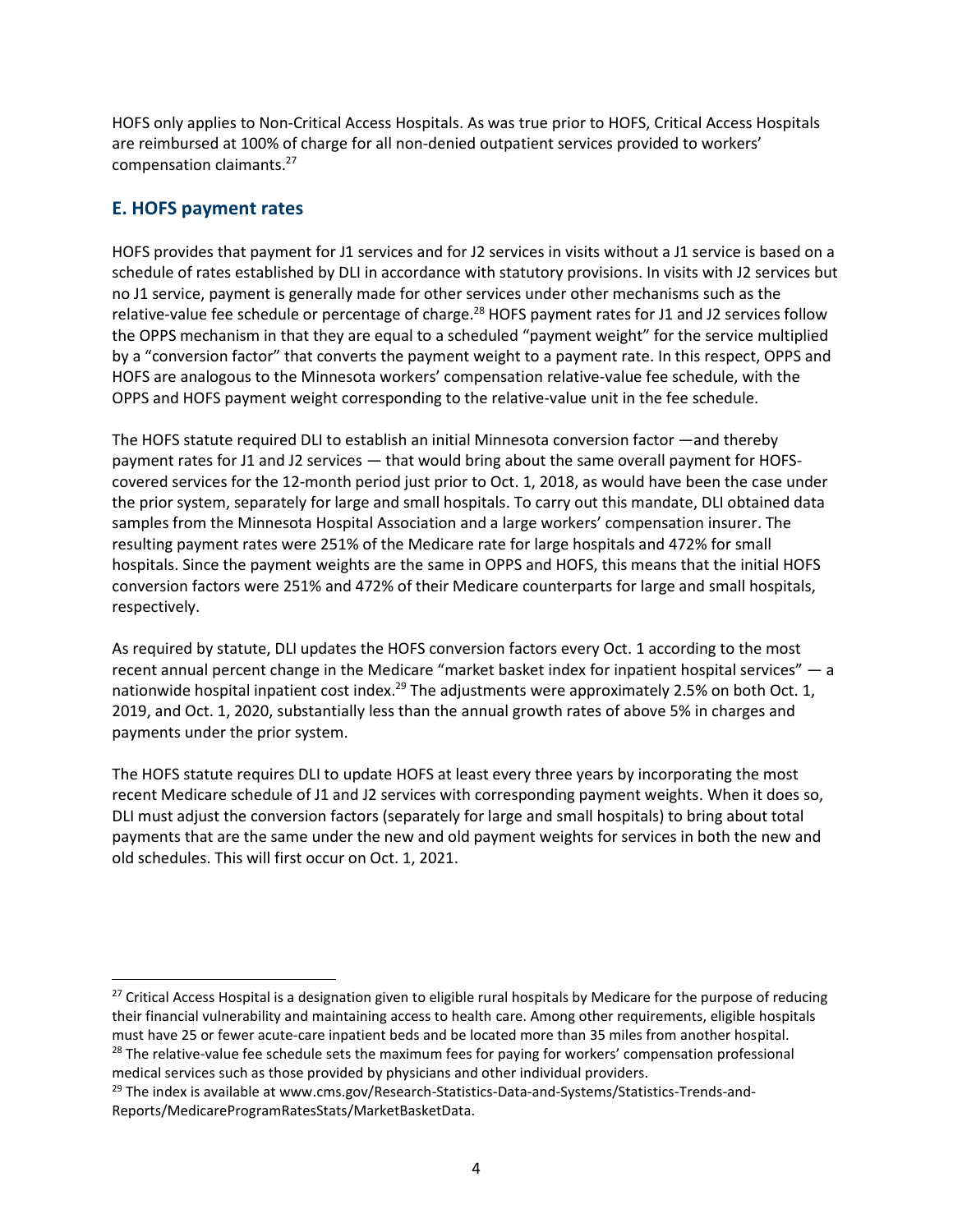HOFS only applies to Non-Critical Access Hospitals. As was true prior to HOFS, Critical Access Hospitals are reimbursed at 100% of charge for all non-denied outpatient services provided to workers' compensation claimants.[27]

## E. HOFS payment rates

HOFS provides that payment for J1 services and for J2 services in visits without a J1 service is based on a schedule of rates established by DLI in accordance with statutory provisions. In visits with J2 services but no J1 service, payment is generally made for other services under other mechanisms such as the relative-value fee schedule or percentage of charge.[28] HOFS payment rates for J1 and J2 services follow the OPPS mechanism in that they are equal to a scheduled "payment weight" for the service multiplied by a "conversion factor" that converts the payment weight to a payment rate. In this respect, OPPS and HOFS are analogous to the Minnesota workers' compensation relative-value fee schedule, with the OPPS and HOFS payment weight corresponding to the relative-value unit in the fee schedule.

The HOFS statute required DLI to establish an initial Minnesota conversion factor —and thereby payment rates for J1 and J2 services — that would bring about the same overall payment for HOFS-covered services for the 12-month period just prior to Oct. 1, 2018, as would have been the case under the prior system, separately for large and small hospitals. To carry out this mandate, DLI obtained data samples from the Minnesota Hospital Association and a large workers' compensation insurer. The resulting payment rates were 251% of the Medicare rate for large hospitals and 472% for small hospitals. Since the payment weights are the same in OPPS and HOFS, this means that the initial HOFS conversion factors were 251% and 472% of their Medicare counterparts for large and small hospitals, respectively.

As required by statute, DLI updates the HOFS conversion factors every Oct. 1 according to the most recent annual percent change in the Medicare "market basket index for inpatient hospital services" — a nationwide hospital inpatient cost index.[29] The adjustments were approximately 2.5% on both Oct. 1, 2019, and Oct. 1, 2020, substantially less than the annual growth rates of above 5% in charges and payments under the prior system.

The HOFS statute requires DLI to update HOFS at least every three years by incorporating the most recent Medicare schedule of J1 and J2 services with corresponding payment weights. When it does so, DLI must adjust the conversion factors (separately for large and small hospitals) to bring about total payments that are the same under the new and old payment weights for services in both the new and old schedules. This will first occur on Oct. 1, 2021.

---

[27] Critical Access Hospital is a designation given to eligible rural hospitals by Medicare for the purpose of reducing their financial vulnerability and maintaining access to health care. Among other requirements, eligible hospitals must have 25 or fewer acute-care inpatient beds and be located more than 35 miles from another hospital.

[28] The relative-value fee schedule sets the maximum fees for paying for workers' compensation professional medical services such as those provided by physicians and other individual providers.

[29] The index is available at www.cms.gov/Research-Statistics-Data-and-Systems/Statistics-Trends-and-Reports/MedicareProgramRatesStats/MarketBasketData.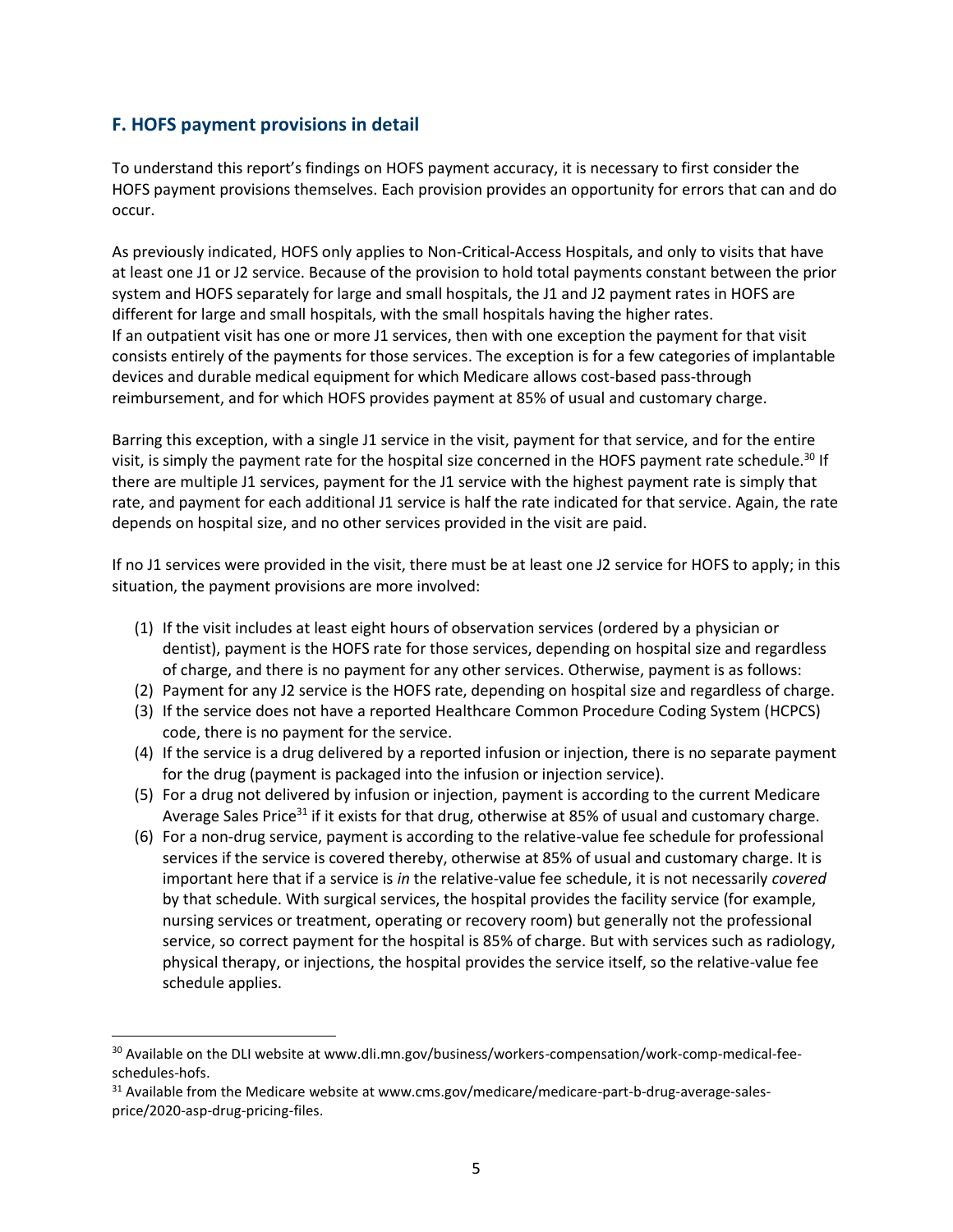## F. HOFS payment provisions in detail

To understand this report's findings on HOFS payment accuracy, it is necessary to first consider the HOFS payment provisions themselves. Each provision provides an opportunity for errors that can and do occur.

As previously indicated, HOFS only applies to Non-Critical-Access Hospitals, and only to visits that have at least one J1 or J2 service. Because of the provision to hold total payments constant between the prior system and HOFS separately for large and small hospitals, the J1 and J2 payment rates in HOFS are different for large and small hospitals, with the small hospitals having the higher rates.
If an outpatient visit has one or more J1 services, then with one exception the payment for that visit consists entirely of the payments for those services. The exception is for a few categories of implantable devices and durable medical equipment for which Medicare allows cost-based pass-through reimbursement, and for which HOFS provides payment at 85% of usual and customary charge.

Barring this exception, with a single J1 service in the visit, payment for that service, and for the entire visit, is simply the payment rate for the hospital size concerned in the HOFS payment rate schedule.[30] If there are multiple J1 services, payment for the J1 service with the highest payment rate is simply that rate, and payment for each additional J1 service is half the rate indicated for that service. Again, the rate depends on hospital size, and no other services provided in the visit are paid.

If no J1 services were provided in the visit, there must be at least one J2 service for HOFS to apply; in this situation, the payment provisions are more involved:

(1) If the visit includes at least eight hours of observation services (ordered by a physician or dentist), payment is the HOFS rate for those services, depending on hospital size and regardless of charge, and there is no payment for any other services. Otherwise, payment is as follows:
(2) Payment for any J2 service is the HOFS rate, depending on hospital size and regardless of charge.
(3) If the service does not have a reported Healthcare Common Procedure Coding System (HCPCS) code, there is no payment for the service.
(4) If the service is a drug delivered by a reported infusion or injection, there is no separate payment for the drug (payment is packaged into the infusion or injection service).
(5) For a drug not delivered by infusion or injection, payment is according to the current Medicare Average Sales Price[31] if it exists for that drug, otherwise at 85% of usual and customary charge.
(6) For a non-drug service, payment is according to the relative-value fee schedule for professional services if the service is covered thereby, otherwise at 85% of usual and customary charge. It is important here that if a service is *in* the relative-value fee schedule, it is not necessarily *covered* by that schedule. With surgical services, the hospital provides the facility service (for example, nursing services or treatment, operating or recovery room) but generally not the professional service, so correct payment for the hospital is 85% of charge. But with services such as radiology, physical therapy, or injections, the hospital provides the service itself, so the relative-value fee schedule applies.

---

[30] Available on the DLI website at www.dli.mn.gov/business/workers-compensation/work-comp-medical-fee-schedules-hofs.

[31] Available from the Medicare website at www.cms.gov/medicare/medicare-part-b-drug-average-sales-price/2020-asp-drug-pricing-files.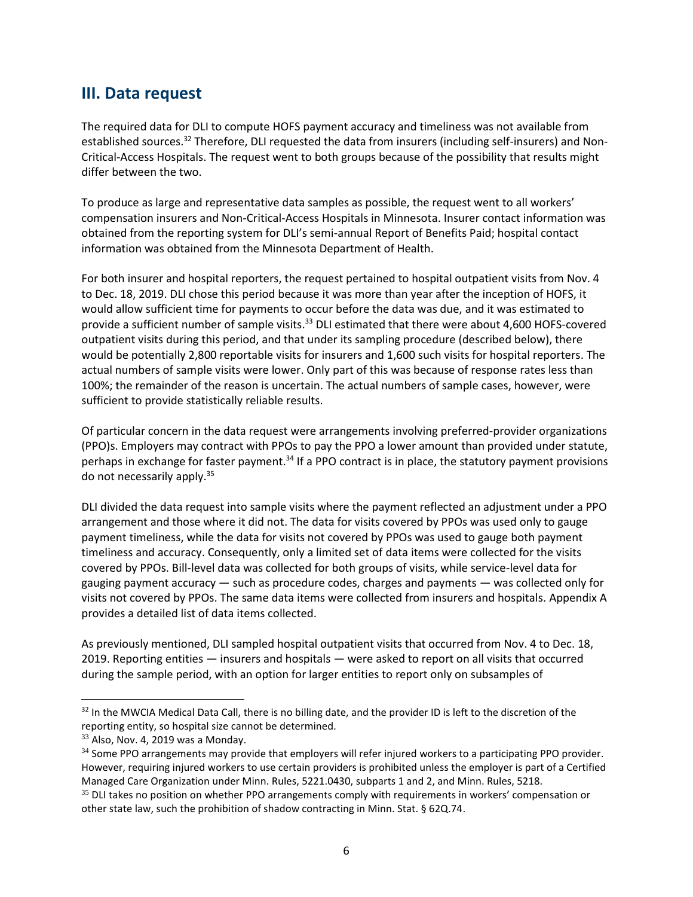## III. Data request

The required data for DLI to compute HOFS payment accuracy and timeliness was not available from established sources.[32] Therefore, DLI requested the data from insurers (including self-insurers) and Non-Critical-Access Hospitals. The request went to both groups because of the possibility that results might differ between the two.

To produce as large and representative data samples as possible, the request went to all workers' compensation insurers and Non-Critical-Access Hospitals in Minnesota. Insurer contact information was obtained from the reporting system for DLI's semi-annual Report of Benefits Paid; hospital contact information was obtained from the Minnesota Department of Health.

For both insurer and hospital reporters, the request pertained to hospital outpatient visits from Nov. 4 to Dec. 18, 2019. DLI chose this period because it was more than year after the inception of HOFS, it would allow sufficient time for payments to occur before the data was due, and it was estimated to provide a sufficient number of sample visits.[33] DLI estimated that there were about 4,600 HOFS-covered outpatient visits during this period, and that under its sampling procedure (described below), there would be potentially 2,800 reportable visits for insurers and 1,600 such visits for hospital reporters. The actual numbers of sample visits were lower. Only part of this was because of response rates less than 100%; the remainder of the reason is uncertain. The actual numbers of sample cases, however, were sufficient to provide statistically reliable results.

Of particular concern in the data request were arrangements involving preferred-provider organizations (PPO)s. Employers may contract with PPOs to pay the PPO a lower amount than provided under statute, perhaps in exchange for faster payment.[34] If a PPO contract is in place, the statutory payment provisions do not necessarily apply.[35]

DLI divided the data request into sample visits where the payment reflected an adjustment under a PPO arrangement and those where it did not. The data for visits covered by PPOs was used only to gauge payment timeliness, while the data for visits not covered by PPOs was used to gauge both payment timeliness and accuracy. Consequently, only a limited set of data items were collected for the visits covered by PPOs. Bill-level data was collected for both groups of visits, while service-level data for gauging payment accuracy — such as procedure codes, charges and payments — was collected only for visits not covered by PPOs. The same data items were collected from insurers and hospitals. Appendix A provides a detailed list of data items collected.

As previously mentioned, DLI sampled hospital outpatient visits that occurred from Nov. 4 to Dec. 18, 2019. Reporting entities — insurers and hospitals — were asked to report on all visits that occurred during the sample period, with an option for larger entities to report only on subsamples of

---

[32] In the MWCIA Medical Data Call, there is no billing date, and the provider ID is left to the discretion of the reporting entity, so hospital size cannot be determined.

[33] Also, Nov. 4, 2019 was a Monday.

[34] Some PPO arrangements may provide that employers will refer injured workers to a participating PPO provider. However, requiring injured workers to use certain providers is prohibited unless the employer is part of a Certified Managed Care Organization under Minn. Rules, 5221.0430, subparts 1 and 2, and Minn. Rules, 5218.

[35] DLI takes no position on whether PPO arrangements comply with requirements in workers' compensation or other state law, such the prohibition of shadow contracting in Minn. Stat. § 62Q.74.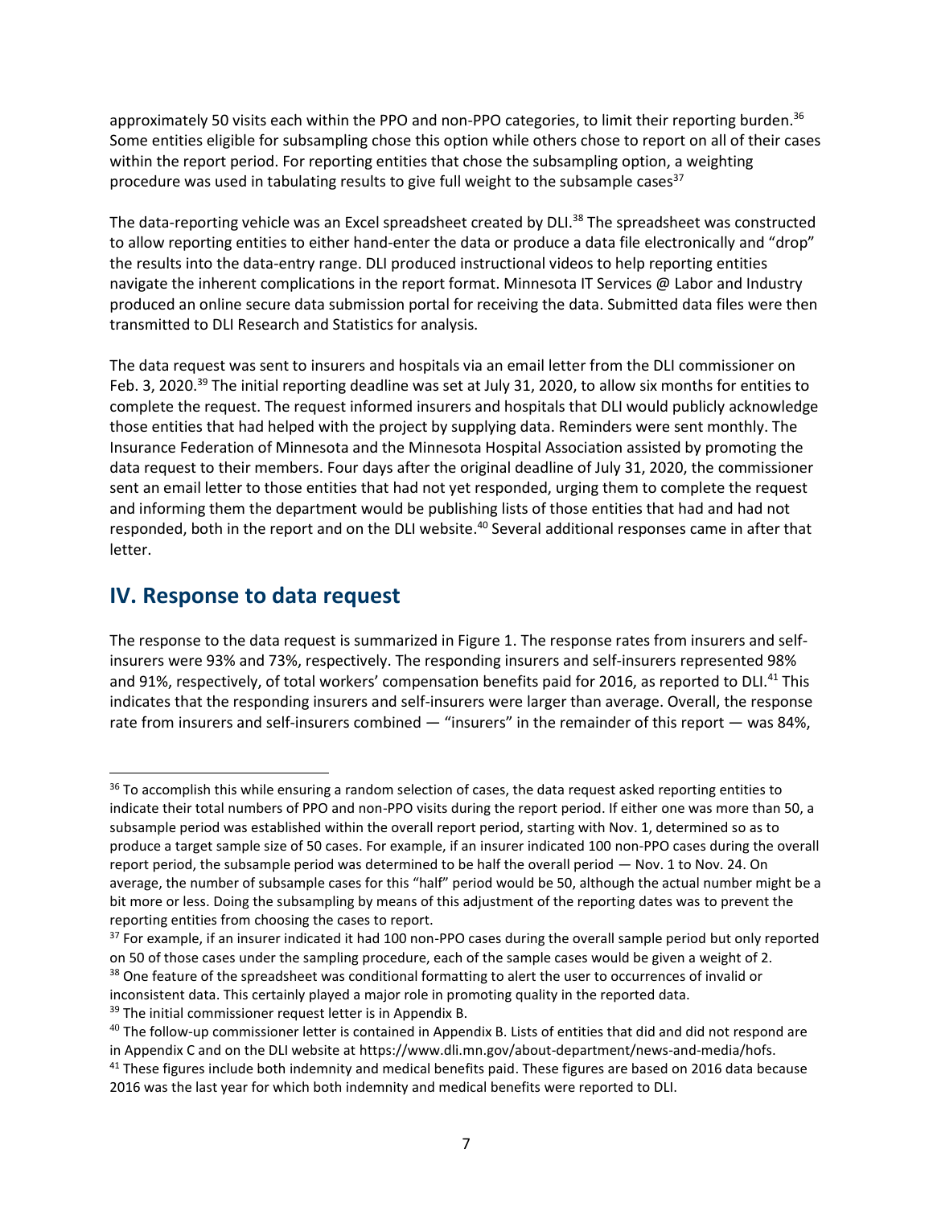approximately 50 visits each within the PPO and non-PPO categories, to limit their reporting burden.[36] Some entities eligible for subsampling chose this option while others chose to report on all of their cases within the report period. For reporting entities that chose the subsampling option, a weighting procedure was used in tabulating results to give full weight to the subsample cases[37]

The data-reporting vehicle was an Excel spreadsheet created by DLI.[38] The spreadsheet was constructed to allow reporting entities to either hand-enter the data or produce a data file electronically and "drop" the results into the data-entry range. DLI produced instructional videos to help reporting entities navigate the inherent complications in the report format. Minnesota IT Services @ Labor and Industry produced an online secure data submission portal for receiving the data. Submitted data files were then transmitted to DLI Research and Statistics for analysis.

The data request was sent to insurers and hospitals via an email letter from the DLI commissioner on Feb. 3, 2020.[39] The initial reporting deadline was set at July 31, 2020, to allow six months for entities to complete the request. The request informed insurers and hospitals that DLI would publicly acknowledge those entities that had helped with the project by supplying data. Reminders were sent monthly. The Insurance Federation of Minnesota and the Minnesota Hospital Association assisted by promoting the data request to their members. Four days after the original deadline of July 31, 2020, the commissioner sent an email letter to those entities that had not yet responded, urging them to complete the request and informing them the department would be publishing lists of those entities that had and had not responded, both in the report and on the DLI website.[40] Several additional responses came in after that letter.

## IV. Response to data request

The response to the data request is summarized in Figure 1. The response rates from insurers and self-insurers were 93% and 73%, respectively. The responding insurers and self-insurers represented 98% and 91%, respectively, of total workers' compensation benefits paid for 2016, as reported to DLI.[41] This indicates that the responding insurers and self-insurers were larger than average. Overall, the response rate from insurers and self-insurers combined — "insurers" in the remainder of this report — was 84%,

---

[36] To accomplish this while ensuring a random selection of cases, the data request asked reporting entities to indicate their total numbers of PPO and non-PPO visits during the report period. If either one was more than 50, a subsample period was established within the overall report period, starting with Nov. 1, determined so as to produce a target sample size of 50 cases. For example, if an insurer indicated 100 non-PPO cases during the overall report period, the subsample period was determined to be half the overall period — Nov. 1 to Nov. 24. On average, the number of subsample cases for this "half" period would be 50, although the actual number might be a bit more or less. Doing the subsampling by means of this adjustment of the reporting dates was to prevent the reporting entities from choosing the cases to report.

[37] For example, if an insurer indicated it had 100 non-PPO cases during the overall sample period but only reported on 50 of those cases under the sampling procedure, each of the sample cases would be given a weight of 2.

[38] One feature of the spreadsheet was conditional formatting to alert the user to occurrences of invalid or inconsistent data. This certainly played a major role in promoting quality in the reported data.

[39] The initial commissioner request letter is in Appendix B.

[40] The follow-up commissioner letter is contained in Appendix B. Lists of entities that did and did not respond are in Appendix C and on the DLI website at https://www.dli.mn.gov/about-department/news-and-media/hofs.

[41] These figures include both indemnity and medical benefits paid. These figures are based on 2016 data because 2016 was the last year for which both indemnity and medical benefits were reported to DLI.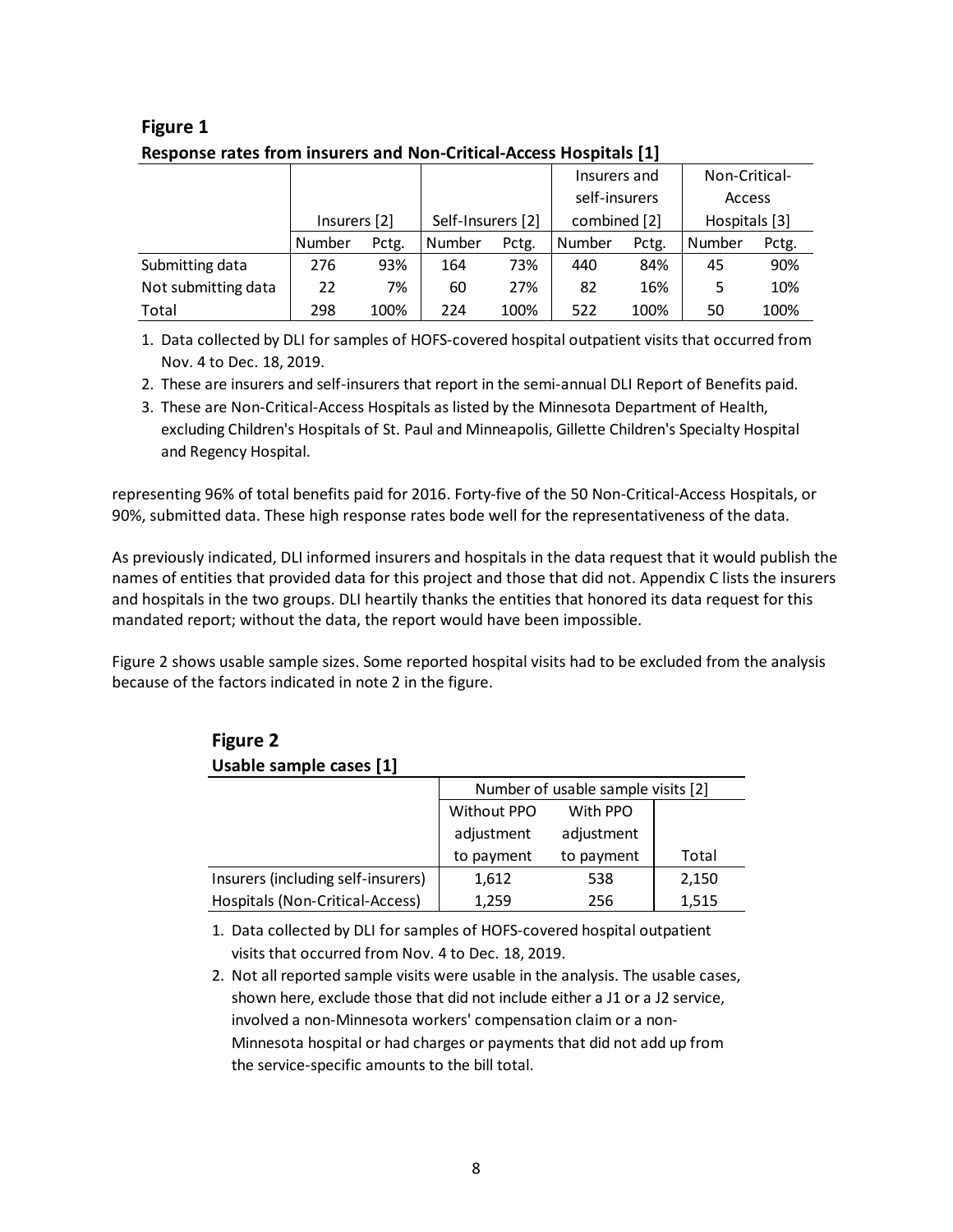**Figure 1**

**Response rates from insurers and Non-Critical-Access Hospitals [1]**

| | Insurers [2] | | Self-Insurers [2] | | Insurers and self-insurers combined [2] | | Non-Critical-Access Hospitals [3] | |
|---|---|---|---|---|---|---|---|---|
| | Number | Pctg. | Number | Pctg. | Number | Pctg. | Number | Pctg. |
| Submitting data | 276 | 93% | 164 | 73% | 440 | 84% | 45 | 90% |
| Not submitting data | 22 | 7% | 60 | 27% | 82 | 16% | 5 | 10% |
| Total | 298 | 100% | 224 | 100% | 522 | 100% | 50 | 100% |

1. Data collected by DLI for samples of HOFS-covered hospital outpatient visits that occurred from Nov. 4 to Dec. 18, 2019.
2. These are insurers and self-insurers that report in the semi-annual DLI Report of Benefits paid.
3. These are Non-Critical-Access Hospitals as listed by the Minnesota Department of Health, excluding Children's Hospitals of St. Paul and Minneapolis, Gillette Children's Specialty Hospital and Regency Hospital.

representing 96% of total benefits paid for 2016. Forty-five of the 50 Non-Critical-Access Hospitals, or 90%, submitted data. These high response rates bode well for the representativeness of the data.

As previously indicated, DLI informed insurers and hospitals in the data request that it would publish the names of entities that provided data for this project and those that did not. Appendix C lists the insurers and hospitals in the two groups. DLI heartily thanks the entities that honored its data request for this mandated report; without the data, the report would have been impossible.

Figure 2 shows usable sample sizes. Some reported hospital visits had to be excluded from the analysis because of the factors indicated in note 2 in the figure.

**Figure 2**

**Usable sample cases [1]**

| | Number of usable sample visits [2] | | |
|---|---|---|---|
| | Without PPO adjustment to payment | With PPO adjustment to payment | Total |
| Insurers (including self-insurers) | 1,612 | 538 | 2,150 |
| Hospitals (Non-Critical-Access) | 1,259 | 256 | 1,515 |

1. Data collected by DLI for samples of HOFS-covered hospital outpatient visits that occurred from Nov. 4 to Dec. 18, 2019.
2. Not all reported sample visits were usable in the analysis. The usable cases, shown here, exclude those that did not include either a J1 or a J2 service, involved a non-Minnesota workers' compensation claim or a non-Minnesota hospital or had charges or payments that did not add up from the service-specific amounts to the bill total.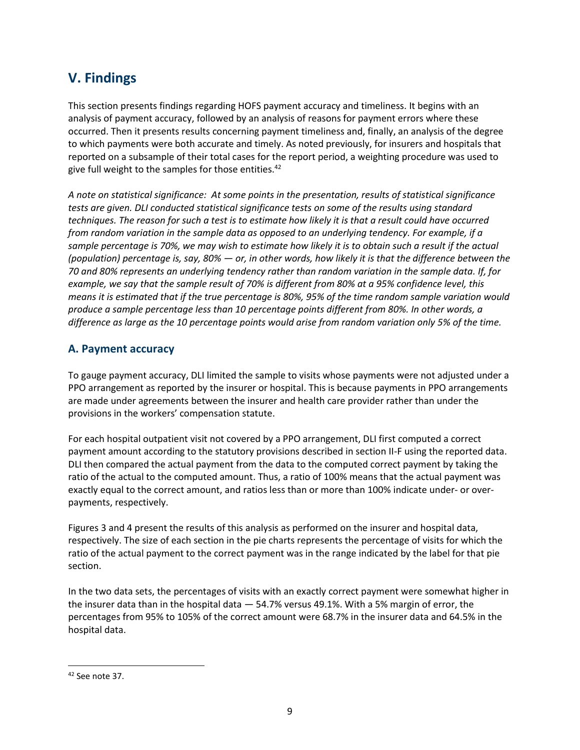## V. Findings

This section presents findings regarding HOFS payment accuracy and timeliness. It begins with an analysis of payment accuracy, followed by an analysis of reasons for payment errors where these occurred. Then it presents results concerning payment timeliness and, finally, an analysis of the degree to which payments were both accurate and timely. As noted previously, for insurers and hospitals that reported on a subsample of their total cases for the report period, a weighting procedure was used to give full weight to the samples for those entities.[42]

*A note on statistical significance: At some points in the presentation, results of statistical significance tests are given. DLI conducted statistical significance tests on some of the results using standard techniques. The reason for such a test is to estimate how likely it is that a result could have occurred from random variation in the sample data as opposed to an underlying tendency. For example, if a sample percentage is 70%, we may wish to estimate how likely it is to obtain such a result if the actual (population) percentage is, say, 80% — or, in other words, how likely it is that the difference between the 70 and 80% represents an underlying tendency rather than random variation in the sample data. If, for example, we say that the sample result of 70% is different from 80% at a 95% confidence level, this means it is estimated that if the true percentage is 80%, 95% of the time random sample variation would produce a sample percentage less than 10 percentage points different from 80%. In other words, a difference as large as the 10 percentage points would arise from random variation only 5% of the time.*

### A. Payment accuracy

To gauge payment accuracy, DLI limited the sample to visits whose payments were not adjusted under a PPO arrangement as reported by the insurer or hospital. This is because payments in PPO arrangements are made under agreements between the insurer and health care provider rather than under the provisions in the workers' compensation statute.

For each hospital outpatient visit not covered by a PPO arrangement, DLI first computed a correct payment amount according to the statutory provisions described in section II-F using the reported data. DLI then compared the actual payment from the data to the computed correct payment by taking the ratio of the actual to the computed amount. Thus, a ratio of 100% means that the actual payment was exactly equal to the correct amount, and ratios less than or more than 100% indicate under- or over-payments, respectively.

Figures 3 and 4 present the results of this analysis as performed on the insurer and hospital data, respectively. The size of each section in the pie charts represents the percentage of visits for which the ratio of the actual payment to the correct payment was in the range indicated by the label for that pie section.

In the two data sets, the percentages of visits with an exactly correct payment were somewhat higher in the insurer data than in the hospital data — 54.7% versus 49.1%. With a 5% margin of error, the percentages from 95% to 105% of the correct amount were 68.7% in the insurer data and 64.5% in the hospital data.

---

[42] See note 37.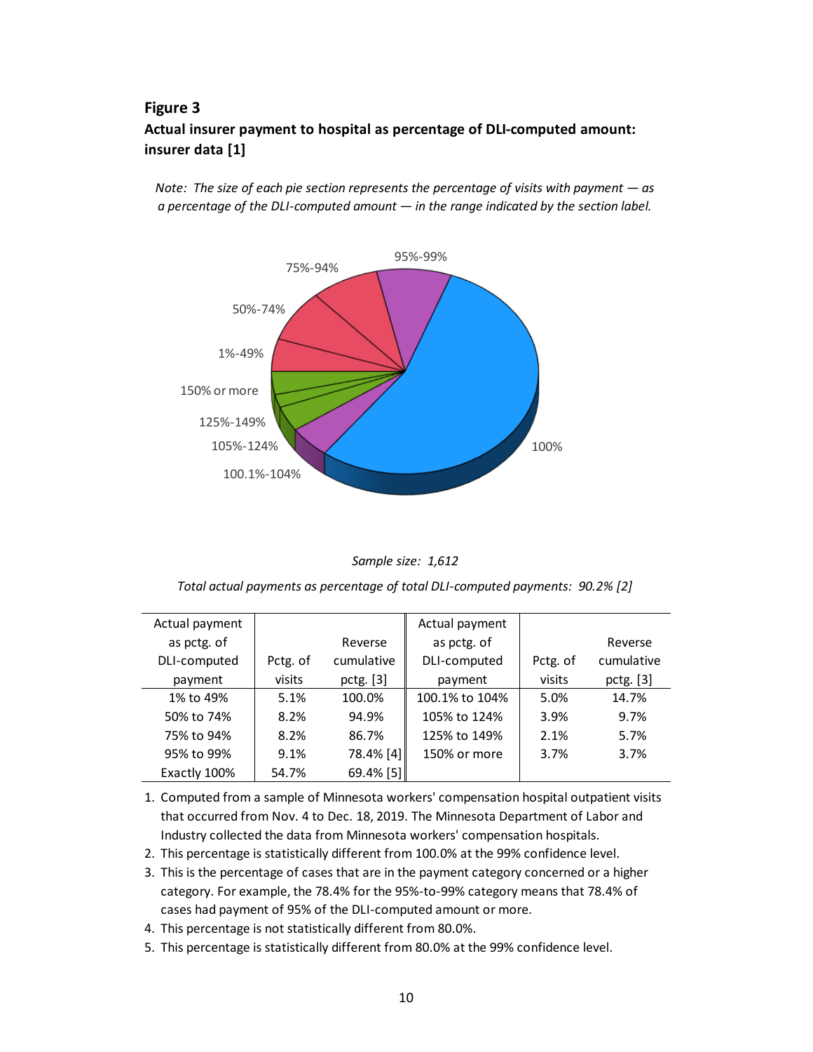## Figure 3

**Actual insurer payment to hospital as percentage of DLI-computed amount: insurer data [1]**

*Note: The size of each pie section represents the percentage of visits with payment — as a percentage of the DLI-computed amount — in the range indicated by the section label.*

*Sample size: 1,612*

*Total actual payments as percentage of total DLI-computed payments: 90.2% [2]*

| Actual payment as pctg. of DLI-computed payment | Pctg. of visits | Reverse cumulative pctg. [3] | Actual payment as pctg. of DLI-computed payment | Pctg. of visits | Reverse cumulative pctg. [3] |
|---|---|---|---|---|---|
| 1% to 49% | 5.1% | 100.0% | 100.1% to 104% | 5.0% | 14.7% |
| 50% to 74% | 8.2% | 94.9% | 105% to 124% | 3.9% | 9.7% |
| 75% to 94% | 8.2% | 86.7% | 125% to 149% | 2.1% | 5.7% |
| 95% to 99% | 9.1% | 78.4% [4] | 150% or more | 3.7% | 3.7% |
| Exactly 100% | 54.7% | 69.4% [5] | | | |

1. Computed from a sample of Minnesota workers' compensation hospital outpatient visits that occurred from Nov. 4 to Dec. 18, 2019. The Minnesota Department of Labor and Industry collected the data from Minnesota workers' compensation hospitals.
2. This percentage is statistically different from 100.0% at the 99% confidence level.
3. This is the percentage of cases that are in the payment category concerned or a higher category. For example, the 78.4% for the 95%-to-99% category means that 78.4% of cases had payment of 95% of the DLI-computed amount or more.
4. This percentage is not statistically different from 80.0%.
5. This percentage is statistically different from 80.0% at the 99% confidence level.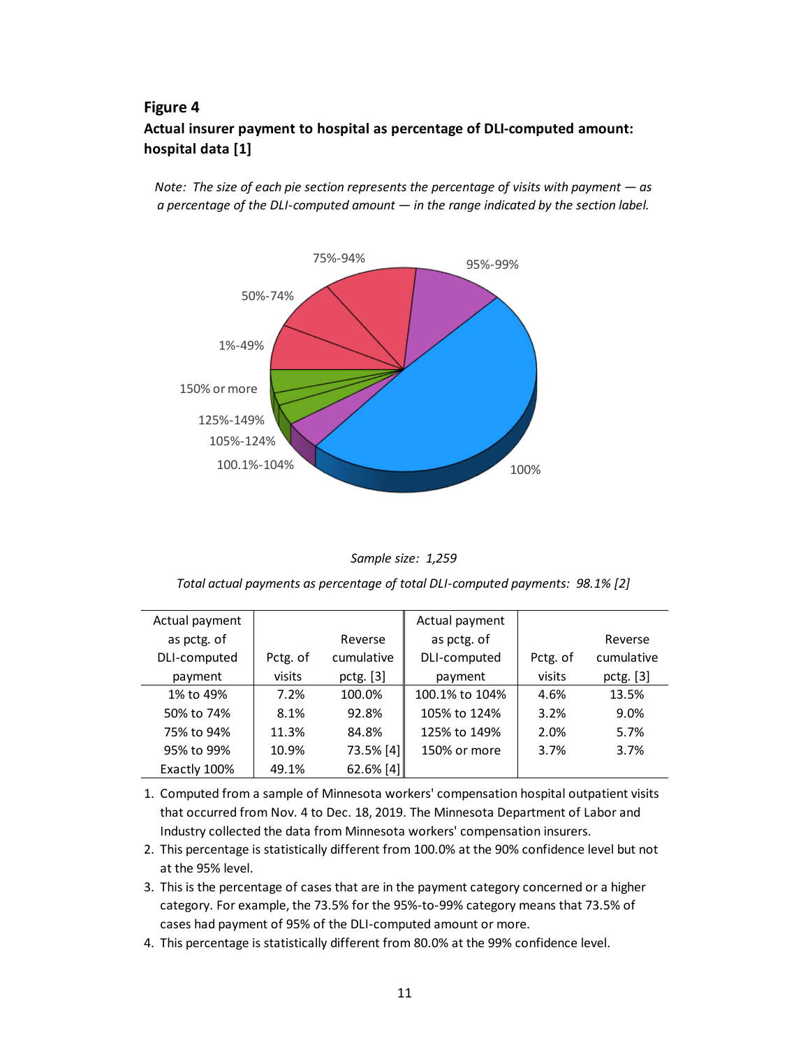**Figure 4**

**Actual insurer payment to hospital as percentage of DLI-computed amount: hospital data [1]**

*Note: The size of each pie section represents the percentage of visits with payment — as a percentage of the DLI-computed amount — in the range indicated by the section label.*

*Sample size: 1,259*

*Total actual payments as percentage of total DLI-computed payments: 98.1% [2]*

| Actual payment as pctg. of DLI-computed payment | Pctg. of visits | Reverse cumulative pctg. [3] | Actual payment as pctg. of DLI-computed payment | Pctg. of visits | Reverse cumulative pctg. [3] |
|---|---|---|---|---|---|
| 1% to 49% | 7.2% | 100.0% | 100.1% to 104% | 4.6% | 13.5% |
| 50% to 74% | 8.1% | 92.8% | 105% to 124% | 3.2% | 9.0% |
| 75% to 94% | 11.3% | 84.8% | 125% to 149% | 2.0% | 5.7% |
| 95% to 99% | 10.9% | 73.5% [4] | 150% or more | 3.7% | 3.7% |
| Exactly 100% | 49.1% | 62.6% [4] | | | |

1. Computed from a sample of Minnesota workers' compensation hospital outpatient visits that occurred from Nov. 4 to Dec. 18, 2019. The Minnesota Department of Labor and Industry collected the data from Minnesota workers' compensation insurers.
2. This percentage is statistically different from 100.0% at the 90% confidence level but not at the 95% level.
3. This is the percentage of cases that are in the payment category concerned or a higher category. For example, the 73.5% for the 95%-to-99% category means that 73.5% of cases had payment of 95% of the DLI-computed amount or more.
4. This percentage is statistically different from 80.0% at the 99% confidence level.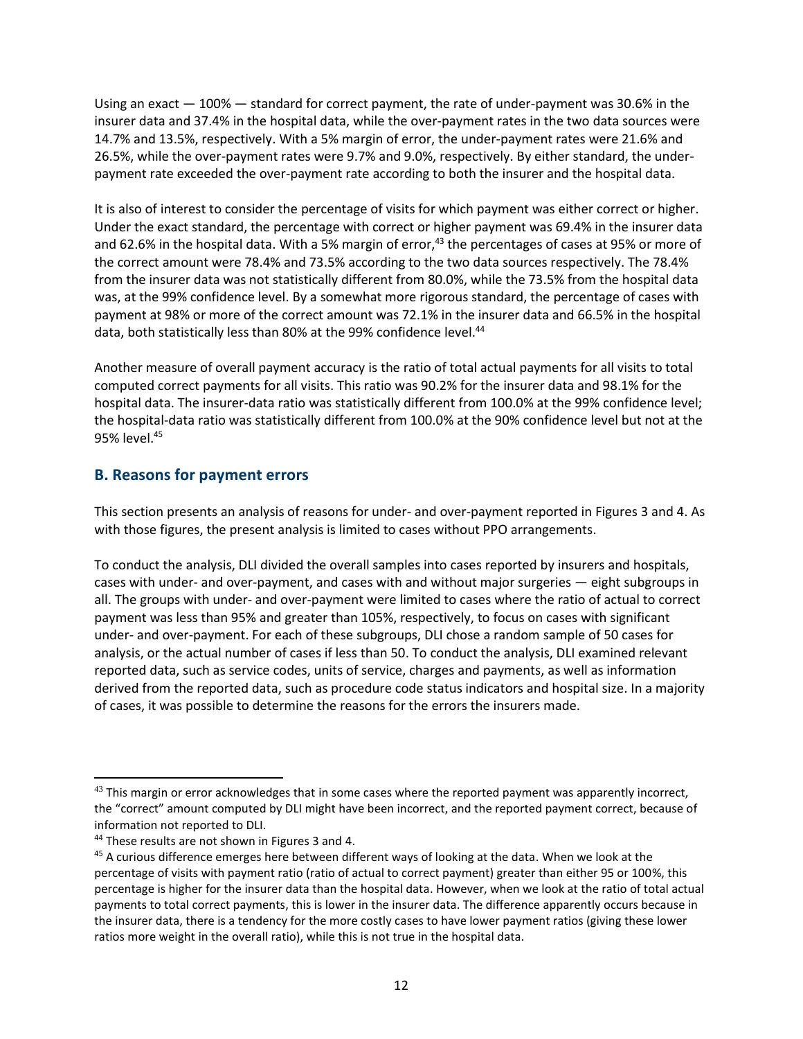Using an exact — 100% — standard for correct payment, the rate of under-payment was 30.6% in the insurer data and 37.4% in the hospital data, while the over-payment rates in the two data sources were 14.7% and 13.5%, respectively. With a 5% margin of error, the under-payment rates were 21.6% and 26.5%, while the over-payment rates were 9.7% and 9.0%, respectively. By either standard, the under-payment rate exceeded the over-payment rate according to both the insurer and the hospital data.

It is also of interest to consider the percentage of visits for which payment was either correct or higher. Under the exact standard, the percentage with correct or higher payment was 69.4% in the insurer data and 62.6% in the hospital data. With a 5% margin of error,[43] the percentages of cases at 95% or more of the correct amount were 78.4% and 73.5% according to the two data sources respectively. The 78.4% from the insurer data was not statistically different from 80.0%, while the 73.5% from the hospital data was, at the 99% confidence level. By a somewhat more rigorous standard, the percentage of cases with payment at 98% or more of the correct amount was 72.1% in the insurer data and 66.5% in the hospital data, both statistically less than 80% at the 99% confidence level.[44]

Another measure of overall payment accuracy is the ratio of total actual payments for all visits to total computed correct payments for all visits. This ratio was 90.2% for the insurer data and 98.1% for the hospital data. The insurer-data ratio was statistically different from 100.0% at the 99% confidence level; the hospital-data ratio was statistically different from 100.0% at the 90% confidence level but not at the 95% level.[45]

## B. Reasons for payment errors

This section presents an analysis of reasons for under- and over-payment reported in Figures 3 and 4. As with those figures, the present analysis is limited to cases without PPO arrangements.

To conduct the analysis, DLI divided the overall samples into cases reported by insurers and hospitals, cases with under- and over-payment, and cases with and without major surgeries — eight subgroups in all. The groups with under- and over-payment were limited to cases where the ratio of actual to correct payment was less than 95% and greater than 105%, respectively, to focus on cases with significant under- and over-payment. For each of these subgroups, DLI chose a random sample of 50 cases for analysis, or the actual number of cases if less than 50. To conduct the analysis, DLI examined relevant reported data, such as service codes, units of service, charges and payments, as well as information derived from the reported data, such as procedure code status indicators and hospital size. In a majority of cases, it was possible to determine the reasons for the errors the insurers made.

---

[43] This margin or error acknowledges that in some cases where the reported payment was apparently incorrect, the "correct" amount computed by DLI might have been incorrect, and the reported payment correct, because of information not reported to DLI.

[44] These results are not shown in Figures 3 and 4.

[45] A curious difference emerges here between different ways of looking at the data. When we look at the percentage of visits with payment ratio (ratio of actual to correct payment) greater than either 95 or 100%, this percentage is higher for the insurer data than the hospital data. However, when we look at the ratio of total actual payments to total correct payments, this is lower in the insurer data. The difference apparently occurs because in the insurer data, there is a tendency for the more costly cases to have lower payment ratios (giving these lower ratios more weight in the overall ratio), while this is not true in the hospital data.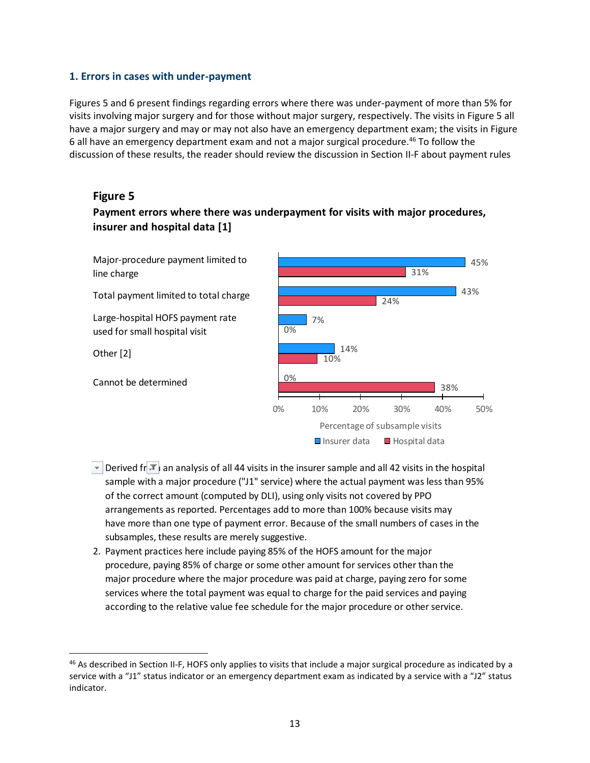### 1. Errors in cases with under-payment

Figures 5 and 6 present findings regarding errors where there was under-payment of more than 5% for visits involving major surgery and for those without major surgery, respectively. The visits in Figure 5 all have a major surgery and may or may not also have an emergency department exam; the visits in Figure 6 all have an emergency department exam and not a major surgical procedure.[46] To follow the discussion of these results, the reader should review the discussion in Section II-F about payment rules

**Figure 5**

**Payment errors where there was underpayment for visits with major procedures, insurer and hospital data [1]**

| | Insurer data | Hospital data |
|---|---|---|
| Major-procedure payment limited to line charge | 45% | 31% |
| Total payment limited to total charge | 43% | 24% |
| Large-hospital HOFS payment rate used for small hospital visit | 7% | 0% |
| Other [2] | 14% | 10% |
| Cannot be determined | 0% | 38% |

Percentage of subsample visits

1. Derived from an analysis of all 44 visits in the insurer sample and all 42 visits in the hospital sample with a major procedure ("J1" service) where the actual payment was less than 95% of the correct amount (computed by DLI), using only visits not covered by PPO arrangements as reported. Percentages add to more than 100% because visits may have more than one type of payment error. Because of the small numbers of cases in the subsamples, these results are merely suggestive.
2. Payment practices here include paying 85% of the HOFS amount for the major procedure, paying 85% of charge or some other amount for services other than the major procedure where the major procedure was paid at charge, paying zero for some services where the total payment was equal to charge for the paid services and paying according to the relative value fee schedule for the major procedure or other service.

[46] As described in Section II-F, HOFS only applies to visits that include a major surgical procedure as indicated by a service with a "J1" status indicator or an emergency department exam as indicated by a service with a "J2" status indicator.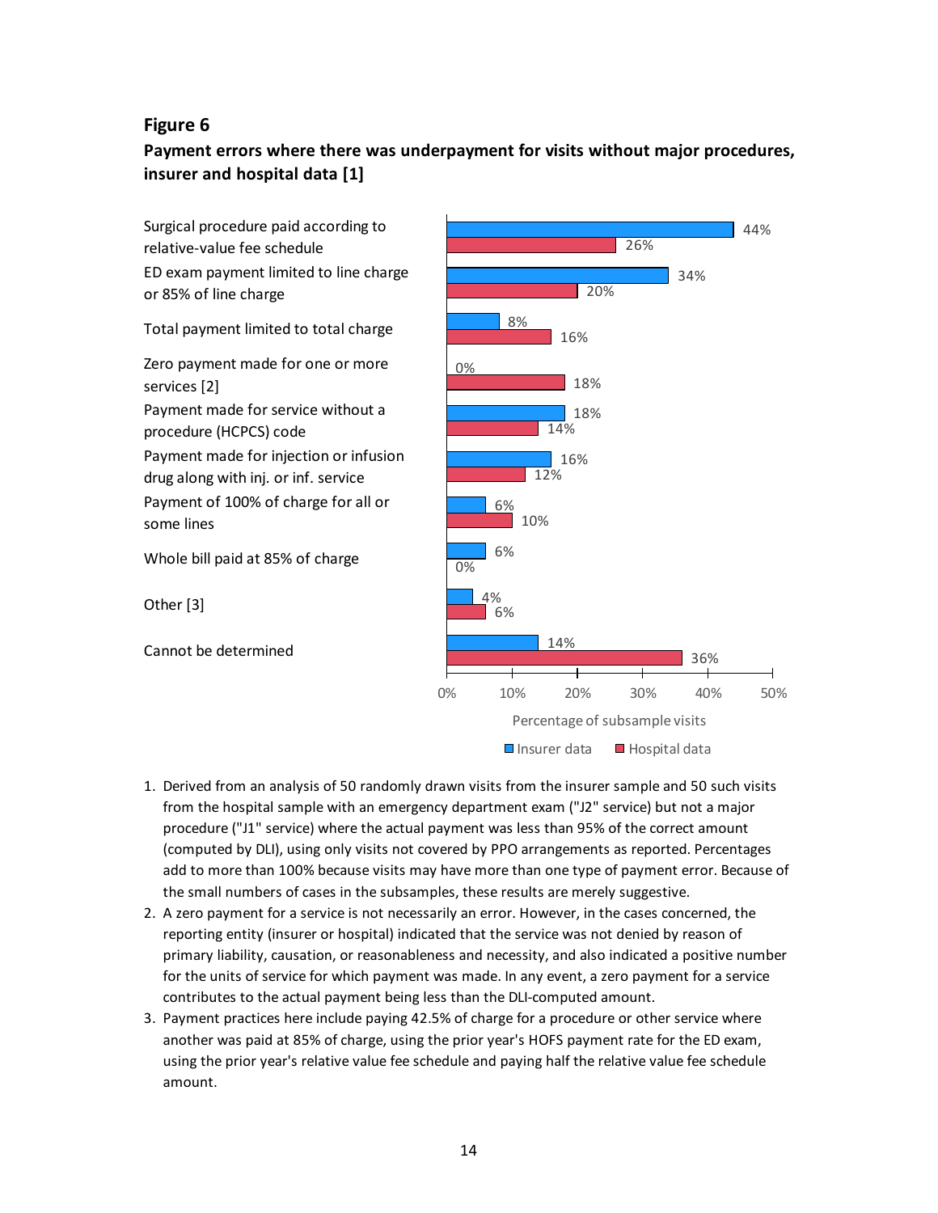**Figure 6**

**Payment errors where there was underpayment for visits without major procedures, insurer and hospital data [1]**

| Payment error | Insurer data | Hospital data |
| --- | --- | --- |
| Surgical procedure paid according to relative-value fee schedule | 44% | 26% |
| ED exam payment limited to line charge or 85% of line charge | 34% | 20% |
| Total payment limited to total charge | 8% | 16% |
| Zero payment made for one or more services [2] | 0% | 18% |
| Payment made for service without a procedure (HCPCS) code | 18% | 14% |
| Payment made for injection or infusion drug along with inj. or inf. service | 16% | 12% |
| Payment of 100% of charge for all or some lines | 6% | 10% |
| Whole bill paid at 85% of charge | 6% | 0% |
| Other [3] | 4% | 6% |
| Cannot be determined | 14% | 36% |

Percentage of subsample visits

1. Derived from an analysis of 50 randomly drawn visits from the insurer sample and 50 such visits from the hospital sample with an emergency department exam ("J2" service) but not a major procedure ("J1" service) where the actual payment was less than 95% of the correct amount (computed by DLI), using only visits not covered by PPO arrangements as reported. Percentages add to more than 100% because visits may have more than one type of payment error. Because of the small numbers of cases in the subsamples, these results are merely suggestive.
2. A zero payment for a service is not necessarily an error. However, in the cases concerned, the reporting entity (insurer or hospital) indicated that the service was not denied by reason of primary liability, causation, or reasonableness and necessity, and also indicated a positive number for the units of service for which payment was made. In any event, a zero payment for a service contributes to the actual payment being less than the DLI-computed amount.
3. Payment practices here include paying 42.5% of charge for a procedure or other service where another was paid at 85% of charge, using the prior year's HOFS payment rate for the ED exam, using the prior year's relative value fee schedule and paying half the relative value fee schedule amount.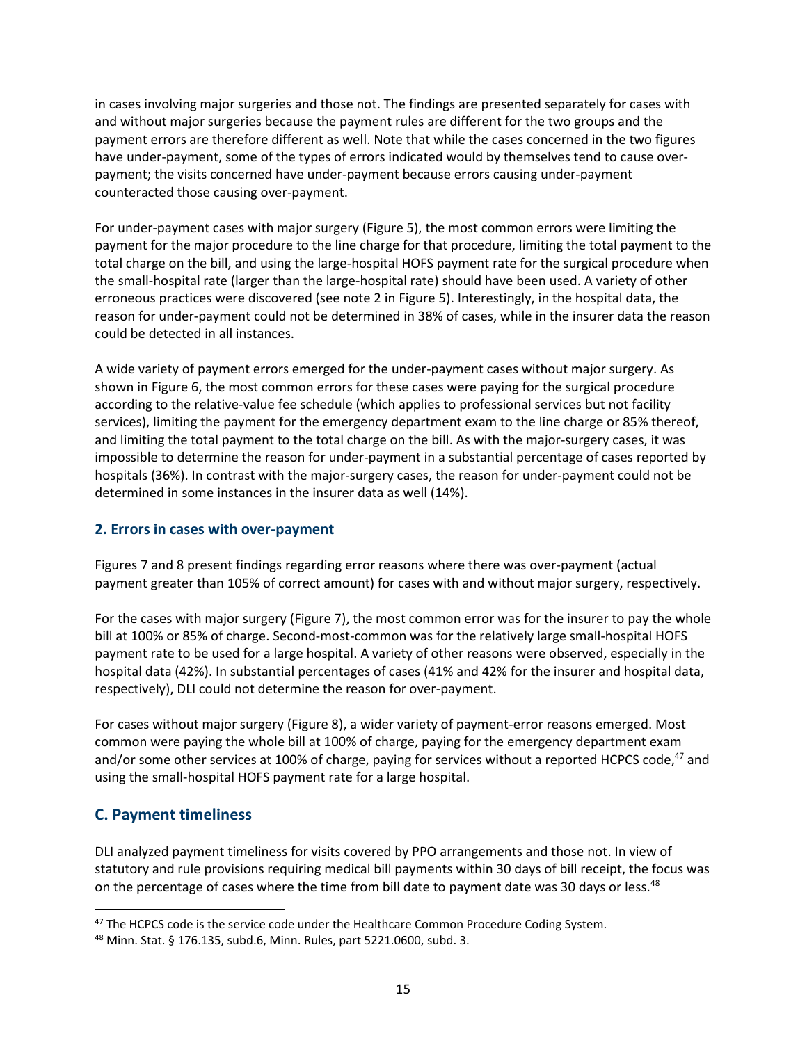in cases involving major surgeries and those not. The findings are presented separately for cases with and without major surgeries because the payment rules are different for the two groups and the payment errors are therefore different as well. Note that while the cases concerned in the two figures have under-payment, some of the types of errors indicated would by themselves tend to cause over-payment; the visits concerned have under-payment because errors causing under-payment counteracted those causing over-payment.

For under-payment cases with major surgery (Figure 5), the most common errors were limiting the payment for the major procedure to the line charge for that procedure, limiting the total payment to the total charge on the bill, and using the large-hospital HOFS payment rate for the surgical procedure when the small-hospital rate (larger than the large-hospital rate) should have been used. A variety of other erroneous practices were discovered (see note 2 in Figure 5). Interestingly, in the hospital data, the reason for under-payment could not be determined in 38% of cases, while in the insurer data the reason could be detected in all instances.

A wide variety of payment errors emerged for the under-payment cases without major surgery. As shown in Figure 6, the most common errors for these cases were paying for the surgical procedure according to the relative-value fee schedule (which applies to professional services but not facility services), limiting the payment for the emergency department exam to the line charge or 85% thereof, and limiting the total payment to the total charge on the bill. As with the major-surgery cases, it was impossible to determine the reason for under-payment in a substantial percentage of cases reported by hospitals (36%). In contrast with the major-surgery cases, the reason for under-payment could not be determined in some instances in the insurer data as well (14%).

### 2. Errors in cases with over-payment

Figures 7 and 8 present findings regarding error reasons where there was over-payment (actual payment greater than 105% of correct amount) for cases with and without major surgery, respectively.

For the cases with major surgery (Figure 7), the most common error was for the insurer to pay the whole bill at 100% or 85% of charge. Second-most-common was for the relatively large small-hospital HOFS payment rate to be used for a large hospital. A variety of other reasons were observed, especially in the hospital data (42%). In substantial percentages of cases (41% and 42% for the insurer and hospital data, respectively), DLI could not determine the reason for over-payment.

For cases without major surgery (Figure 8), a wider variety of payment-error reasons emerged. Most common were paying the whole bill at 100% of charge, paying for the emergency department exam and/or some other services at 100% of charge, paying for services without a reported HCPCS code,[47] and using the small-hospital HOFS payment rate for a large hospital.

## C. Payment timeliness

DLI analyzed payment timeliness for visits covered by PPO arrangements and those not. In view of statutory and rule provisions requiring medical bill payments within 30 days of bill receipt, the focus was on the percentage of cases where the time from bill date to payment date was 30 days or less.[48]

[47] The HCPCS code is the service code under the Healthcare Common Procedure Coding System.

[48] Minn. Stat. § 176.135, subd.6, Minn. Rules, part 5221.0600, subd. 3.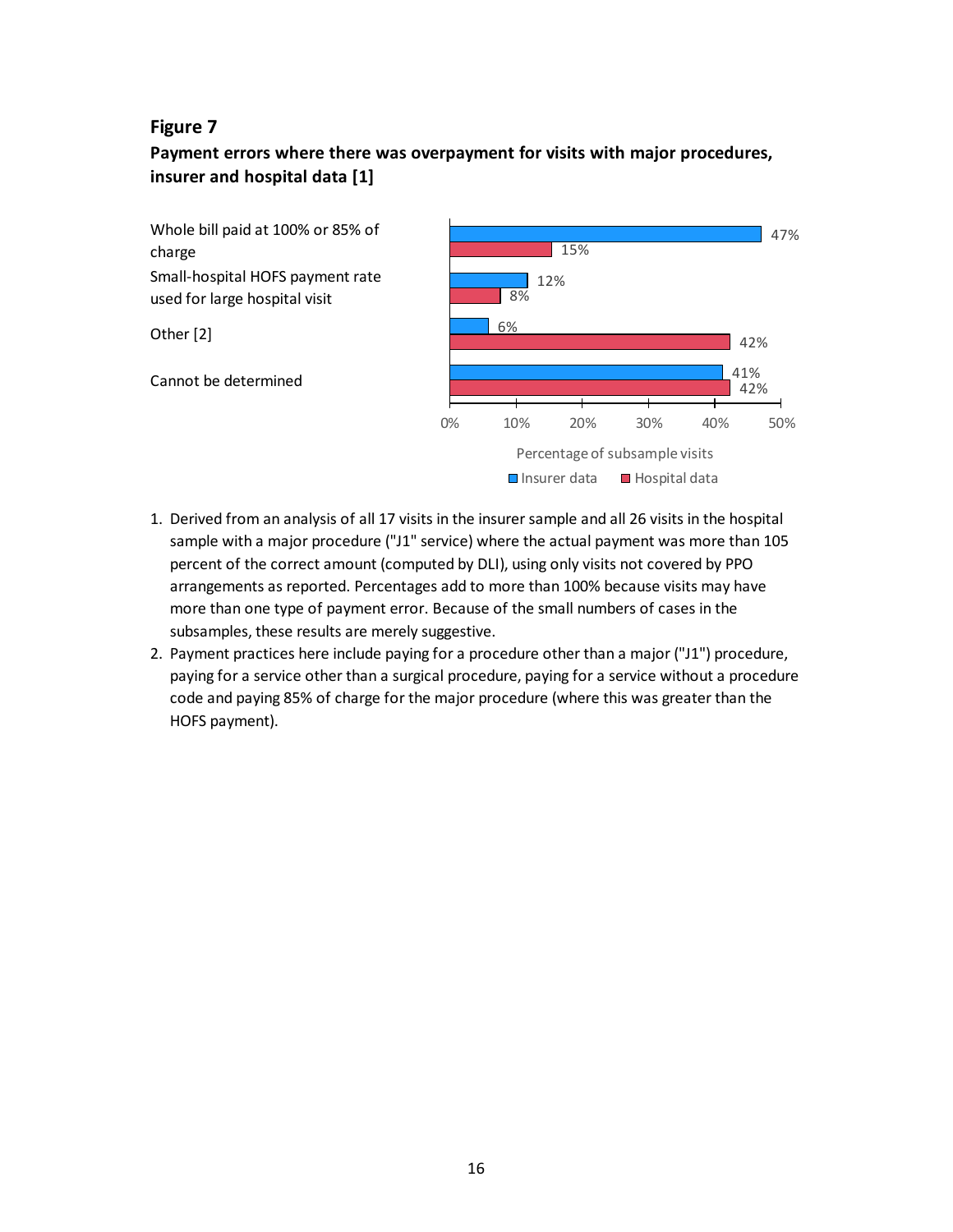**Figure 7**

**Payment errors where there was overpayment for visits with major procedures, insurer and hospital data [1]**

| | Insurer data | Hospital data |
|---|---|---|
| Whole bill paid at 100% or 85% of charge | 47% | 15% |
| Small-hospital HOFS payment rate used for large hospital visit | 12% | 8% |
| Other [2] | 6% | 42% |
| Cannot be determined | 41% | 42% |

Percentage of subsample visits

1. Derived from an analysis of all 17 visits in the insurer sample and all 26 visits in the hospital sample with a major procedure ("J1" service) where the actual payment was more than 105 percent of the correct amount (computed by DLI), using only visits not covered by PPO arrangements as reported. Percentages add to more than 100% because visits may have more than one type of payment error. Because of the small numbers of cases in the subsamples, these results are merely suggestive.
2. Payment practices here include paying for a procedure other than a major ("J1") procedure, paying for a service other than a surgical procedure, paying for a service without a procedure code and paying 85% of charge for the major procedure (where this was greater than the HOFS payment).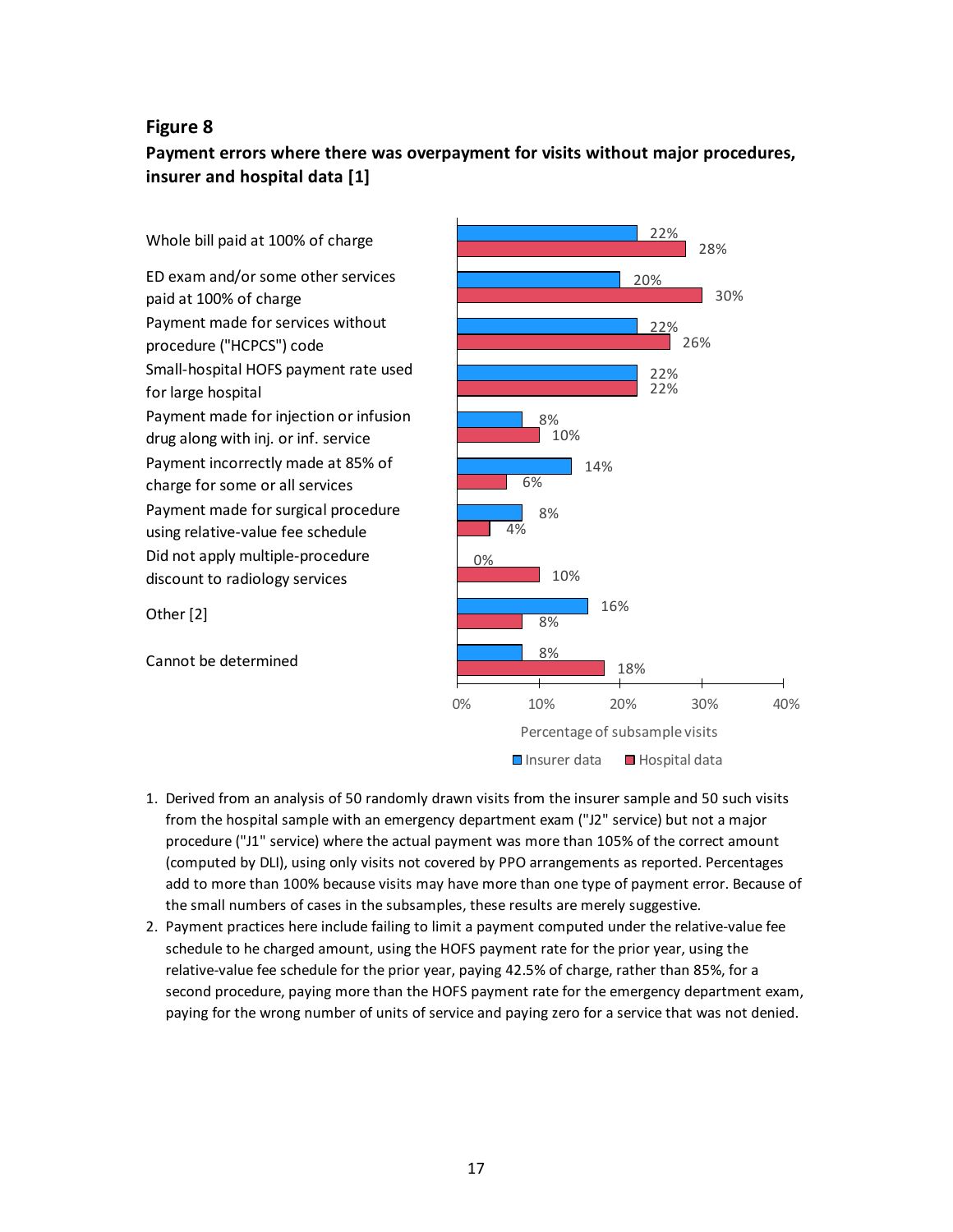## Figure 8

**Payment errors where there was overpayment for visits without major procedures, insurer and hospital data [1]**

| Payment error | Insurer data | Hospital data |
|---|---|---|
| Whole bill paid at 100% of charge | 22% | 28% |
| ED exam and/or some other services paid at 100% of charge | 20% | 30% |
| Payment made for services without procedure ("HCPCS") code | 22% | 26% |
| Small-hospital HOFS payment rate used for large hospital | 22% | 22% |
| Payment made for injection or infusion drug along with inj. or inf. service | 8% | 10% |
| Payment incorrectly made at 85% of charge for some or all services | 14% | 6% |
| Payment made for surgical procedure using relative-value fee schedule | 8% | 4% |
| Did not apply multiple-procedure discount to radiology services | 0% | 10% |
| Other [2] | 16% | 8% |
| Cannot be determined | 8% | 18% |

Percentage of subsample visits

1. Derived from an analysis of 50 randomly drawn visits from the insurer sample and 50 such visits from the hospital sample with an emergency department exam ("J2" service) but not a major procedure ("J1" service) where the actual payment was more than 105% of the correct amount (computed by DLI), using only visits not covered by PPO arrangements as reported. Percentages add to more than 100% because visits may have more than one type of payment error. Because of the small numbers of cases in the subsamples, these results are merely suggestive.
2. Payment practices here include failing to limit a payment computed under the relative-value fee schedule to he charged amount, using the HOFS payment rate for the prior year, using the relative-value fee schedule for the prior year, paying 42.5% of charge, rather than 85%, for a second procedure, paying more than the HOFS payment rate for the emergency department exam, paying for the wrong number of units of service and paying zero for a service that was not denied.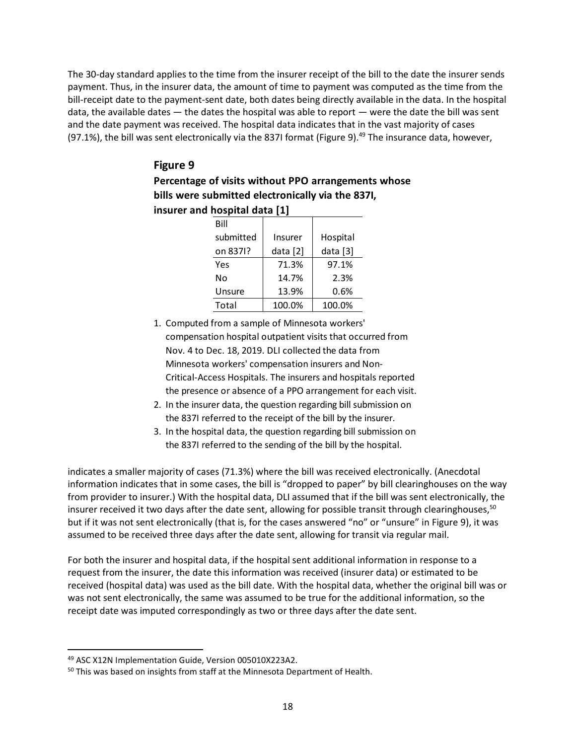The 30-day standard applies to the time from the insurer receipt of the bill to the date the insurer sends payment. Thus, in the insurer data, the amount of time to payment was computed as the time from the bill-receipt date to the payment-sent date, both dates being directly available in the data. In the hospital data, the available dates — the dates the hospital was able to report — were the date the bill was sent and the date payment was received. The hospital data indicates that in the vast majority of cases (97.1%), the bill was sent electronically via the 837I format (Figure 9).[49] The insurance data, however,

### Figure 9

**Percentage of visits without PPO arrangements whose bills were submitted electronically via the 837I, insurer and hospital data [1]**

| Bill submitted on 837I? | Insurer data [2] | Hospital data [3] |
|---|---|---|
| Yes | 71.3% | 97.1% |
| No | 14.7% | 2.3% |
| Unsure | 13.9% | 0.6% |
| Total | 100.0% | 100.0% |

1. Computed from a sample of Minnesota workers' compensation hospital outpatient visits that occurred from Nov. 4 to Dec. 18, 2019. DLI collected the data from Minnesota workers' compensation insurers and Non-Critical-Access Hospitals. The insurers and hospitals reported the presence or absence of a PPO arrangement for each visit.
2. In the insurer data, the question regarding bill submission on the 837I referred to the receipt of the bill by the insurer.
3. In the hospital data, the question regarding bill submission on the 837I referred to the sending of the bill by the hospital.

indicates a smaller majority of cases (71.3%) where the bill was received electronically. (Anecdotal information indicates that in some cases, the bill is "dropped to paper" by bill clearinghouses on the way from provider to insurer.) With the hospital data, DLI assumed that if the bill was sent electronically, the insurer received it two days after the date sent, allowing for possible transit through clearinghouses,[50] but if it was not sent electronically (that is, for the cases answered "no" or "unsure" in Figure 9), it was assumed to be received three days after the date sent, allowing for transit via regular mail.

For both the insurer and hospital data, if the hospital sent additional information in response to a request from the insurer, the date this information was received (insurer data) or estimated to be received (hospital data) was used as the bill date. With the hospital data, whether the original bill was or was not sent electronically, the same was assumed to be true for the additional information, so the receipt date was imputed correspondingly as two or three days after the date sent.

---

[49] ASC X12N Implementation Guide, Version 005010X223A2.

[50] This was based on insights from staff at the Minnesota Department of Health.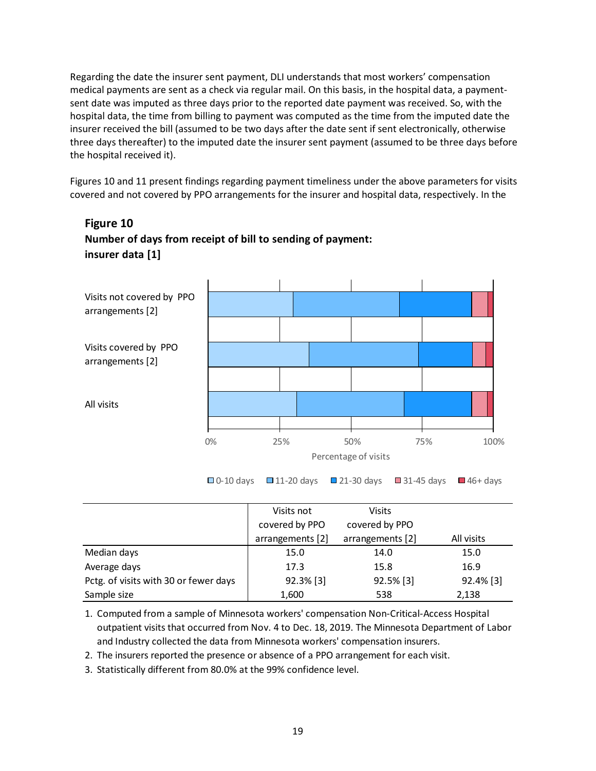Regarding the date the insurer sent payment, DLI understands that most workers' compensation medical payments are sent as a check via regular mail. On this basis, in the hospital data, a payment-sent date was imputed as three days prior to the reported date payment was received. So, with the hospital data, the time from billing to payment was computed as the time from the imputed date the insurer received the bill (assumed to be two days after the date sent if sent electronically, otherwise three days thereafter) to the imputed date the insurer sent payment (assumed to be three days before the hospital received it).

Figures 10 and 11 present findings regarding payment timeliness under the above parameters for visits covered and not covered by PPO arrangements for the insurer and hospital data, respectively. In the

### Figure 10
### Number of days from receipt of bill to sending of payment: insurer data [1]

|  | Visits not covered by PPO arrangements [2] | Visits covered by PPO arrangements [2] | All visits |
|---|---|---|---|
| Median days | 15.0 | 14.0 | 15.0 |
| Average days | 17.3 | 15.8 | 16.9 |
| Pctg. of visits with 30 or fewer days | 92.3% [3] | 92.5% [3] | 92.4% [3] |
| Sample size | 1,600 | 538 | 2,138 |

1. Computed from a sample of Minnesota workers' compensation Non-Critical-Access Hospital outpatient visits that occurred from Nov. 4 to Dec. 18, 2019. The Minnesota Department of Labor and Industry collected the data from Minnesota workers' compensation insurers.
2. The insurers reported the presence or absence of a PPO arrangement for each visit.
3. Statistically different from 80.0% at the 99% confidence level.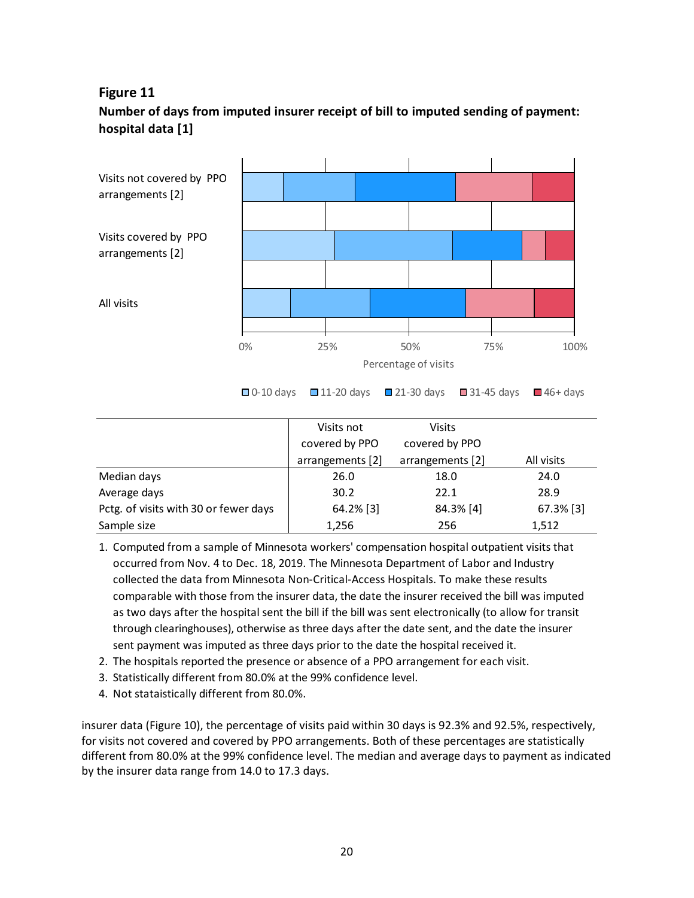**Figure 11**

**Number of days from imputed insurer receipt of bill to imputed sending of payment: hospital data [1]**

|  | Visits not covered by PPO arrangements [2] | Visits covered by PPO arrangements [2] | All visits |
|---|---|---|---|
| Median days | 26.0 | 18.0 | 24.0 |
| Average days | 30.2 | 22.1 | 28.9 |
| Pctg. of visits with 30 or fewer days | 64.2% [3] | 84.3% [4] | 67.3% [3] |
| Sample size | 1,256 | 256 | 1,512 |

1. Computed from a sample of Minnesota workers' compensation hospital outpatient visits that occurred from Nov. 4 to Dec. 18, 2019. The Minnesota Department of Labor and Industry collected the data from Minnesota Non-Critical-Access Hospitals. To make these results comparable with those from the insurer data, the date the insurer received the bill was imputed as two days after the hospital sent the bill if the bill was sent electronically (to allow for transit through clearinghouses), otherwise as three days after the date sent, and the date the insurer sent payment was imputed as three days prior to the date the hospital received it.
2. The hospitals reported the presence or absence of a PPO arrangement for each visit.
3. Statistically different from 80.0% at the 99% confidence level.
4. Not staistically different from 80.0%.

insurer data (Figure 10), the percentage of visits paid within 30 days is 92.3% and 92.5%, respectively, for visits not covered and covered by PPO arrangements. Both of these percentages are statistically different from 80.0% at the 99% confidence level. The median and average days to payment as indicated by the insurer data range from 14.0 to 17.3 days.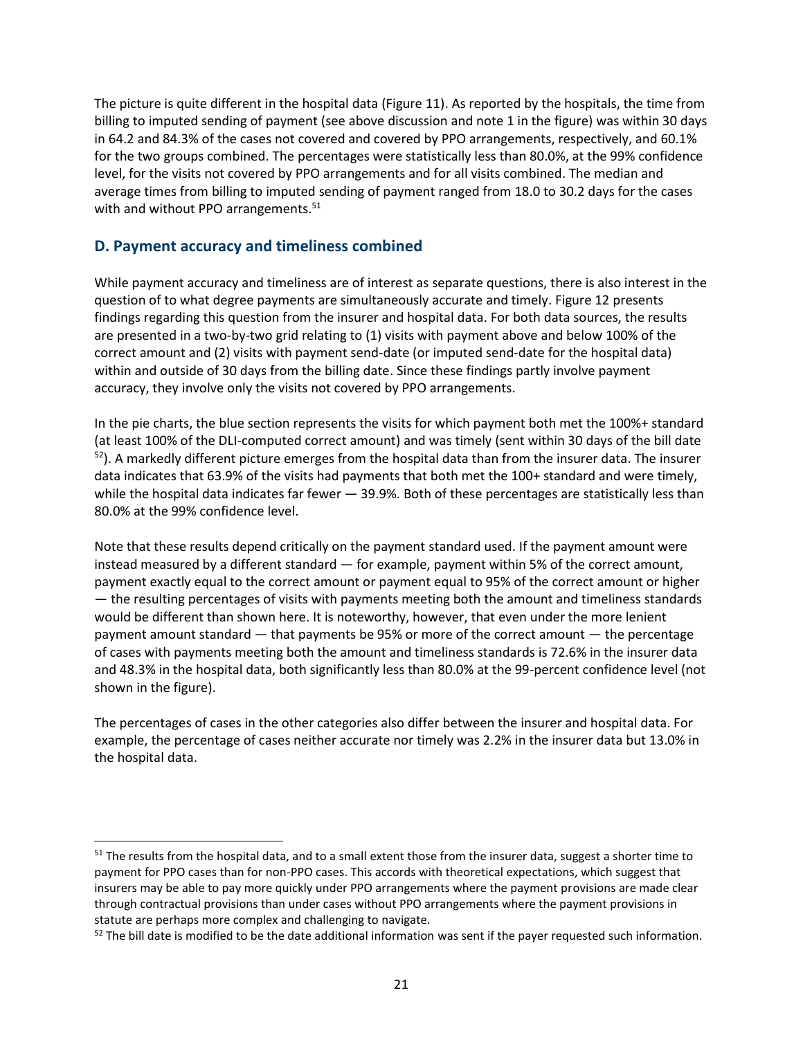The picture is quite different in the hospital data (Figure 11). As reported by the hospitals, the time from billing to imputed sending of payment (see above discussion and note 1 in the figure) was within 30 days in 64.2 and 84.3% of the cases not covered and covered by PPO arrangements, respectively, and 60.1% for the two groups combined. The percentages were statistically less than 80.0%, at the 99% confidence level, for the visits not covered by PPO arrangements and for all visits combined. The median and average times from billing to imputed sending of payment ranged from 18.0 to 30.2 days for the cases with and without PPO arrangements.[51]

## D. Payment accuracy and timeliness combined

While payment accuracy and timeliness are of interest as separate questions, there is also interest in the question of to what degree payments are simultaneously accurate and timely. Figure 12 presents findings regarding this question from the insurer and hospital data. For both data sources, the results are presented in a two-by-two grid relating to (1) visits with payment above and below 100% of the correct amount and (2) visits with payment send-date (or imputed send-date for the hospital data) within and outside of 30 days from the billing date. Since these findings partly involve payment accuracy, they involve only the visits not covered by PPO arrangements.

In the pie charts, the blue section represents the visits for which payment both met the 100%+ standard (at least 100% of the DLI-computed correct amount) and was timely (sent within 30 days of the bill date [52]). A markedly different picture emerges from the hospital data than from the insurer data. The insurer data indicates that 63.9% of the visits had payments that both met the 100+ standard and were timely, while the hospital data indicates far fewer — 39.9%. Both of these percentages are statistically less than 80.0% at the 99% confidence level.

Note that these results depend critically on the payment standard used. If the payment amount were instead measured by a different standard — for example, payment within 5% of the correct amount, payment exactly equal to the correct amount or payment equal to 95% of the correct amount or higher — the resulting percentages of visits with payments meeting both the amount and timeliness standards would be different than shown here. It is noteworthy, however, that even under the more lenient payment amount standard — that payments be 95% or more of the correct amount — the percentage of cases with payments meeting both the amount and timeliness standards is 72.6% in the insurer data and 48.3% in the hospital data, both significantly less than 80.0% at the 99-percent confidence level (not shown in the figure).

The percentages of cases in the other categories also differ between the insurer and hospital data. For example, the percentage of cases neither accurate nor timely was 2.2% in the insurer data but 13.0% in the hospital data.

---

[51] The results from the hospital data, and to a small extent those from the insurer data, suggest a shorter time to payment for PPO cases than for non-PPO cases. This accords with theoretical expectations, which suggest that insurers may be able to pay more quickly under PPO arrangements where the payment provisions are made clear through contractual provisions than under cases without PPO arrangements where the payment provisions in statute are perhaps more complex and challenging to navigate.

[52] The bill date is modified to be the date additional information was sent if the payer requested such information.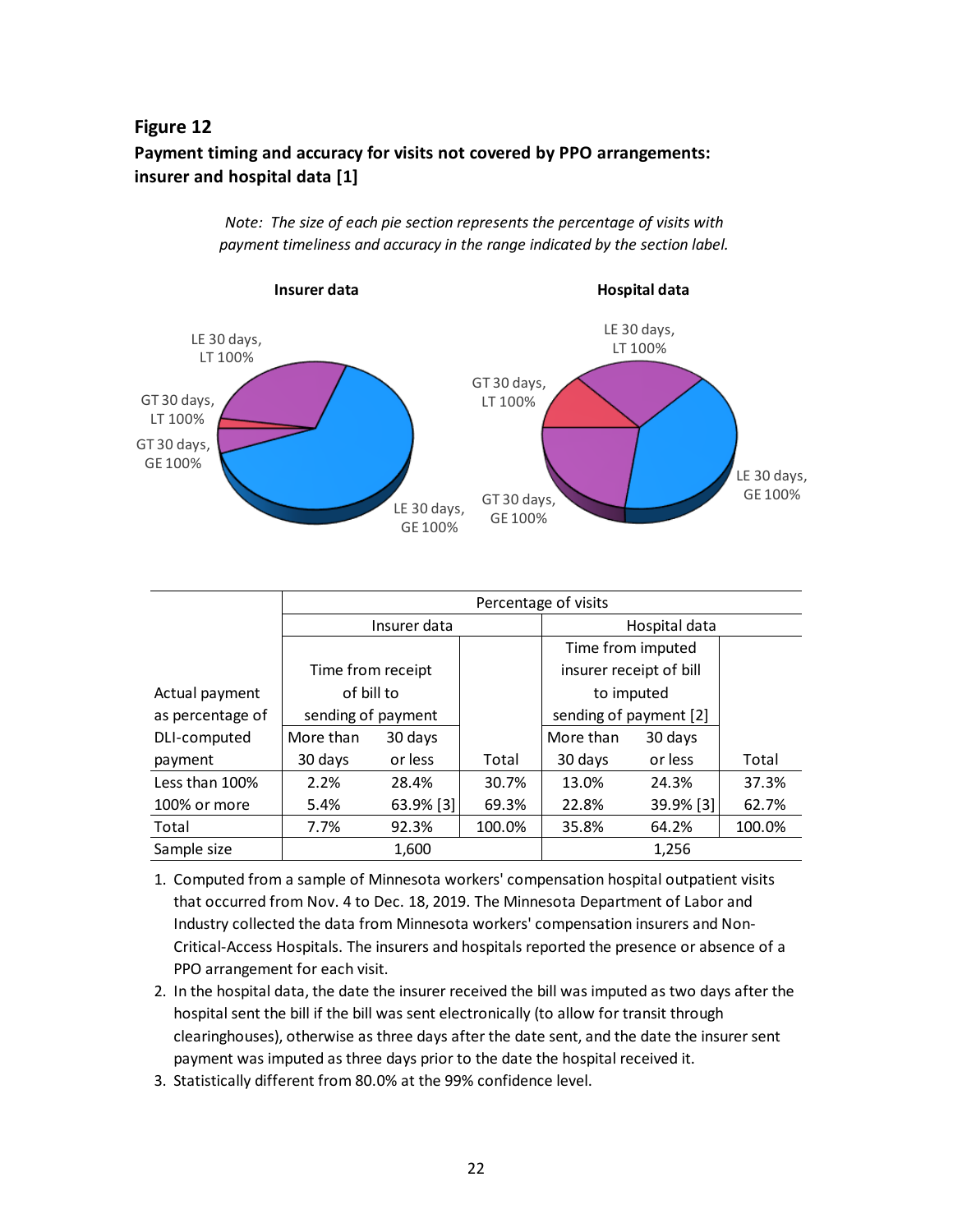## Figure 12

**Payment timing and accuracy for visits not covered by PPO arrangements: insurer and hospital data [1]**

*Note: The size of each pie section represents the percentage of visits with payment timeliness and accuracy in the range indicated by the section label.*

**Insurer data**

LE 30 days, LT 100%

GT 30 days, LT 100%

GT 30 days, GE 100%

LE 30 days, GE 100%

**Hospital data**

LE 30 days, LT 100%

GT 30 days, LT 100%

GT 30 days, GE 100%

LE 30 days, GE 100%

| | Percentage of visits | | | | | |
|---|---|---|---|---|---|---|
| | Insurer data | | | Hospital data | | |
| | Time from receipt of bill to sending of payment | | | Time from imputed insurer receipt of bill to imputed sending of payment [2] | | |
| Actual payment as percentage of DLI-computed payment | More than 30 days | 30 days or less | Total | More than 30 days | 30 days or less | Total |
| Less than 100% | 2.2% | 28.4% | 30.7% | 13.0% | 24.3% | 37.3% |
| 100% or more | 5.4% | 63.9% [3] | 69.3% | 22.8% | 39.9% [3] | 62.7% |
| Total | 7.7% | 92.3% | 100.0% | 35.8% | 64.2% | 100.0% |
| Sample size | 1,600 | | | 1,256 | | |

1. Computed from a sample of Minnesota workers' compensation hospital outpatient visits that occurred from Nov. 4 to Dec. 18, 2019. The Minnesota Department of Labor and Industry collected the data from Minnesota workers' compensation insurers and Non-Critical-Access Hospitals. The insurers and hospitals reported the presence or absence of a PPO arrangement for each visit.
2. In the hospital data, the date the insurer received the bill was imputed as two days after the hospital sent the bill if the bill was sent electronically (to allow for transit through clearinghouses), otherwise as three days after the date sent, and the date the insurer sent payment was imputed as three days prior to the date the hospital received it.
3. Statistically different from 80.0% at the 99% confidence level.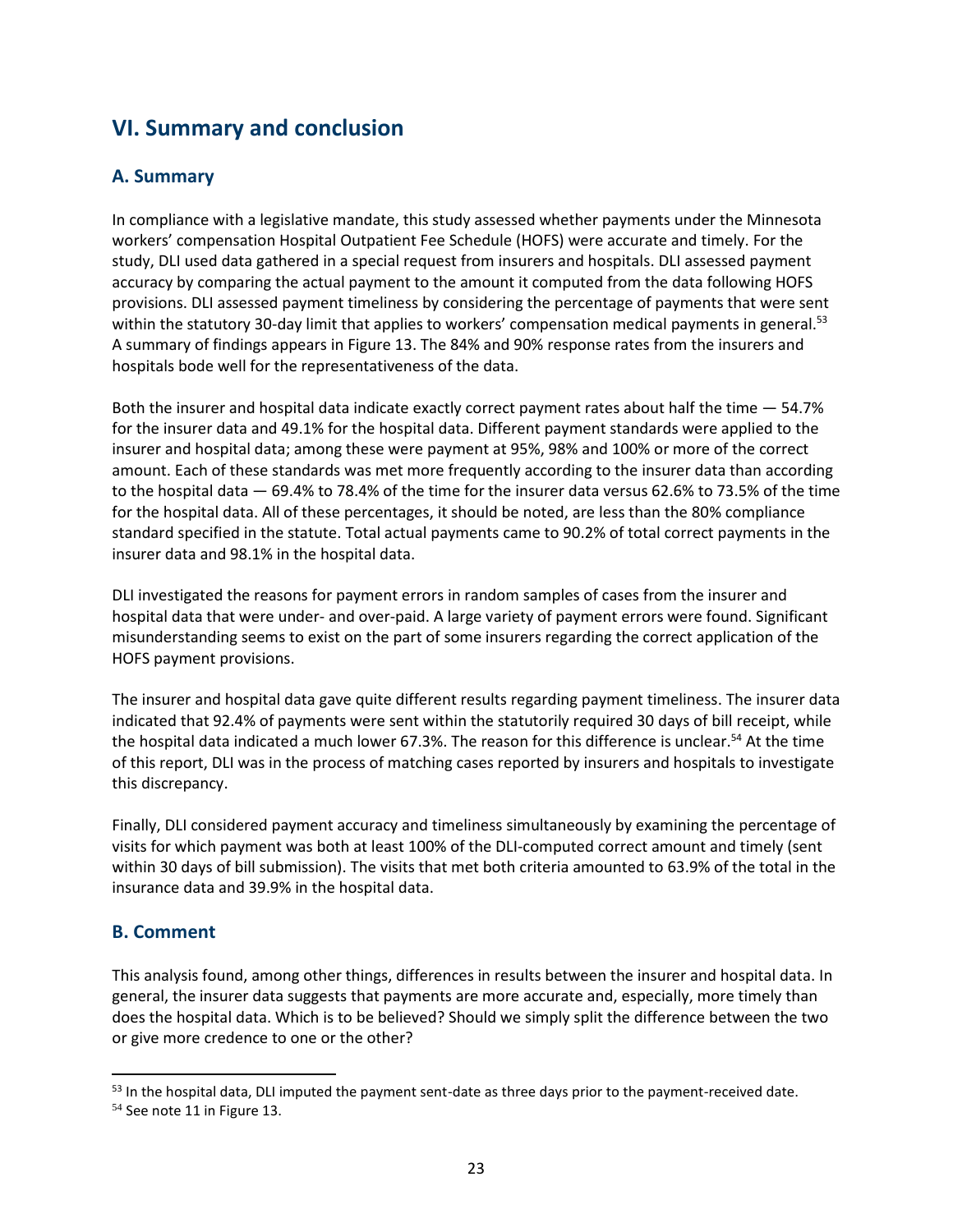## VI. Summary and conclusion

### A. Summary

In compliance with a legislative mandate, this study assessed whether payments under the Minnesota workers' compensation Hospital Outpatient Fee Schedule (HOFS) were accurate and timely. For the study, DLI used data gathered in a special request from insurers and hospitals. DLI assessed payment accuracy by comparing the actual payment to the amount it computed from the data following HOFS provisions. DLI assessed payment timeliness by considering the percentage of payments that were sent within the statutory 30-day limit that applies to workers' compensation medical payments in general.[53] A summary of findings appears in Figure 13. The 84% and 90% response rates from the insurers and hospitals bode well for the representativeness of the data.

Both the insurer and hospital data indicate exactly correct payment rates about half the time — 54.7% for the insurer data and 49.1% for the hospital data. Different payment standards were applied to the insurer and hospital data; among these were payment at 95%, 98% and 100% or more of the correct amount. Each of these standards was met more frequently according to the insurer data than according to the hospital data — 69.4% to 78.4% of the time for the insurer data versus 62.6% to 73.5% of the time for the hospital data. All of these percentages, it should be noted, are less than the 80% compliance standard specified in the statute. Total actual payments came to 90.2% of total correct payments in the insurer data and 98.1% in the hospital data.

DLI investigated the reasons for payment errors in random samples of cases from the insurer and hospital data that were under- and over-paid. A large variety of payment errors were found. Significant misunderstanding seems to exist on the part of some insurers regarding the correct application of the HOFS payment provisions.

The insurer and hospital data gave quite different results regarding payment timeliness. The insurer data indicated that 92.4% of payments were sent within the statutorily required 30 days of bill receipt, while the hospital data indicated a much lower 67.3%. The reason for this difference is unclear.[54] At the time of this report, DLI was in the process of matching cases reported by insurers and hospitals to investigate this discrepancy.

Finally, DLI considered payment accuracy and timeliness simultaneously by examining the percentage of visits for which payment was both at least 100% of the DLI-computed correct amount and timely (sent within 30 days of bill submission). The visits that met both criteria amounted to 63.9% of the total in the insurance data and 39.9% in the hospital data.

### B. Comment

This analysis found, among other things, differences in results between the insurer and hospital data. In general, the insurer data suggests that payments are more accurate and, especially, more timely than does the hospital data. Which is to be believed? Should we simply split the difference between the two or give more credence to one or the other?

[53] In the hospital data, DLI imputed the payment sent-date as three days prior to the payment-received date.

[54] See note 11 in Figure 13.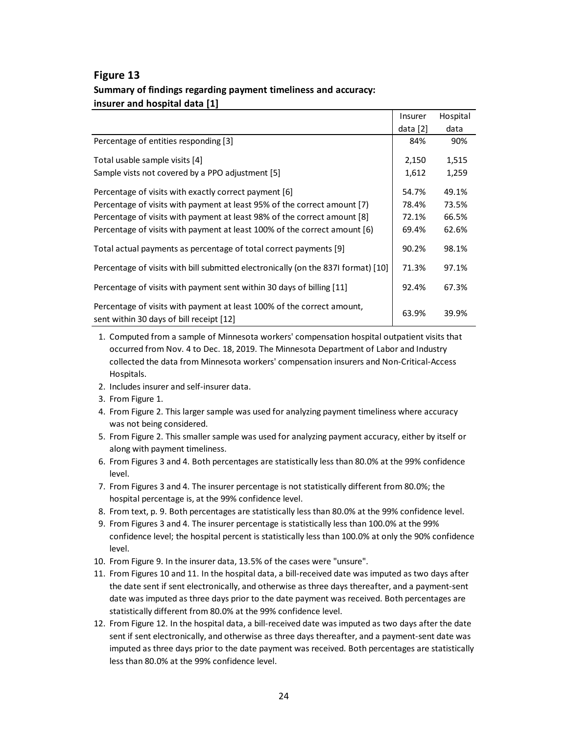## Figure 13

**Summary of findings regarding payment timeliness and accuracy: insurer and hospital data [1]**

| | Insurer data [2] | Hospital data |
|---|---|---|
| Percentage of entities responding [3] | 84% | 90% |
| Total usable sample visits [4] | 2,150 | 1,515 |
| Sample vists not covered by a PPO adjustment [5] | 1,612 | 1,259 |
| Percentage of visits with exactly correct payment [6] | 54.7% | 49.1% |
| Percentage of visits with payment at least 95% of the correct amount [7] | 78.4% | 73.5% |
| Percentage of visits with payment at least 98% of the correct amount [8] | 72.1% | 66.5% |
| Percentage of visits with payment at least 100% of the correct amount [6] | 69.4% | 62.6% |
| Total actual payments as percentage of total correct payments [9] | 90.2% | 98.1% |
| Percentage of visits with bill submitted electronically (on the 837I format) [10] | 71.3% | 97.1% |
| Percentage of visits with payment sent within 30 days of billing [11] | 92.4% | 67.3% |
| Percentage of visits with payment at least 100% of the correct amount, sent within 30 days of bill receipt [12] | 63.9% | 39.9% |

1. Computed from a sample of Minnesota workers' compensation hospital outpatient visits that occurred from Nov. 4 to Dec. 18, 2019. The Minnesota Department of Labor and Industry collected the data from Minnesota workers' compensation insurers and Non-Critical-Access Hospitals.
2. Includes insurer and self-insurer data.
3. From Figure 1.
4. From Figure 2. This larger sample was used for analyzing payment timeliness where accuracy was not being considered.
5. From Figure 2. This smaller sample was used for analyzing payment accuracy, either by itself or along with payment timeliness.
6. From Figures 3 and 4. Both percentages are statistically less than 80.0% at the 99% confidence level.
7. From Figures 3 and 4. The insurer percentage is not statistically different from 80.0%; the hospital percentage is, at the 99% confidence level.
8. From text, p. 9. Both percentages are statistically less than 80.0% at the 99% confidence level.
9. From Figures 3 and 4. The insurer percentage is statistically less than 100.0% at the 99% confidence level; the hospital percent is statistically less than 100.0% at only the 90% confidence level.
10. From Figure 9. In the insurer data, 13.5% of the cases were "unsure".
11. From Figures 10 and 11. In the hospital data, a bill-received date was imputed as two days after the date sent if sent electronically, and otherwise as three days thereafter, and a payment-sent date was imputed as three days prior to the date payment was received. Both percentages are statistically different from 80.0% at the 99% confidence level.
12. From Figure 12. In the hospital data, a bill-received date was imputed as two days after the date sent if sent electronically, and otherwise as three days thereafter, and a payment-sent date was imputed as three days prior to the date payment was received. Both percentages are statistically less than 80.0% at the 99% confidence level.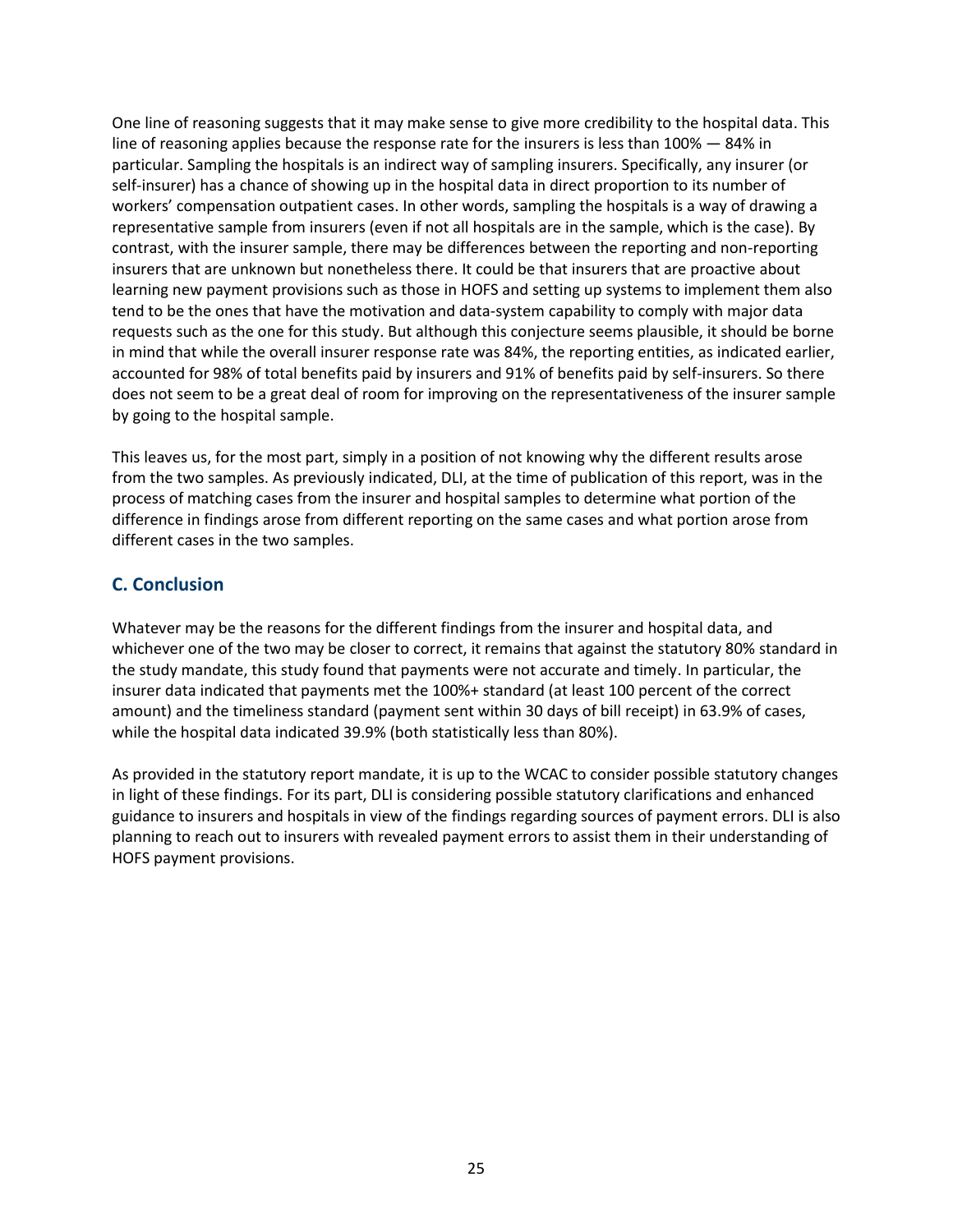One line of reasoning suggests that it may make sense to give more credibility to the hospital data. This line of reasoning applies because the response rate for the insurers is less than 100% — 84% in particular. Sampling the hospitals is an indirect way of sampling insurers. Specifically, any insurer (or self-insurer) has a chance of showing up in the hospital data in direct proportion to its number of workers' compensation outpatient cases. In other words, sampling the hospitals is a way of drawing a representative sample from insurers (even if not all hospitals are in the sample, which is the case). By contrast, with the insurer sample, there may be differences between the reporting and non-reporting insurers that are unknown but nonetheless there. It could be that insurers that are proactive about learning new payment provisions such as those in HOFS and setting up systems to implement them also tend to be the ones that have the motivation and data-system capability to comply with major data requests such as the one for this study. But although this conjecture seems plausible, it should be borne in mind that while the overall insurer response rate was 84%, the reporting entities, as indicated earlier, accounted for 98% of total benefits paid by insurers and 91% of benefits paid by self-insurers. So there does not seem to be a great deal of room for improving on the representativeness of the insurer sample by going to the hospital sample.

This leaves us, for the most part, simply in a position of not knowing why the different results arose from the two samples. As previously indicated, DLI, at the time of publication of this report, was in the process of matching cases from the insurer and hospital samples to determine what portion of the difference in findings arose from different reporting on the same cases and what portion arose from different cases in the two samples.

## C. Conclusion

Whatever may be the reasons for the different findings from the insurer and hospital data, and whichever one of the two may be closer to correct, it remains that against the statutory 80% standard in the study mandate, this study found that payments were not accurate and timely. In particular, the insurer data indicated that payments met the 100%+ standard (at least 100 percent of the correct amount) and the timeliness standard (payment sent within 30 days of bill receipt) in 63.9% of cases, while the hospital data indicated 39.9% (both statistically less than 80%).

As provided in the statutory report mandate, it is up to the WCAC to consider possible statutory changes in light of these findings. For its part, DLI is considering possible statutory clarifications and enhanced guidance to insurers and hospitals in view of the findings regarding sources of payment errors. DLI is also planning to reach out to insurers with revealed payment errors to assist them in their understanding of HOFS payment provisions.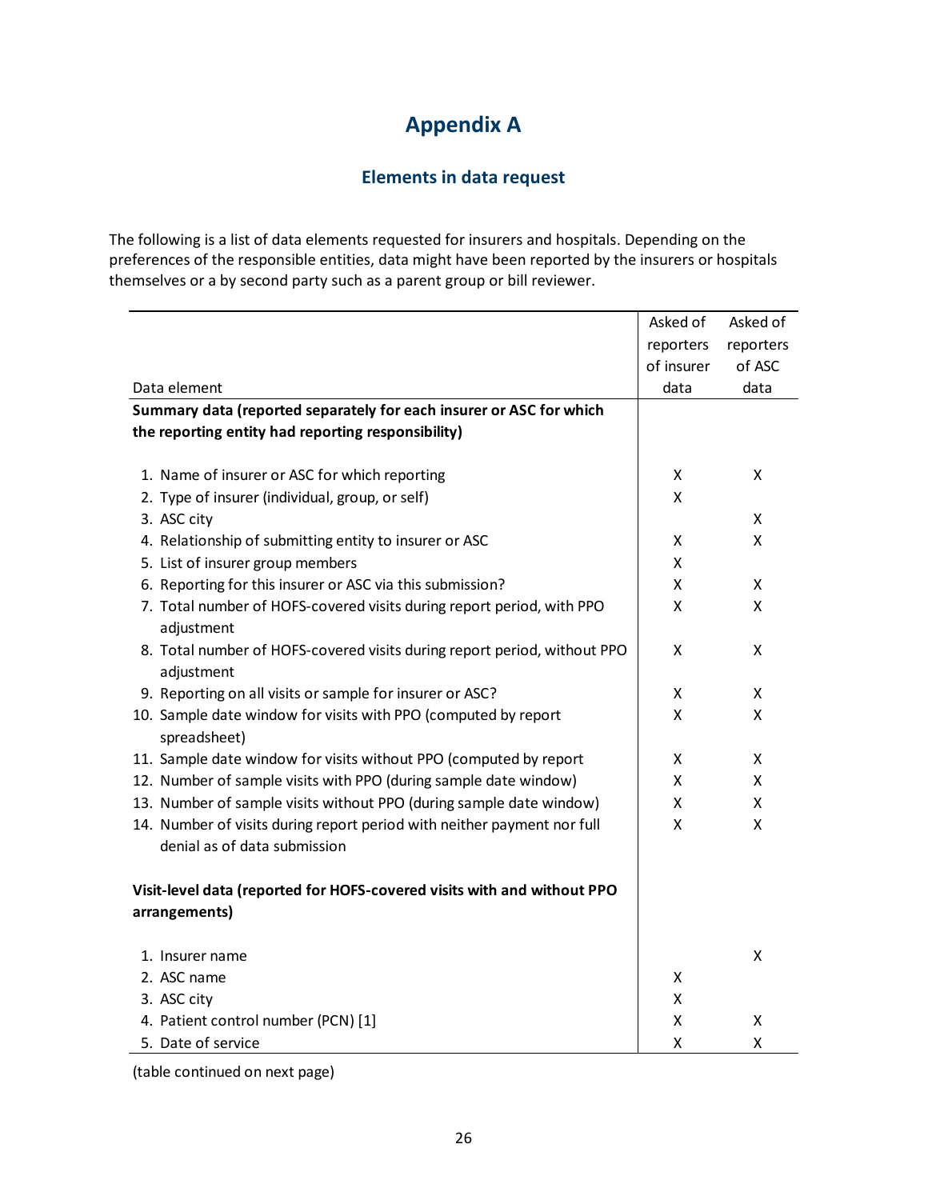# Appendix A

## Elements in data request

The following is a list of data elements requested for insurers and hospitals. Depending on the preferences of the responsible entities, data might have been reported by the insurers or hospitals themselves or a by second party such as a parent group or bill reviewer.

| Data element | Asked of reporters of insurer data | Asked of reporters of ASC data |
|---|---|---|
| **Summary data (reported separately for each insurer or ASC for which the reporting entity had reporting responsibility)** | | |
| 1. Name of insurer or ASC for which reporting | X | X |
| 2. Type of insurer (individual, group, or self) | X | |
| 3. ASC city | | X |
| 4. Relationship of submitting entity to insurer or ASC | X | X |
| 5. List of insurer group members | X | |
| 6. Reporting for this insurer or ASC via this submission? | X | X |
| 7. Total number of HOFS-covered visits during report period, with PPO adjustment | X | X |
| 8. Total number of HOFS-covered visits during report period, without PPO adjustment | X | X |
| 9. Reporting on all visits or sample for insurer or ASC? | X | X |
| 10. Sample date window for visits with PPO (computed by report spreadsheet) | X | X |
| 11. Sample date window for visits without PPO (computed by report | X | X |
| 12. Number of sample visits with PPO (during sample date window) | X | X |
| 13. Number of sample visits without PPO (during sample date window) | X | X |
| 14. Number of visits during report period with neither payment nor full denial as of data submission | X | X |
| **Visit-level data (reported for HOFS-covered visits with and without PPO arrangements)** | | |
| 1. Insurer name | | X |
| 2. ASC name | X | |
| 3. ASC city | X | |
| 4. Patient control number (PCN) [1] | X | X |
| 5. Date of service | X | X |

(table continued on next page)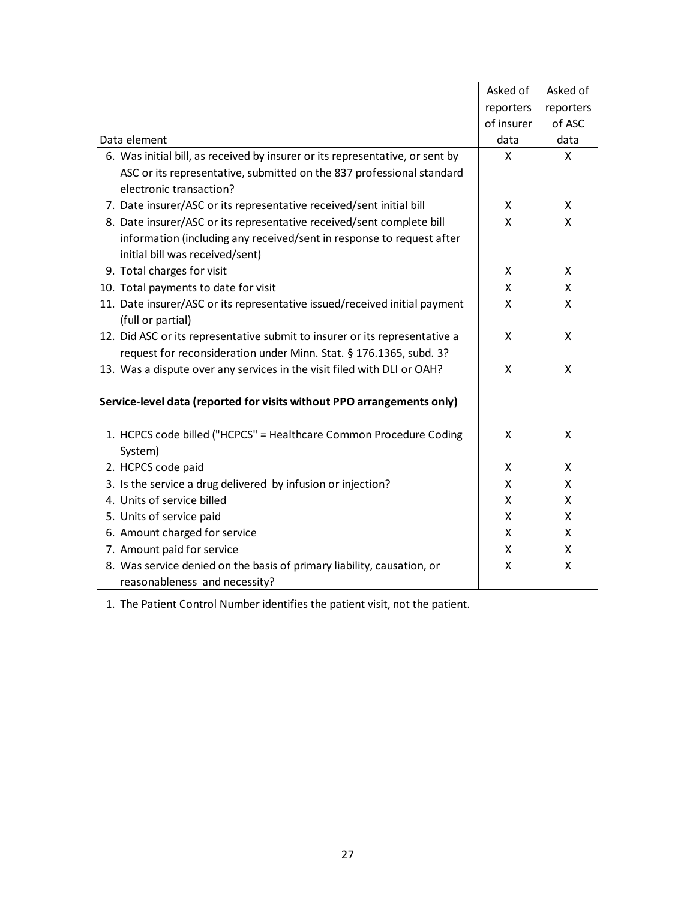| Data element | Asked of reporters of insurer data | Asked of reporters of ASC data |
|---|---|---|
| 6. Was initial bill, as received by insurer or its representative, or sent by ASC or its representative, submitted on the 837 professional standard electronic transaction? | X | X |
| 7. Date insurer/ASC or its representative received/sent initial bill | X | X |
| 8. Date insurer/ASC or its representative received/sent complete bill information (including any received/sent in response to request after initial bill was received/sent) | X | X |
| 9. Total charges for visit | X | X |
| 10. Total payments to date for visit | X | X |
| 11. Date insurer/ASC or its representative issued/received initial payment (full or partial) | X | X |
| 12. Did ASC or its representative submit to insurer or its representative a request for reconsideration under Minn. Stat. § 176.1365, subd. 3? | X | X |
| 13. Was a dispute over any services in the visit filed with DLI or OAH? | X | X |
| **Service-level data (reported for visits without PPO arrangements only)** | | |
| 1. HCPCS code billed ("HCPCS" = Healthcare Common Procedure Coding System) | X | X |
| 2. HCPCS code paid | X | X |
| 3. Is the service a drug delivered by infusion or injection? | X | X |
| 4. Units of service billed | X | X |
| 5. Units of service paid | X | X |
| 6. Amount charged for service | X | X |
| 7. Amount paid for service | X | X |
| 8. Was service denied on the basis of primary liability, causation, or reasonableness and necessity? | X | X |

1. The Patient Control Number identifies the patient visit, not the patient.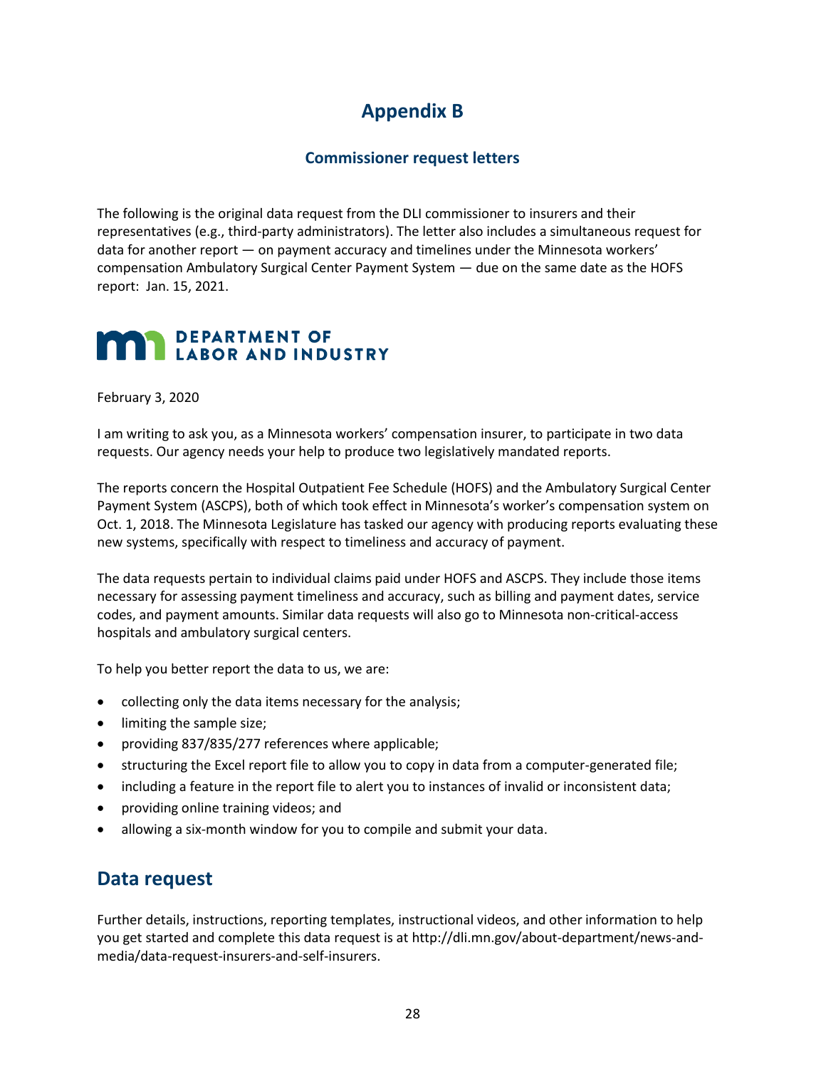# Appendix B

### Commissioner request letters

The following is the original data request from the DLI commissioner to insurers and their representatives (e.g., third-party administrators). The letter also includes a simultaneous request for data for another report — on payment accuracy and timelines under the Minnesota workers' compensation Ambulatory Surgical Center Payment System — due on the same date as the HOFS report: Jan. 15, 2021.

**DEPARTMENT OF LABOR AND INDUSTRY**

February 3, 2020

I am writing to ask you, as a Minnesota workers' compensation insurer, to participate in two data requests. Our agency needs your help to produce two legislatively mandated reports.

The reports concern the Hospital Outpatient Fee Schedule (HOFS) and the Ambulatory Surgical Center Payment System (ASCPS), both of which took effect in Minnesota's worker's compensation system on Oct. 1, 2018. The Minnesota Legislature has tasked our agency with producing reports evaluating these new systems, specifically with respect to timeliness and accuracy of payment.

The data requests pertain to individual claims paid under HOFS and ASCPS. They include those items necessary for assessing payment timeliness and accuracy, such as billing and payment dates, service codes, and payment amounts. Similar data requests will also go to Minnesota non-critical-access hospitals and ambulatory surgical centers.

To help you better report the data to us, we are:

- collecting only the data items necessary for the analysis;
- limiting the sample size;
- providing 837/835/277 references where applicable;
- structuring the Excel report file to allow you to copy in data from a computer-generated file;
- including a feature in the report file to alert you to instances of invalid or inconsistent data;
- providing online training videos; and
- allowing a six-month window for you to compile and submit your data.

## Data request

Further details, instructions, reporting templates, instructional videos, and other information to help you get started and complete this data request is at http://dli.mn.gov/about-department/news-and-media/data-request-insurers-and-self-insurers.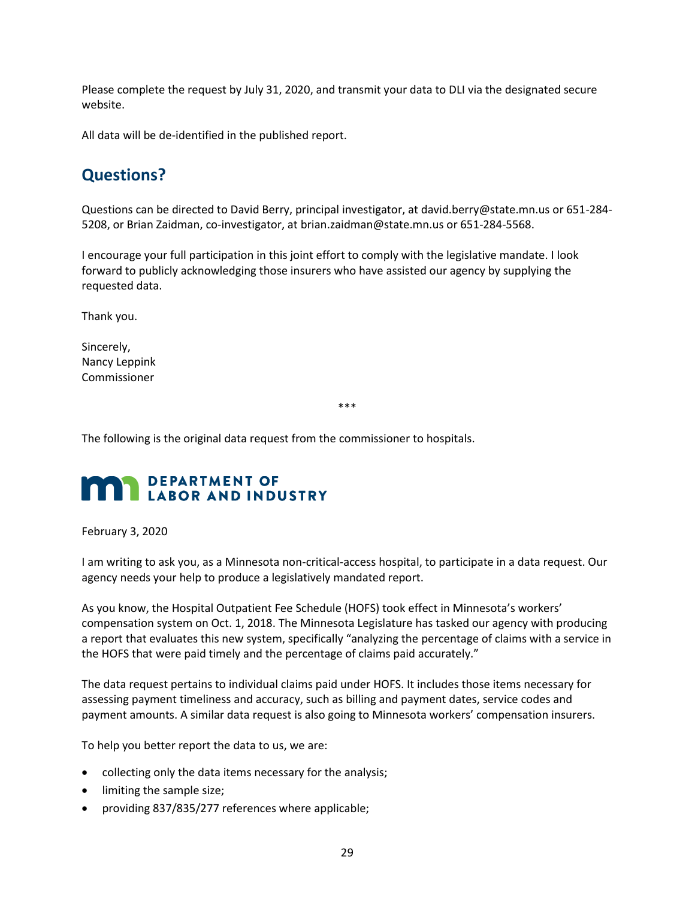Please complete the request by July 31, 2020, and transmit your data to DLI via the designated secure website.

All data will be de-identified in the published report.

## Questions?

Questions can be directed to David Berry, principal investigator, at david.berry@state.mn.us or 651-284-5208, or Brian Zaidman, co-investigator, at brian.zaidman@state.mn.us or 651-284-5568.

I encourage your full participation in this joint effort to comply with the legislative mandate. I look forward to publicly acknowledging those insurers who have assisted our agency by supplying the requested data.

Thank you.

Sincerely,
Nancy Leppink
Commissioner

***

The following is the original data request from the commissioner to hospitals.

**DEPARTMENT OF LABOR AND INDUSTRY**

February 3, 2020

I am writing to ask you, as a Minnesota non-critical-access hospital, to participate in a data request. Our agency needs your help to produce a legislatively mandated report.

As you know, the Hospital Outpatient Fee Schedule (HOFS) took effect in Minnesota's workers' compensation system on Oct. 1, 2018. The Minnesota Legislature has tasked our agency with producing a report that evaluates this new system, specifically "analyzing the percentage of claims with a service in the HOFS that were paid timely and the percentage of claims paid accurately."

The data request pertains to individual claims paid under HOFS. It includes those items necessary for assessing payment timeliness and accuracy, such as billing and payment dates, service codes and payment amounts. A similar data request is also going to Minnesota workers' compensation insurers.

To help you better report the data to us, we are:

- collecting only the data items necessary for the analysis;
- limiting the sample size;
- providing 837/835/277 references where applicable;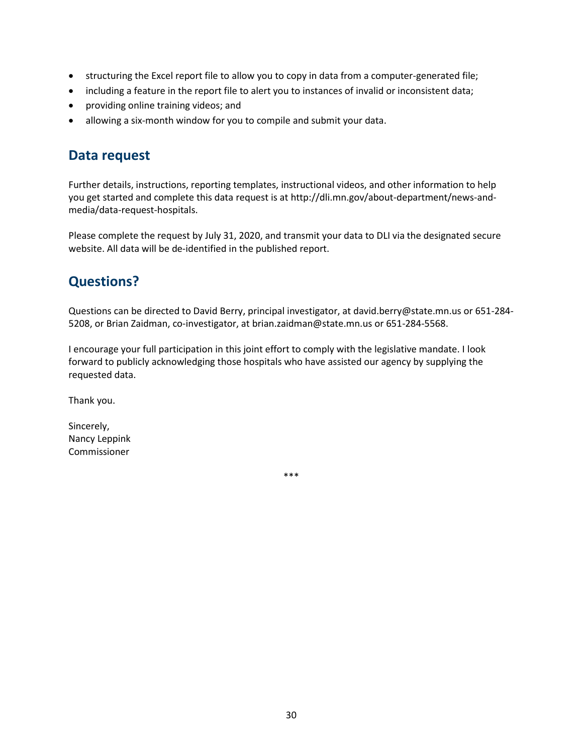- structuring the Excel report file to allow you to copy in data from a computer-generated file;
- including a feature in the report file to alert you to instances of invalid or inconsistent data;
- providing online training videos; and
- allowing a six-month window for you to compile and submit your data.

## Data request

Further details, instructions, reporting templates, instructional videos, and other information to help you get started and complete this data request is at http://dli.mn.gov/about-department/news-and-media/data-request-hospitals.

Please complete the request by July 31, 2020, and transmit your data to DLI via the designated secure website. All data will be de-identified in the published report.

## Questions?

Questions can be directed to David Berry, principal investigator, at david.berry@state.mn.us or 651-284-5208, or Brian Zaidman, co-investigator, at brian.zaidman@state.mn.us or 651-284-5568.

I encourage your full participation in this joint effort to comply with the legislative mandate. I look forward to publicly acknowledging those hospitals who have assisted our agency by supplying the requested data.

Thank you.

Sincerely,
Nancy Leppink
Commissioner

***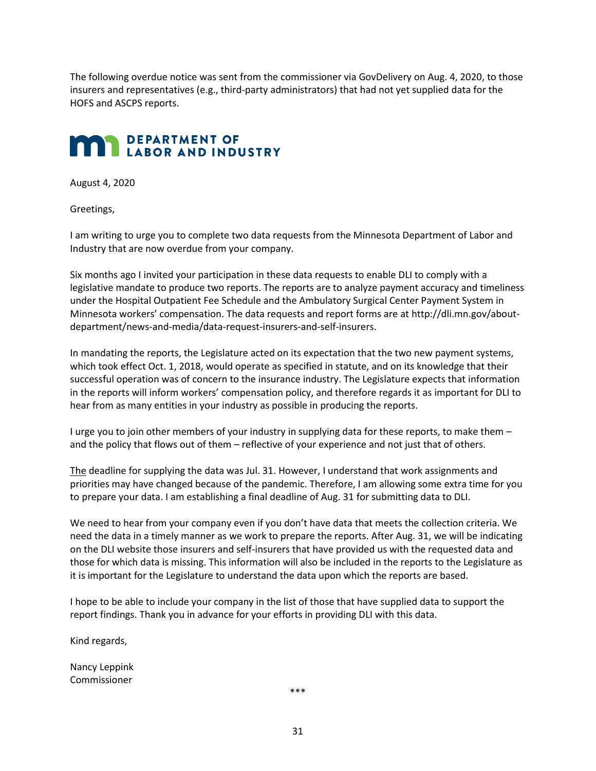The following overdue notice was sent from the commissioner via GovDelivery on Aug. 4, 2020, to those insurers and representatives (e.g., third-party administrators) that had not yet supplied data for the HOFS and ASCPS reports.

**DEPARTMENT OF LABOR AND INDUSTRY**

August 4, 2020

Greetings,

I am writing to urge you to complete two data requests from the Minnesota Department of Labor and Industry that are now overdue from your company.

Six months ago I invited your participation in these data requests to enable DLI to comply with a legislative mandate to produce two reports. The reports are to analyze payment accuracy and timeliness under the Hospital Outpatient Fee Schedule and the Ambulatory Surgical Center Payment System in Minnesota workers' compensation. The data requests and report forms are at http://dli.mn.gov/about-department/news-and-media/data-request-insurers-and-self-insurers.

In mandating the reports, the Legislature acted on its expectation that the two new payment systems, which took effect Oct. 1, 2018, would operate as specified in statute, and on its knowledge that their successful operation was of concern to the insurance industry. The Legislature expects that information in the reports will inform workers' compensation policy, and therefore regards it as important for DLI to hear from as many entities in your industry as possible in producing the reports.

I urge you to join other members of your industry in supplying data for these reports, to make them – and the policy that flows out of them – reflective of your experience and not just that of others.

The deadline for supplying the data was Jul. 31. However, I understand that work assignments and priorities may have changed because of the pandemic. Therefore, I am allowing some extra time for you to prepare your data. I am establishing a final deadline of Aug. 31 for submitting data to DLI.

We need to hear from your company even if you don't have data that meets the collection criteria. We need the data in a timely manner as we work to prepare the reports. After Aug. 31, we will be indicating on the DLI website those insurers and self-insurers that have provided us with the requested data and those for which data is missing. This information will also be included in the reports to the Legislature as it is important for the Legislature to understand the data upon which the reports are based.

I hope to be able to include your company in the list of those that have supplied data to support the report findings. Thank you in advance for your efforts in providing DLI with this data.

Kind regards,

Nancy Leppink
Commissioner

\*\*\*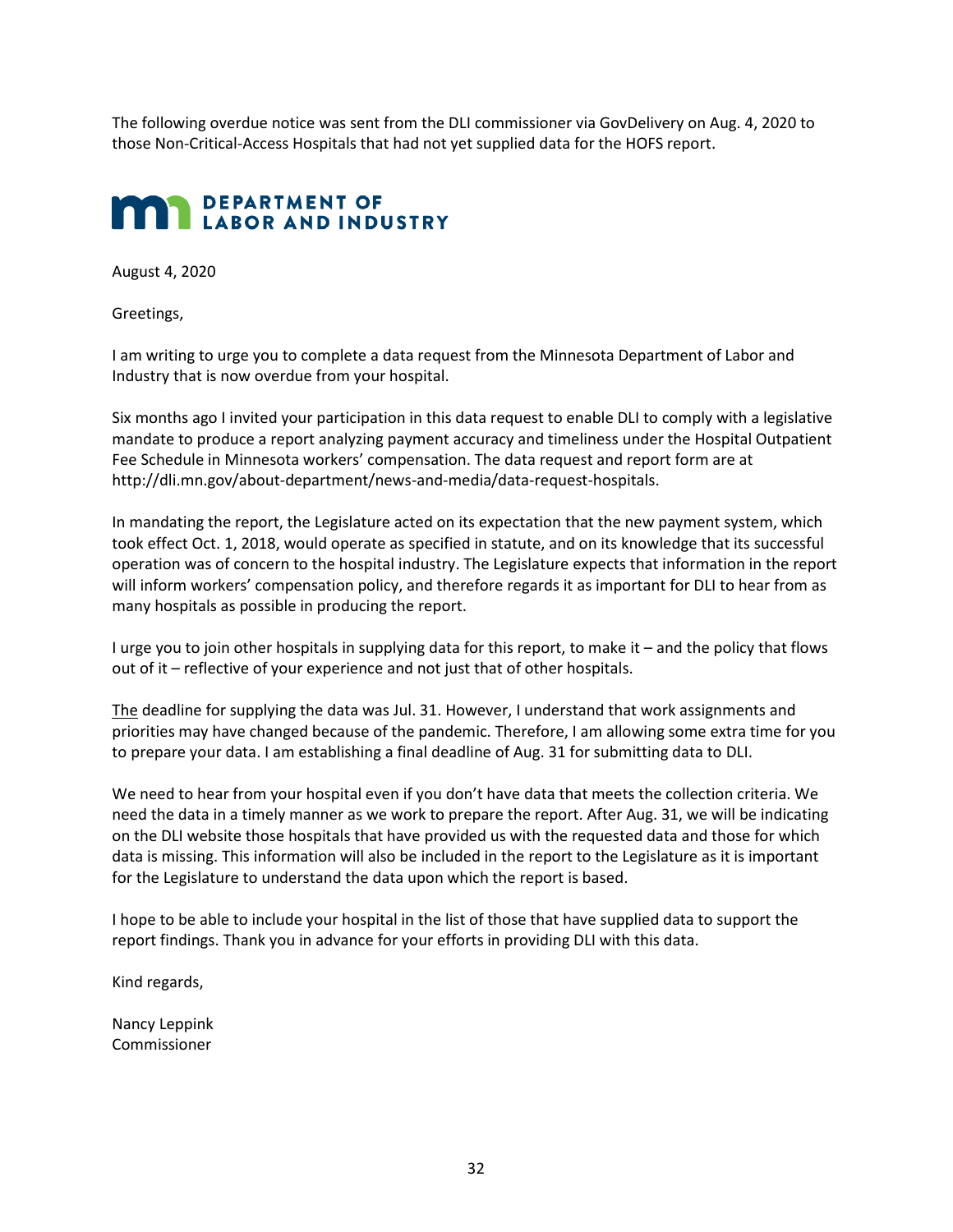The following overdue notice was sent from the DLI commissioner via GovDelivery on Aug. 4, 2020 to those Non-Critical-Access Hospitals that had not yet supplied data for the HOFS report.

**DEPARTMENT OF LABOR AND INDUSTRY**

August 4, 2020

Greetings,

I am writing to urge you to complete a data request from the Minnesota Department of Labor and Industry that is now overdue from your hospital.

Six months ago I invited your participation in this data request to enable DLI to comply with a legislative mandate to produce a report analyzing payment accuracy and timeliness under the Hospital Outpatient Fee Schedule in Minnesota workers' compensation. The data request and report form are at http://dli.mn.gov/about-department/news-and-media/data-request-hospitals.

In mandating the report, the Legislature acted on its expectation that the new payment system, which took effect Oct. 1, 2018, would operate as specified in statute, and on its knowledge that its successful operation was of concern to the hospital industry. The Legislature expects that information in the report will inform workers' compensation policy, and therefore regards it as important for DLI to hear from as many hospitals as possible in producing the report.

I urge you to join other hospitals in supplying data for this report, to make it – and the policy that flows out of it – reflective of your experience and not just that of other hospitals.

The deadline for supplying the data was Jul. 31. However, I understand that work assignments and priorities may have changed because of the pandemic. Therefore, I am allowing some extra time for you to prepare your data. I am establishing a final deadline of Aug. 31 for submitting data to DLI.

We need to hear from your hospital even if you don't have data that meets the collection criteria. We need the data in a timely manner as we work to prepare the report. After Aug. 31, we will be indicating on the DLI website those hospitals that have provided us with the requested data and those for which data is missing. This information will also be included in the report to the Legislature as it is important for the Legislature to understand the data upon which the report is based.

I hope to be able to include your hospital in the list of those that have supplied data to support the report findings. Thank you in advance for your efforts in providing DLI with this data.

Kind regards,

Nancy Leppink
Commissioner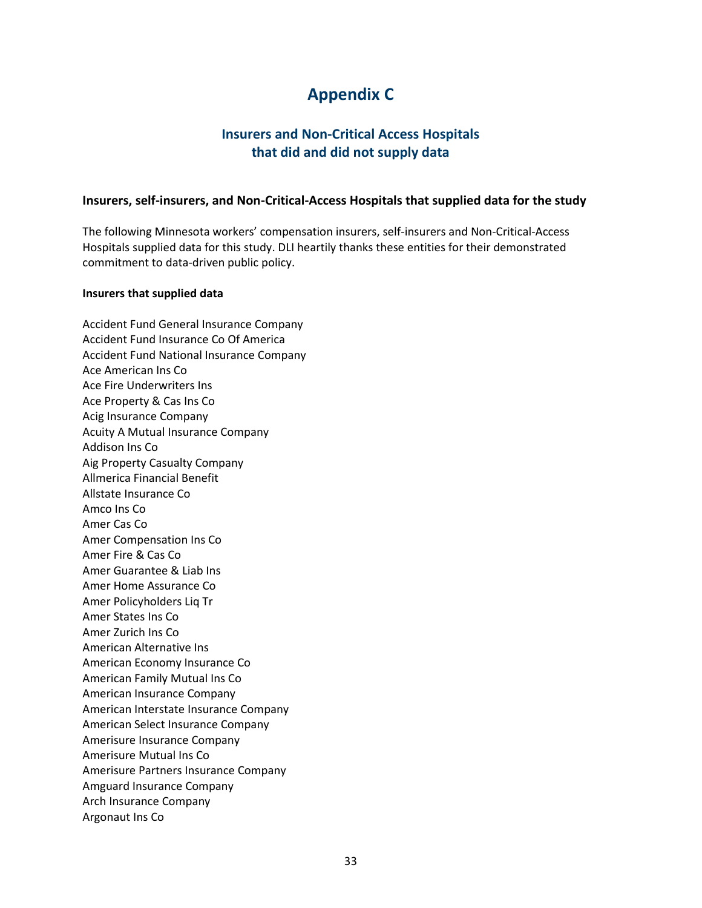# Appendix C

## Insurers and Non-Critical Access Hospitals that did and did not supply data

### Insurers, self-insurers, and Non-Critical-Access Hospitals that supplied data for the study

The following Minnesota workers' compensation insurers, self-insurers and Non-Critical-Access Hospitals supplied data for this study. DLI heartily thanks these entities for their demonstrated commitment to data-driven public policy.

**Insurers that supplied data**

Accident Fund General Insurance Company
Accident Fund Insurance Co Of America
Accident Fund National Insurance Company
Ace American Ins Co
Ace Fire Underwriters Ins
Ace Property & Cas Ins Co
Acig Insurance Company
Acuity A Mutual Insurance Company
Addison Ins Co
Aig Property Casualty Company
Allmerica Financial Benefit
Allstate Insurance Co
Amco Ins Co
Amer Cas Co
Amer Compensation Ins Co
Amer Fire & Cas Co
Amer Guarantee & Liab Ins
Amer Home Assurance Co
Amer Policyholders Liq Tr
Amer States Ins Co
Amer Zurich Ins Co
American Alternative Ins
American Economy Insurance Co
American Family Mutual Ins Co
American Insurance Company
American Interstate Insurance Company
American Select Insurance Company
Amerisure Insurance Company
Amerisure Mutual Ins Co
Amerisure Partners Insurance Company
Amguard Insurance Company
Arch Insurance Company
Argonaut Ins Co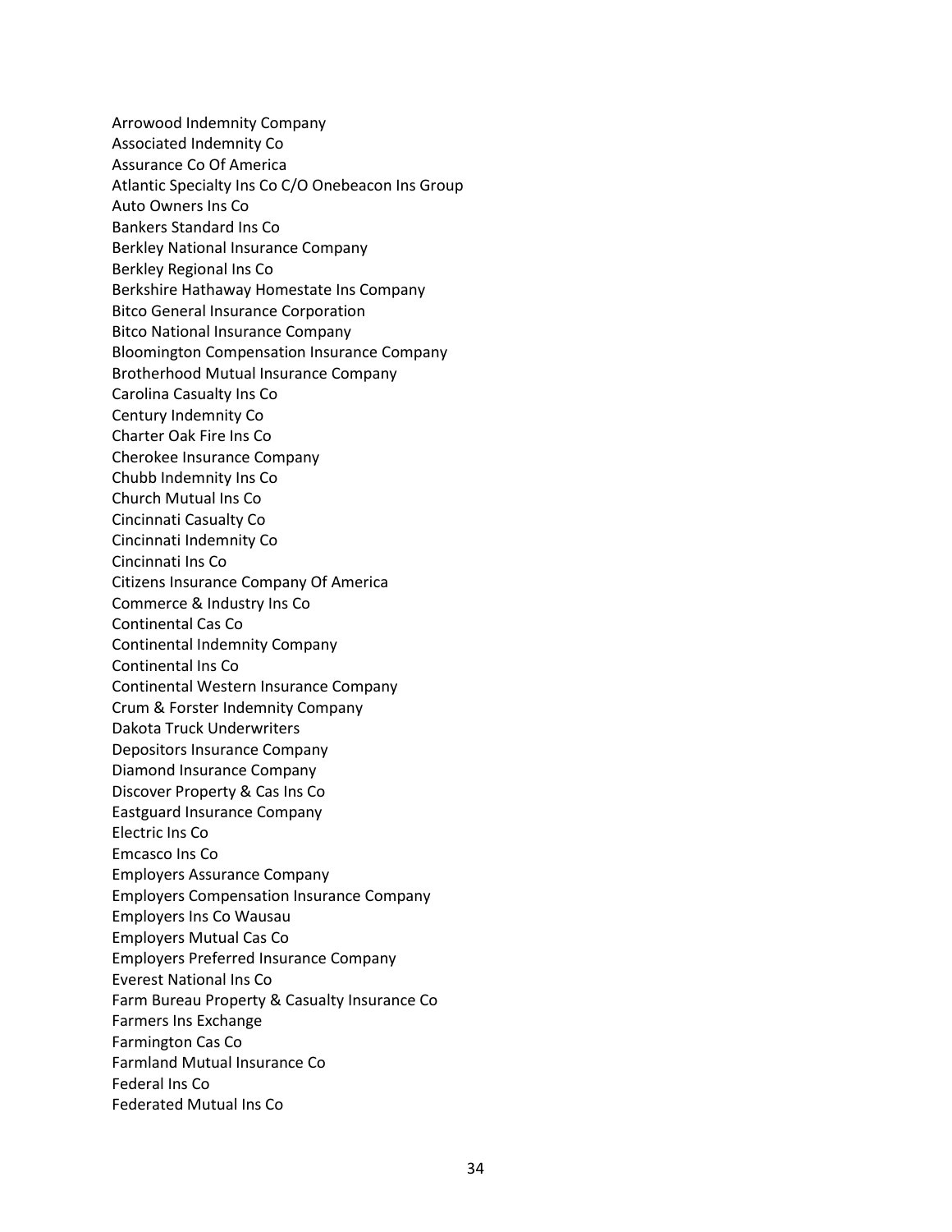Arrowood Indemnity Company
Associated Indemnity Co
Assurance Co Of America
Atlantic Specialty Ins Co C/O Onebeacon Ins Group
Auto Owners Ins Co
Bankers Standard Ins Co
Berkley National Insurance Company
Berkley Regional Ins Co
Berkshire Hathaway Homestate Ins Company
Bitco General Insurance Corporation
Bitco National Insurance Company
Bloomington Compensation Insurance Company
Brotherhood Mutual Insurance Company
Carolina Casualty Ins Co
Century Indemnity Co
Charter Oak Fire Ins Co
Cherokee Insurance Company
Chubb Indemnity Ins Co
Church Mutual Ins Co
Cincinnati Casualty Co
Cincinnati Indemnity Co
Cincinnati Ins Co
Citizens Insurance Company Of America
Commerce & Industry Ins Co
Continental Cas Co
Continental Indemnity Company
Continental Ins Co
Continental Western Insurance Company
Crum & Forster Indemnity Company
Dakota Truck Underwriters
Depositors Insurance Company
Diamond Insurance Company
Discover Property & Cas Ins Co
Eastguard Insurance Company
Electric Ins Co
Emcasco Ins Co
Employers Assurance Company
Employers Compensation Insurance Company
Employers Ins Co Wausau
Employers Mutual Cas Co
Employers Preferred Insurance Company
Everest National Ins Co
Farm Bureau Property & Casualty Insurance Co
Farmers Ins Exchange
Farmington Cas Co
Farmland Mutual Insurance Co
Federal Ins Co
Federated Mutual Ins Co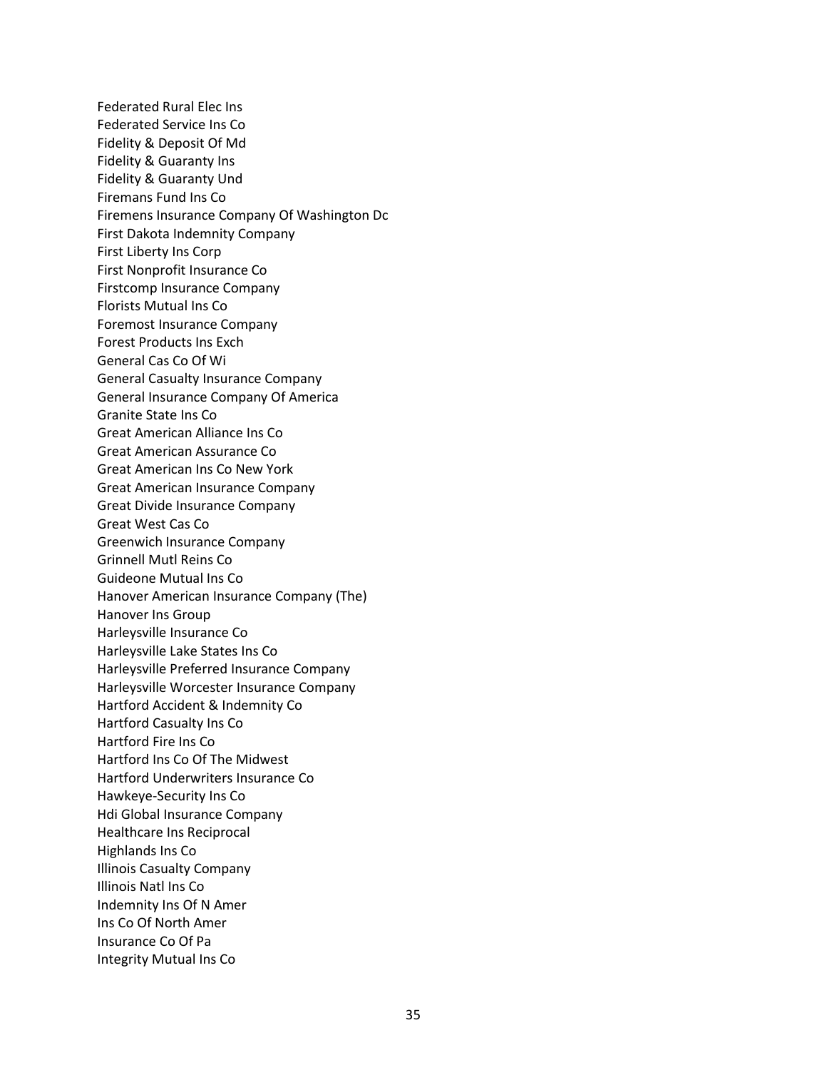Federated Rural Elec Ins
Federated Service Ins Co
Fidelity & Deposit Of Md
Fidelity & Guaranty Ins
Fidelity & Guaranty Und
Firemans Fund Ins Co
Firemens Insurance Company Of Washington Dc
First Dakota Indemnity Company
First Liberty Ins Corp
First Nonprofit Insurance Co
Firstcomp Insurance Company
Florists Mutual Ins Co
Foremost Insurance Company
Forest Products Ins Exch
General Cas Co Of Wi
General Casualty Insurance Company
General Insurance Company Of America
Granite State Ins Co
Great American Alliance Ins Co
Great American Assurance Co
Great American Ins Co New York
Great American Insurance Company
Great Divide Insurance Company
Great West Cas Co
Greenwich Insurance Company
Grinnell Mutl Reins Co
Guideone Mutual Ins Co
Hanover American Insurance Company (The)
Hanover Ins Group
Harleysville Insurance Co
Harleysville Lake States Ins Co
Harleysville Preferred Insurance Company
Harleysville Worcester Insurance Company
Hartford Accident & Indemnity Co
Hartford Casualty Ins Co
Hartford Fire Ins Co
Hartford Ins Co Of The Midwest
Hartford Underwriters Insurance Co
Hawkeye-Security Ins Co
Hdi Global Insurance Company
Healthcare Ins Reciprocal
Highlands Ins Co
Illinois Casualty Company
Illinois Natl Ins Co
Indemnity Ins Of N Amer
Ins Co Of North Amer
Insurance Co Of Pa
Integrity Mutual Ins Co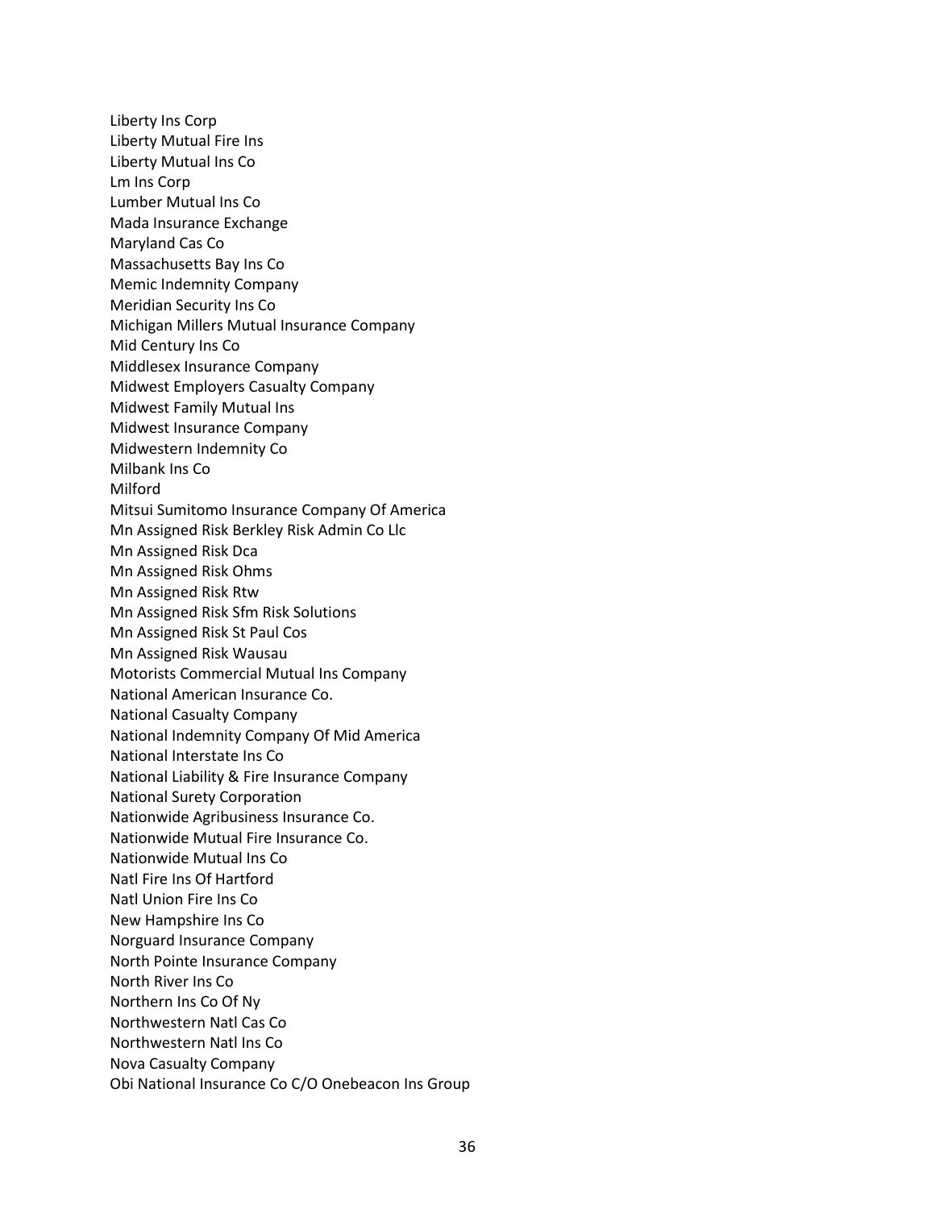Liberty Ins Corp
Liberty Mutual Fire Ins
Liberty Mutual Ins Co
Lm Ins Corp
Lumber Mutual Ins Co
Mada Insurance Exchange
Maryland Cas Co
Massachusetts Bay Ins Co
Memic Indemnity Company
Meridian Security Ins Co
Michigan Millers Mutual Insurance Company
Mid Century Ins Co
Middlesex Insurance Company
Midwest Employers Casualty Company
Midwest Family Mutual Ins
Midwest Insurance Company
Midwestern Indemnity Co
Milbank Ins Co
Milford
Mitsui Sumitomo Insurance Company Of America
Mn Assigned Risk Berkley Risk Admin Co Llc
Mn Assigned Risk Dca
Mn Assigned Risk Ohms
Mn Assigned Risk Rtw
Mn Assigned Risk Sfm Risk Solutions
Mn Assigned Risk St Paul Cos
Mn Assigned Risk Wausau
Motorists Commercial Mutual Ins Company
National American Insurance Co.
National Casualty Company
National Indemnity Company Of Mid America
National Interstate Ins Co
National Liability & Fire Insurance Company
National Surety Corporation
Nationwide Agribusiness Insurance Co.
Nationwide Mutual Fire Insurance Co.
Nationwide Mutual Ins Co
Natl Fire Ins Of Hartford
Natl Union Fire Ins Co
New Hampshire Ins Co
Norguard Insurance Company
North Pointe Insurance Company
North River Ins Co
Northern Ins Co Of Ny
Northwestern Natl Cas Co
Northwestern Natl Ins Co
Nova Casualty Company
Obi National Insurance Co C/O Onebeacon Ins Group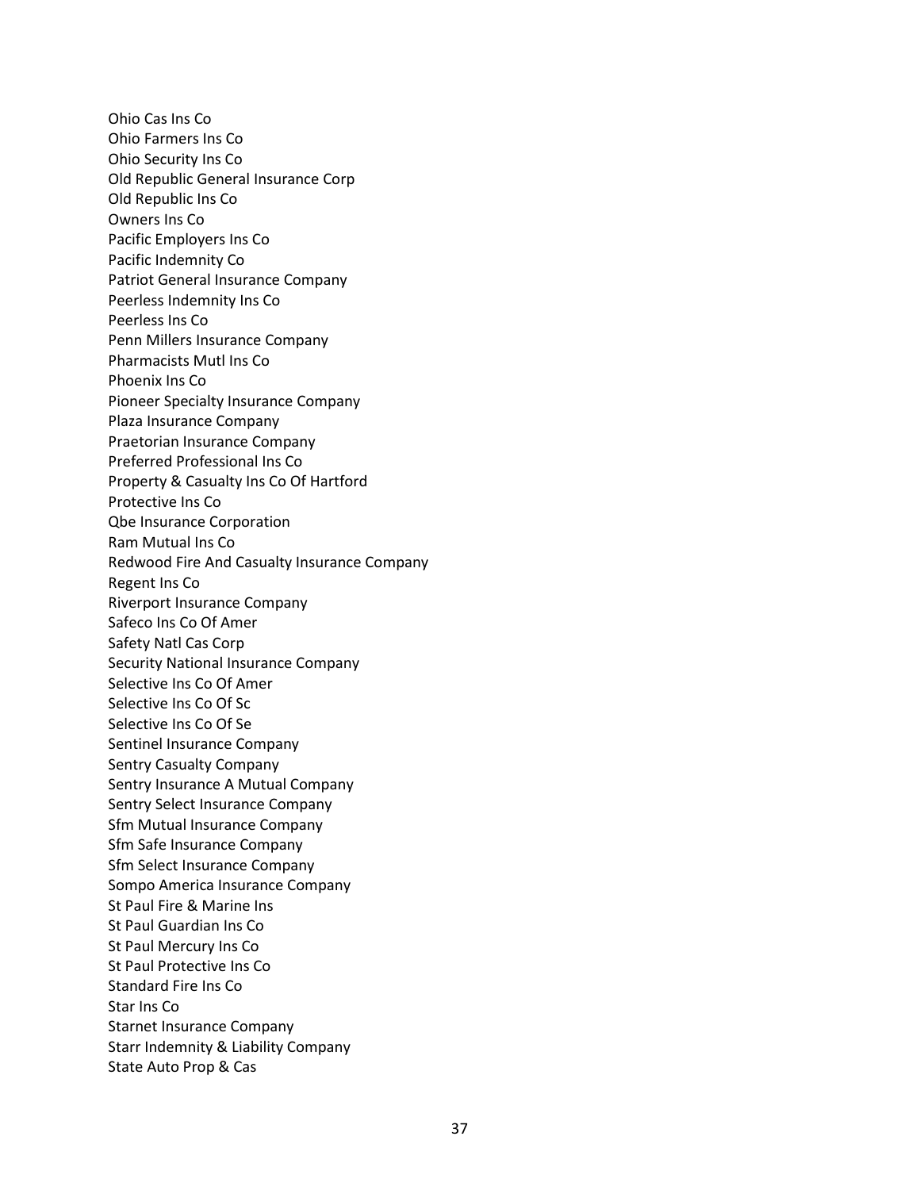Ohio Cas Ins Co
Ohio Farmers Ins Co
Ohio Security Ins Co
Old Republic General Insurance Corp
Old Republic Ins Co
Owners Ins Co
Pacific Employers Ins Co
Pacific Indemnity Co
Patriot General Insurance Company
Peerless Indemnity Ins Co
Peerless Ins Co
Penn Millers Insurance Company
Pharmacists Mutl Ins Co
Phoenix Ins Co
Pioneer Specialty Insurance Company
Plaza Insurance Company
Praetorian Insurance Company
Preferred Professional Ins Co
Property & Casualty Ins Co Of Hartford
Protective Ins Co
Qbe Insurance Corporation
Ram Mutual Ins Co
Redwood Fire And Casualty Insurance Company
Regent Ins Co
Riverport Insurance Company
Safeco Ins Co Of Amer
Safety Natl Cas Corp
Security National Insurance Company
Selective Ins Co Of Amer
Selective Ins Co Of Sc
Selective Ins Co Of Se
Sentinel Insurance Company
Sentry Casualty Company
Sentry Insurance A Mutual Company
Sentry Select Insurance Company
Sfm Mutual Insurance Company
Sfm Safe Insurance Company
Sfm Select Insurance Company
Sompo America Insurance Company
St Paul Fire & Marine Ins
St Paul Guardian Ins Co
St Paul Mercury Ins Co
St Paul Protective Ins Co
Standard Fire Ins Co
Star Ins Co
Starnet Insurance Company
Starr Indemnity & Liability Company
State Auto Prop & Cas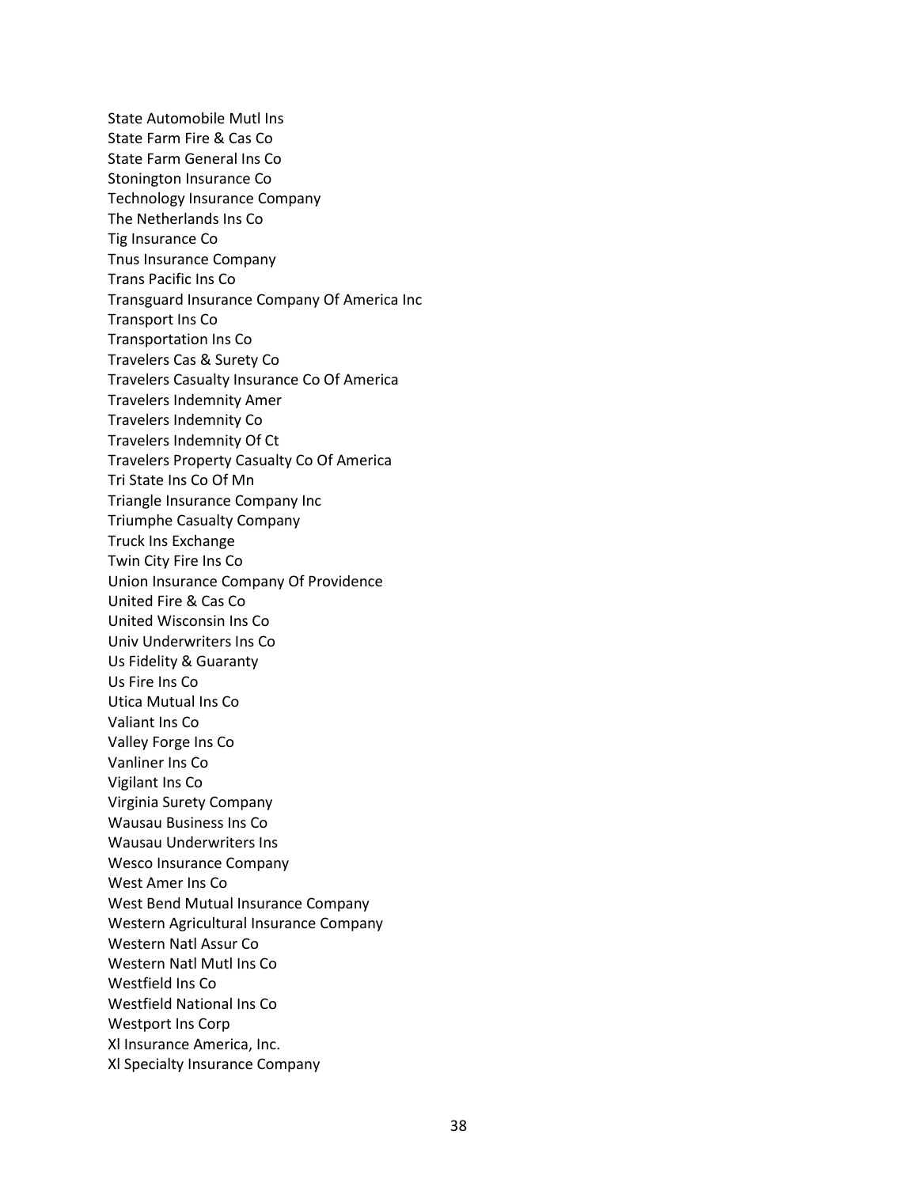State Automobile Mutl Ins
State Farm Fire & Cas Co
State Farm General Ins Co
Stonington Insurance Co
Technology Insurance Company
The Netherlands Ins Co
Tig Insurance Co
Tnus Insurance Company
Trans Pacific Ins Co
Transguard Insurance Company Of America Inc
Transport Ins Co
Transportation Ins Co
Travelers Cas & Surety Co
Travelers Casualty Insurance Co Of America
Travelers Indemnity Amer
Travelers Indemnity Co
Travelers Indemnity Of Ct
Travelers Property Casualty Co Of America
Tri State Ins Co Of Mn
Triangle Insurance Company Inc
Triumphe Casualty Company
Truck Ins Exchange
Twin City Fire Ins Co
Union Insurance Company Of Providence
United Fire & Cas Co
United Wisconsin Ins Co
Univ Underwriters Ins Co
Us Fidelity & Guaranty
Us Fire Ins Co
Utica Mutual Ins Co
Valiant Ins Co
Valley Forge Ins Co
Vanliner Ins Co
Vigilant Ins Co
Virginia Surety Company
Wausau Business Ins Co
Wausau Underwriters Ins
Wesco Insurance Company
West Amer Ins Co
West Bend Mutual Insurance Company
Western Agricultural Insurance Company
Western Natl Assur Co
Western Natl Mutl Ins Co
Westfield Ins Co
Westfield National Ins Co
Westport Ins Corp
Xl Insurance America, Inc.
Xl Specialty Insurance Company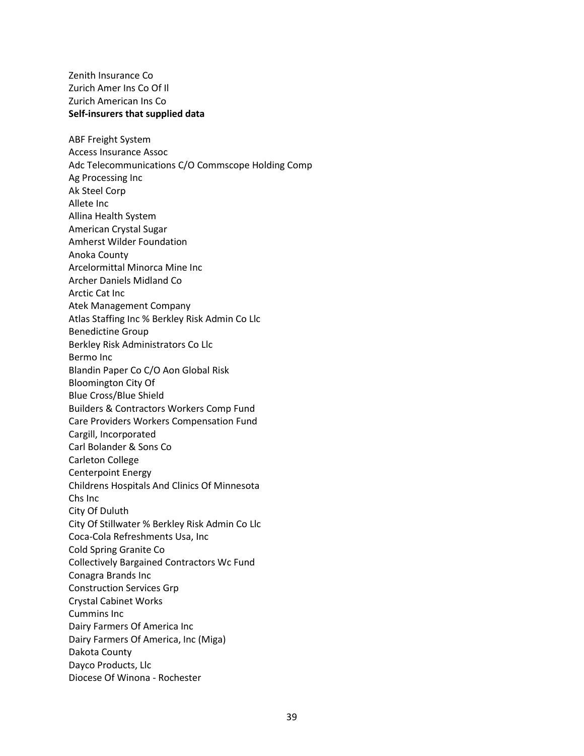Zenith Insurance Co
Zurich Amer Ins Co Of Il
Zurich American Ins Co

**Self-insurers that supplied data**

ABF Freight System
Access Insurance Assoc
Adc Telecommunications C/O Commscope Holding Comp
Ag Processing Inc
Ak Steel Corp
Allete Inc
Allina Health System
American Crystal Sugar
Amherst Wilder Foundation
Anoka County
Arcelormittal Minorca Mine Inc
Archer Daniels Midland Co
Arctic Cat Inc
Atek Management Company
Atlas Staffing Inc % Berkley Risk Admin Co Llc
Benedictine Group
Berkley Risk Administrators Co Llc
Bermo Inc
Blandin Paper Co C/O Aon Global Risk
Bloomington City Of
Blue Cross/Blue Shield
Builders & Contractors Workers Comp Fund
Care Providers Workers Compensation Fund
Cargill, Incorporated
Carl Bolander & Sons Co
Carleton College
Centerpoint Energy
Childrens Hospitals And Clinics Of Minnesota
Chs Inc
City Of Duluth
City Of Stillwater % Berkley Risk Admin Co Llc
Coca-Cola Refreshments Usa, Inc
Cold Spring Granite Co
Collectively Bargained Contractors Wc Fund
Conagra Brands Inc
Construction Services Grp
Crystal Cabinet Works
Cummins Inc
Dairy Farmers Of America Inc
Dairy Farmers Of America, Inc (Miga)
Dakota County
Dayco Products, Llc
Diocese Of Winona - Rochester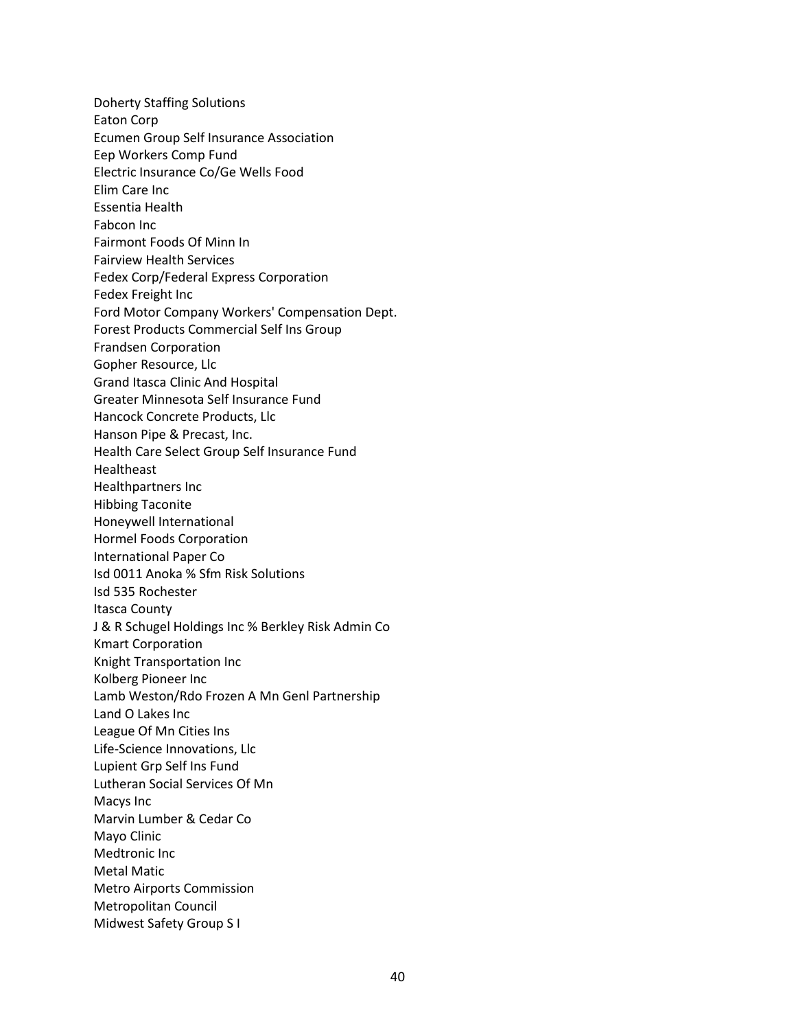Doherty Staffing Solutions
Eaton Corp
Ecumen Group Self Insurance Association
Eep Workers Comp Fund
Electric Insurance Co/Ge Wells Food
Elim Care Inc
Essentia Health
Fabcon Inc
Fairmont Foods Of Minn In
Fairview Health Services
Fedex Corp/Federal Express Corporation
Fedex Freight Inc
Ford Motor Company Workers' Compensation Dept.
Forest Products Commercial Self Ins Group
Frandsen Corporation
Gopher Resource, Llc
Grand Itasca Clinic And Hospital
Greater Minnesota Self Insurance Fund
Hancock Concrete Products, Llc
Hanson Pipe & Precast, Inc.
Health Care Select Group Self Insurance Fund
Healtheast
Healthpartners Inc
Hibbing Taconite
Honeywell International
Hormel Foods Corporation
International Paper Co
Isd 0011 Anoka % Sfm Risk Solutions
Isd 535 Rochester
Itasca County
J & R Schugel Holdings Inc % Berkley Risk Admin Co
Kmart Corporation
Knight Transportation Inc
Kolberg Pioneer Inc
Lamb Weston/Rdo Frozen A Mn Genl Partnership
Land O Lakes Inc
League Of Mn Cities Ins
Life-Science Innovations, Llc
Lupient Grp Self Ins Fund
Lutheran Social Services Of Mn
Macys Inc
Marvin Lumber & Cedar Co
Mayo Clinic
Medtronic Inc
Metal Matic
Metro Airports Commission
Metropolitan Council
Midwest Safety Group S I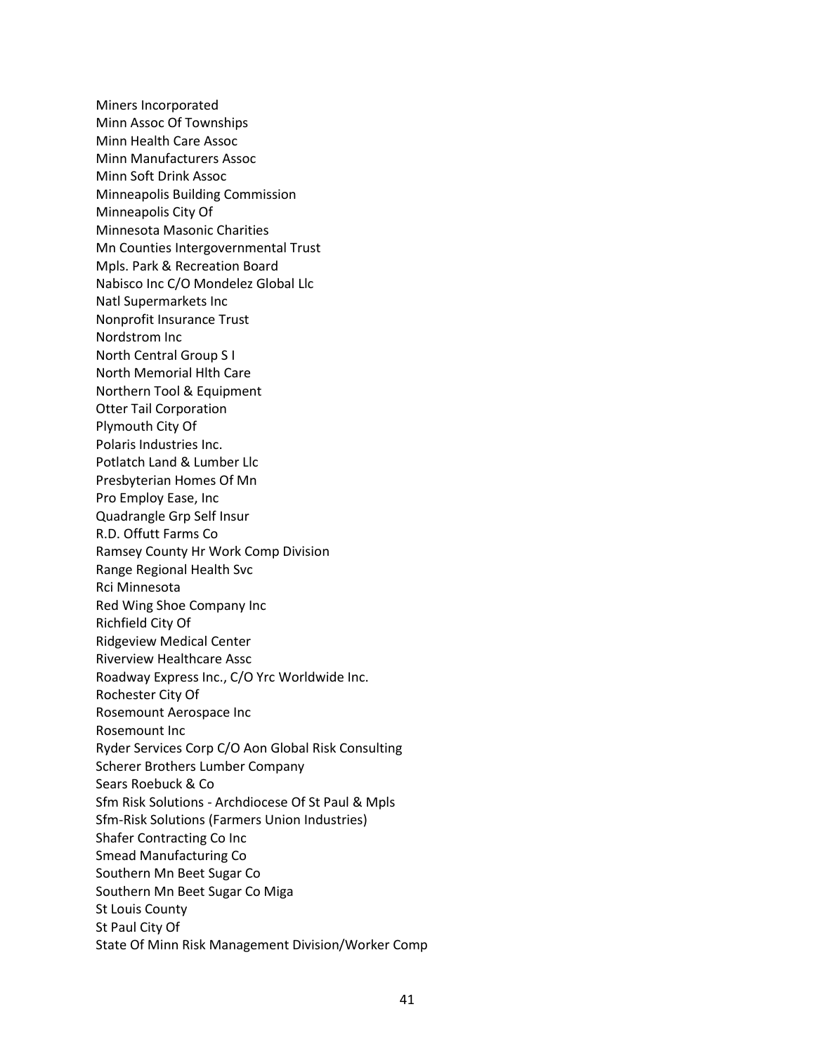Miners Incorporated
Minn Assoc Of Townships
Minn Health Care Assoc
Minn Manufacturers Assoc
Minn Soft Drink Assoc
Minneapolis Building Commission
Minneapolis City Of
Minnesota Masonic Charities
Mn Counties Intergovernmental Trust
Mpls. Park & Recreation Board
Nabisco Inc C/O Mondelez Global Llc
Natl Supermarkets Inc
Nonprofit Insurance Trust
Nordstrom Inc
North Central Group S I
North Memorial Hlth Care
Northern Tool & Equipment
Otter Tail Corporation
Plymouth City Of
Polaris Industries Inc.
Potlatch Land & Lumber Llc
Presbyterian Homes Of Mn
Pro Employ Ease, Inc
Quadrangle Grp Self Insur
R.D. Offutt Farms Co
Ramsey County Hr Work Comp Division
Range Regional Health Svc
Rci Minnesota
Red Wing Shoe Company Inc
Richfield City Of
Ridgeview Medical Center
Riverview Healthcare Assc
Roadway Express Inc., C/O Yrc Worldwide Inc.
Rochester City Of
Rosemount Aerospace Inc
Rosemount Inc
Ryder Services Corp C/O Aon Global Risk Consulting
Scherer Brothers Lumber Company
Sears Roebuck & Co
Sfm Risk Solutions - Archdiocese Of St Paul & Mpls
Sfm-Risk Solutions (Farmers Union Industries)
Shafer Contracting Co Inc
Smead Manufacturing Co
Southern Mn Beet Sugar Co
Southern Mn Beet Sugar Co Miga
St Louis County
St Paul City Of
State Of Minn Risk Management Division/Worker Comp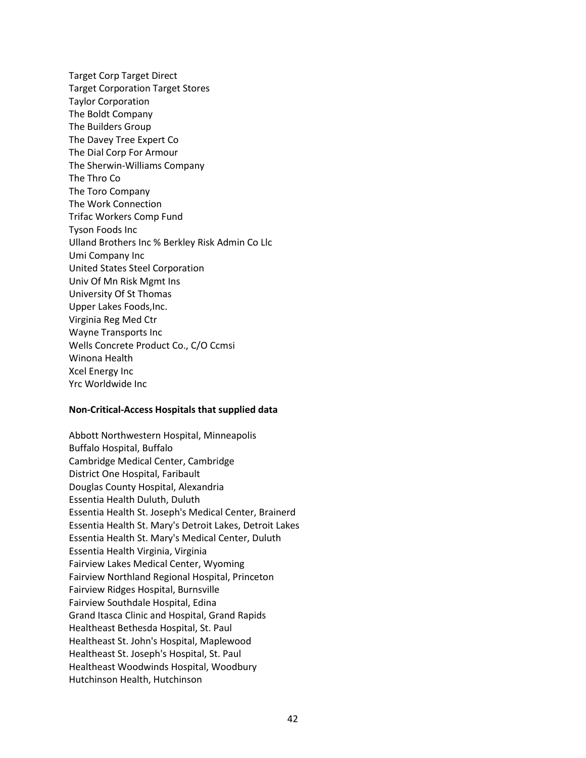Target Corp Target Direct
Target Corporation Target Stores
Taylor Corporation
The Boldt Company
The Builders Group
The Davey Tree Expert Co
The Dial Corp For Armour
The Sherwin-Williams Company
The Thro Co
The Toro Company
The Work Connection
Trifac Workers Comp Fund
Tyson Foods Inc
Ulland Brothers Inc % Berkley Risk Admin Co Llc
Umi Company Inc
United States Steel Corporation
Univ Of Mn Risk Mgmt Ins
University Of St Thomas
Upper Lakes Foods,Inc.
Virginia Reg Med Ctr
Wayne Transports Inc
Wells Concrete Product Co., C/O Ccmsi
Winona Health
Xcel Energy Inc
Yrc Worldwide Inc

**Non-Critical-Access Hospitals that supplied data**

Abbott Northwestern Hospital, Minneapolis
Buffalo Hospital, Buffalo
Cambridge Medical Center, Cambridge
District One Hospital, Faribault
Douglas County Hospital, Alexandria
Essentia Health Duluth, Duluth
Essentia Health St. Joseph's Medical Center, Brainerd
Essentia Health St. Mary's Detroit Lakes, Detroit Lakes
Essentia Health St. Mary's Medical Center, Duluth
Essentia Health Virginia, Virginia
Fairview Lakes Medical Center, Wyoming
Fairview Northland Regional Hospital, Princeton
Fairview Ridges Hospital, Burnsville
Fairview Southdale Hospital, Edina
Grand Itasca Clinic and Hospital, Grand Rapids
Healtheast Bethesda Hospital, St. Paul
Healtheast St. John's Hospital, Maplewood
Healtheast St. Joseph's Hospital, St. Paul
Healtheast Woodwinds Hospital, Woodbury
Hutchinson Health, Hutchinson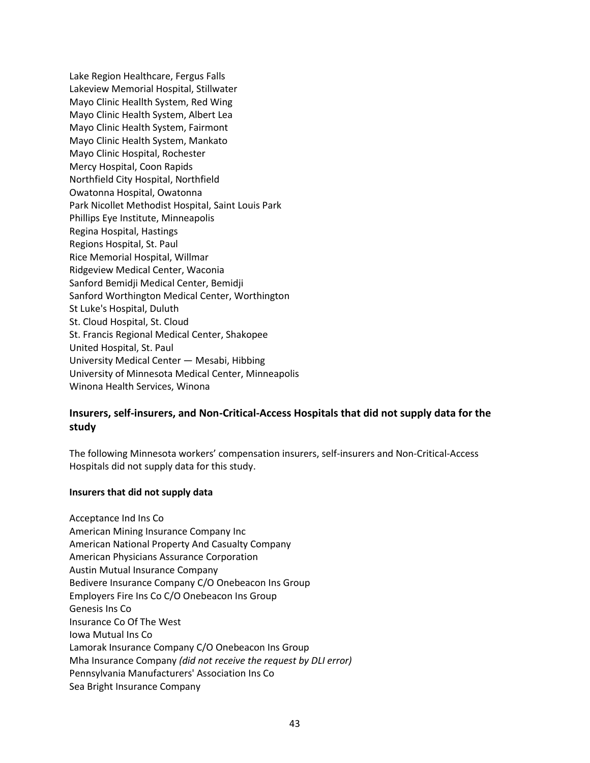Lake Region Healthcare, Fergus Falls
Lakeview Memorial Hospital, Stillwater
Mayo Clinic Heallth System, Red Wing
Mayo Clinic Health System, Albert Lea
Mayo Clinic Health System, Fairmont
Mayo Clinic Health System, Mankato
Mayo Clinic Hospital, Rochester
Mercy Hospital, Coon Rapids
Northfield City Hospital, Northfield
Owatonna Hospital, Owatonna
Park Nicollet Methodist Hospital, Saint Louis Park
Phillips Eye Institute, Minneapolis
Regina Hospital, Hastings
Regions Hospital, St. Paul
Rice Memorial Hospital, Willmar
Ridgeview Medical Center, Waconia
Sanford Bemidji Medical Center, Bemidji
Sanford Worthington Medical Center, Worthington
St Luke's Hospital, Duluth
St. Cloud Hospital, St. Cloud
St. Francis Regional Medical Center, Shakopee
United Hospital, St. Paul
University Medical Center — Mesabi, Hibbing
University of Minnesota Medical Center, Minneapolis
Winona Health Services, Winona

## Insurers, self-insurers, and Non-Critical-Access Hospitals that did not supply data for the study

The following Minnesota workers' compensation insurers, self-insurers and Non-Critical-Access Hospitals did not supply data for this study.

#### Insurers that did not supply data

Acceptance Ind Ins Co
American Mining Insurance Company Inc
American National Property And Casualty Company
American Physicians Assurance Corporation
Austin Mutual Insurance Company
Bedivere Insurance Company C/O Onebeacon Ins Group
Employers Fire Ins Co C/O Onebeacon Ins Group
Genesis Ins Co
Insurance Co Of The West
Iowa Mutual Ins Co
Lamorak Insurance Company C/O Onebeacon Ins Group
Mha Insurance Company *(did not receive the request by DLI error)*
Pennsylvania Manufacturers' Association Ins Co
Sea Bright Insurance Company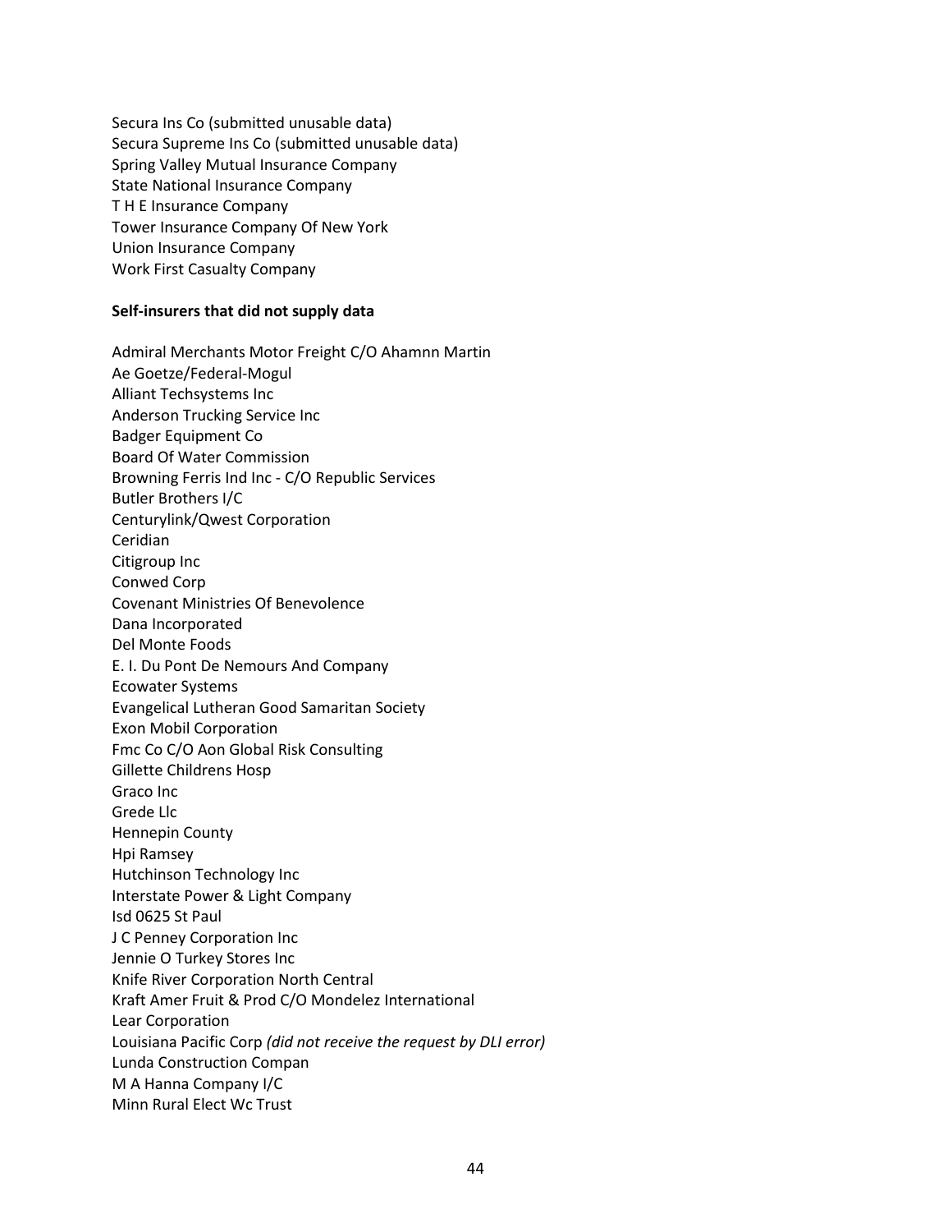Secura Ins Co (submitted unusable data)
Secura Supreme Ins Co (submitted unusable data)
Spring Valley Mutual Insurance Company
State National Insurance Company
T H E Insurance Company
Tower Insurance Company Of New York
Union Insurance Company
Work First Casualty Company

**Self-insurers that did not supply data**

Admiral Merchants Motor Freight C/O Ahamnn Martin
Ae Goetze/Federal-Mogul
Alliant Techsystems Inc
Anderson Trucking Service Inc
Badger Equipment Co
Board Of Water Commission
Browning Ferris Ind Inc - C/O Republic Services
Butler Brothers I/C
Centurylink/Qwest Corporation
Ceridian
Citigroup Inc
Conwed Corp
Covenant Ministries Of Benevolence
Dana Incorporated
Del Monte Foods
E. I. Du Pont De Nemours And Company
Ecowater Systems
Evangelical Lutheran Good Samaritan Society
Exon Mobil Corporation
Fmc Co C/O Aon Global Risk Consulting
Gillette Childrens Hosp
Graco Inc
Grede Llc
Hennepin County
Hpi Ramsey
Hutchinson Technology Inc
Interstate Power & Light Company
Isd 0625 St Paul
J C Penney Corporation Inc
Jennie O Turkey Stores Inc
Knife River Corporation North Central
Kraft Amer Fruit & Prod C/O Mondelez International
Lear Corporation
Louisiana Pacific Corp *(did not receive the request by DLI error)*
Lunda Construction Compan
M A Hanna Company I/C
Minn Rural Elect Wc Trust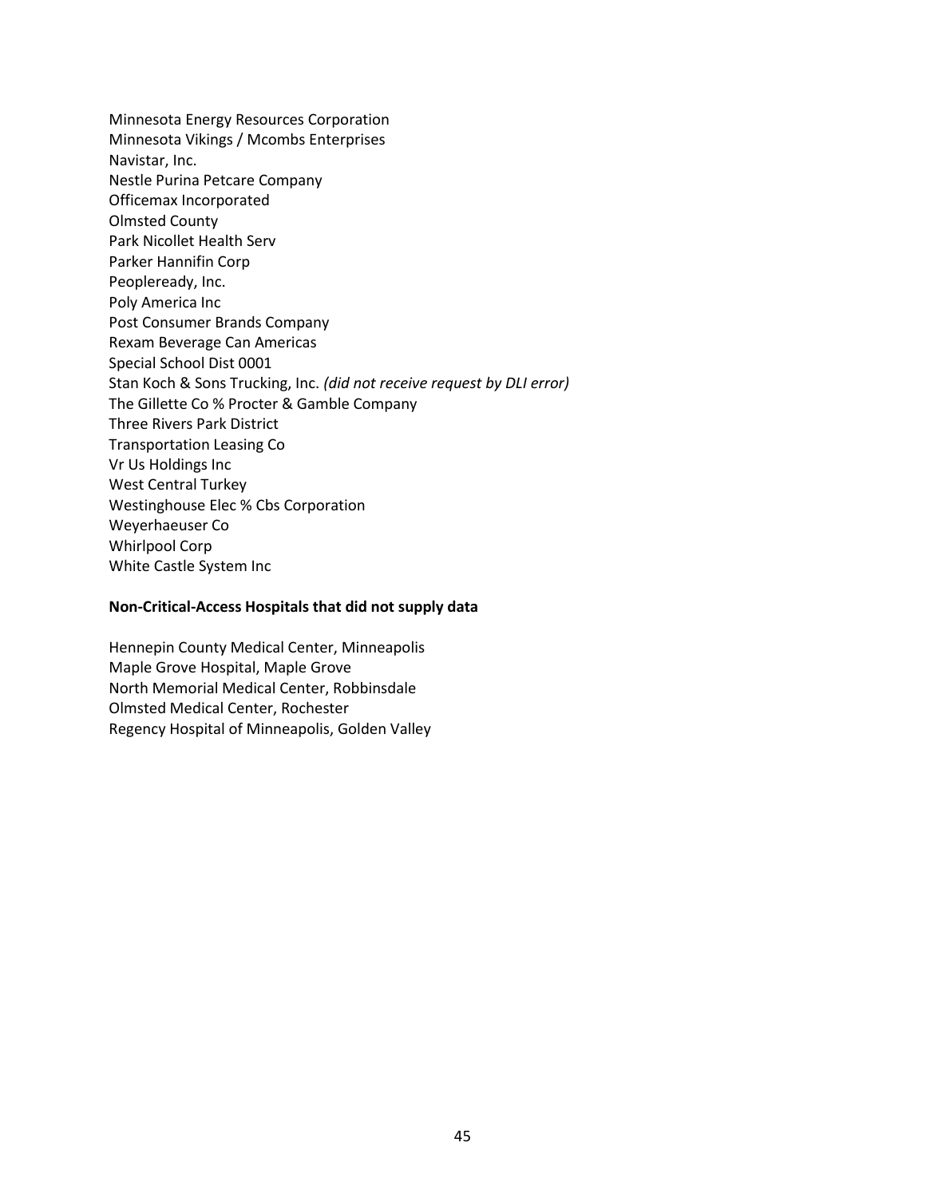Minnesota Energy Resources Corporation
Minnesota Vikings / Mcombs Enterprises
Navistar, Inc.
Nestle Purina Petcare Company
Officemax Incorporated
Olmsted County
Park Nicollet Health Serv
Parker Hannifin Corp
Peopleready, Inc.
Poly America Inc
Post Consumer Brands Company
Rexam Beverage Can Americas
Special School Dist 0001
Stan Koch & Sons Trucking, Inc. *(did not receive request by DLI error)*
The Gillette Co % Procter & Gamble Company
Three Rivers Park District
Transportation Leasing Co
Vr Us Holdings Inc
West Central Turkey
Westinghouse Elec % Cbs Corporation
Weyerhaeuser Co
Whirlpool Corp
White Castle System Inc

**Non-Critical-Access Hospitals that did not supply data**

Hennepin County Medical Center, Minneapolis
Maple Grove Hospital, Maple Grove
North Memorial Medical Center, Robbinsdale
Olmsted Medical Center, Rochester
Regency Hospital of Minneapolis, Golden Valley